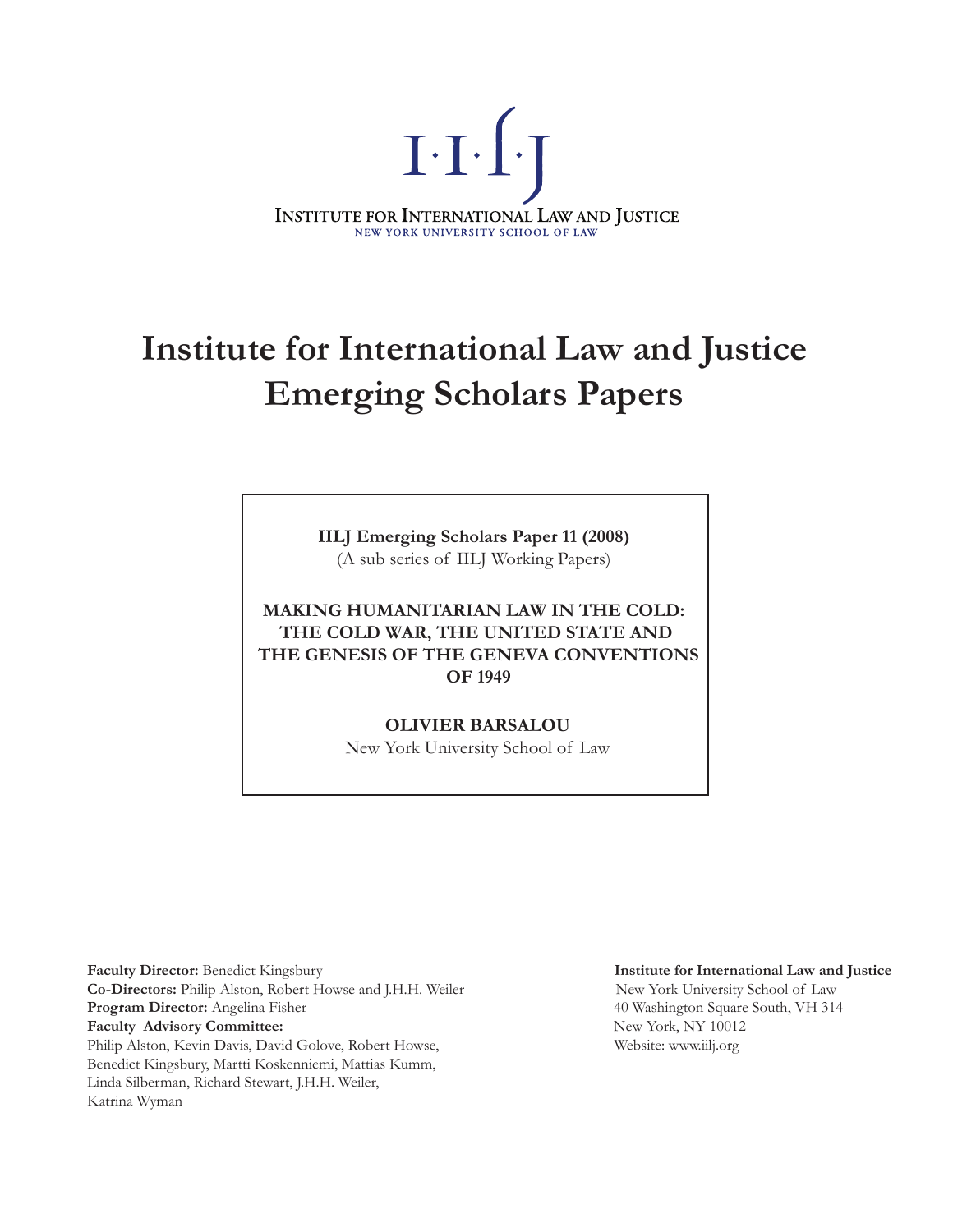I·I·L·J

INSTITUTE FOR INTERNATIONAL LAW AND JUSTICE
NEW YORK UNIVERSITY SCHOOL OF LAW

# Institute for International Law and Justice Emerging Scholars Papers

**IILJ Emerging Scholars Paper 11 (2008)**
(A sub series of IILJ Working Papers)

**MAKING HUMANITARIAN LAW IN THE COLD: THE COLD WAR, THE UNITED STATE AND THE GENESIS OF THE GENEVA CONVENTIONS OF 1949**

**OLIVIER BARSALOU**
New York University School of Law

**Faculty Director:** Benedict Kingsbury
**Co-Directors:** Philip Alston, Robert Howse and J.H.H. Weiler
**Program Director:** Angelina Fisher
**Faculty Advisory Committee:**
Philip Alston, Kevin Davis, David Golove, Robert Howse, Benedict Kingsbury, Martti Koskenniemi, Mattias Kumm, Linda Silberman, Richard Stewart, J.H.H. Weiler, Katrina Wyman

**Institute for International Law and Justice**
New York University School of Law
40 Washington Square South, VH 314
New York, NY 10012
Website: www.iilj.org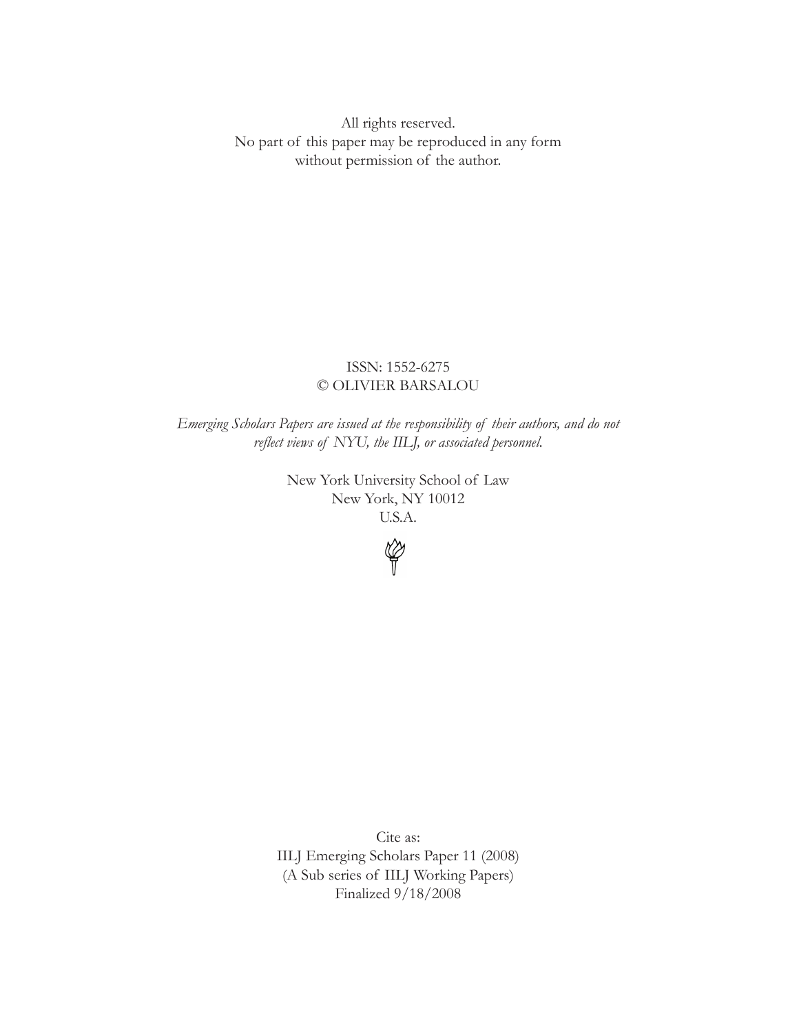All rights reserved.
No part of this paper may be reproduced in any form
without permission of the author.

ISSN: 1552-6275
© OLIVIER BARSALOU

*Emerging Scholars Papers are issued at the responsibility of their authors, and do not reflect views of NYU, the IILJ, or associated personnel.*

New York University School of Law
New York, NY 10012
U.S.A.

Cite as:
IILJ Emerging Scholars Paper 11 (2008)
(A Sub series of IILJ Working Papers)
Finalized 9/18/2008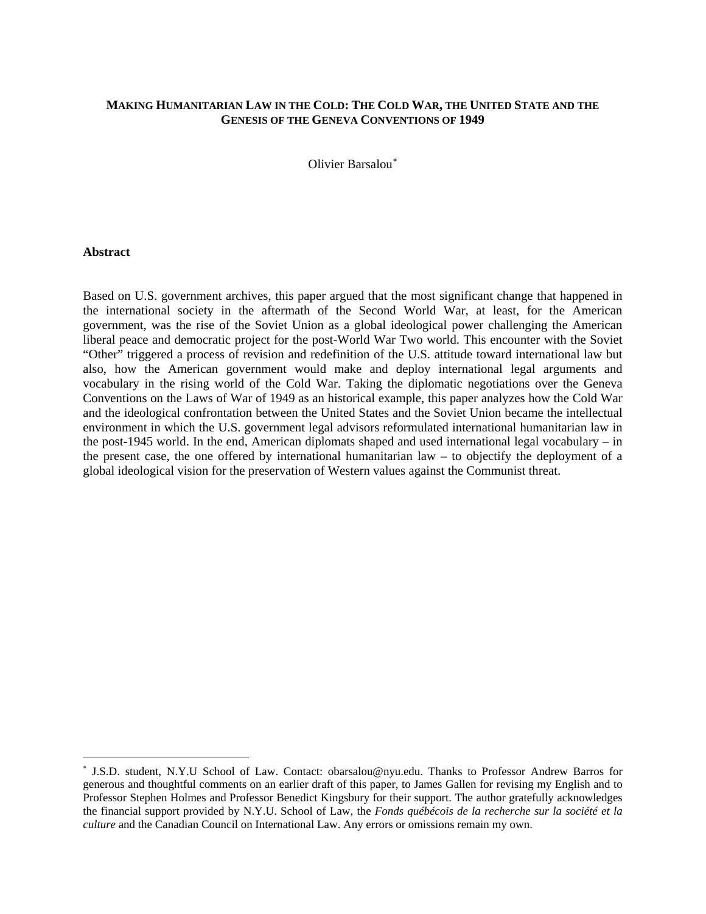**MAKING HUMANITARIAN LAW IN THE COLD: THE COLD WAR, THE UNITED STATE AND THE GENESIS OF THE GENEVA CONVENTIONS OF 1949**

Olivier Barsalou[*]

**Abstract**

Based on U.S. government archives, this paper argued that the most significant change that happened in the international society in the aftermath of the Second World War, at least, for the American government, was the rise of the Soviet Union as a global ideological power challenging the American liberal peace and democratic project for the post-World War Two world. This encounter with the Soviet "Other" triggered a process of revision and redefinition of the U.S. attitude toward international law but also, how the American government would make and deploy international legal arguments and vocabulary in the rising world of the Cold War. Taking the diplomatic negotiations over the Geneva Conventions on the Laws of War of 1949 as an historical example, this paper analyzes how the Cold War and the ideological confrontation between the United States and the Soviet Union became the intellectual environment in which the U.S. government legal advisors reformulated international humanitarian law in the post-1945 world. In the end, American diplomats shaped and used international legal vocabulary – in the present case, the one offered by international humanitarian law – to objectify the deployment of a global ideological vision for the preservation of Western values against the Communist threat.

[*] J.S.D. student, N.Y.U School of Law. Contact: obarsalou@nyu.edu. Thanks to Professor Andrew Barros for generous and thoughtful comments on an earlier draft of this paper, to James Gallen for revising my English and to Professor Stephen Holmes and Professor Benedict Kingsbury for their support. The author gratefully acknowledges the financial support provided by N.Y.U. School of Law, the *Fonds québécois de la recherche sur la société et la culture* and the Canadian Council on International Law. Any errors or omissions remain my own.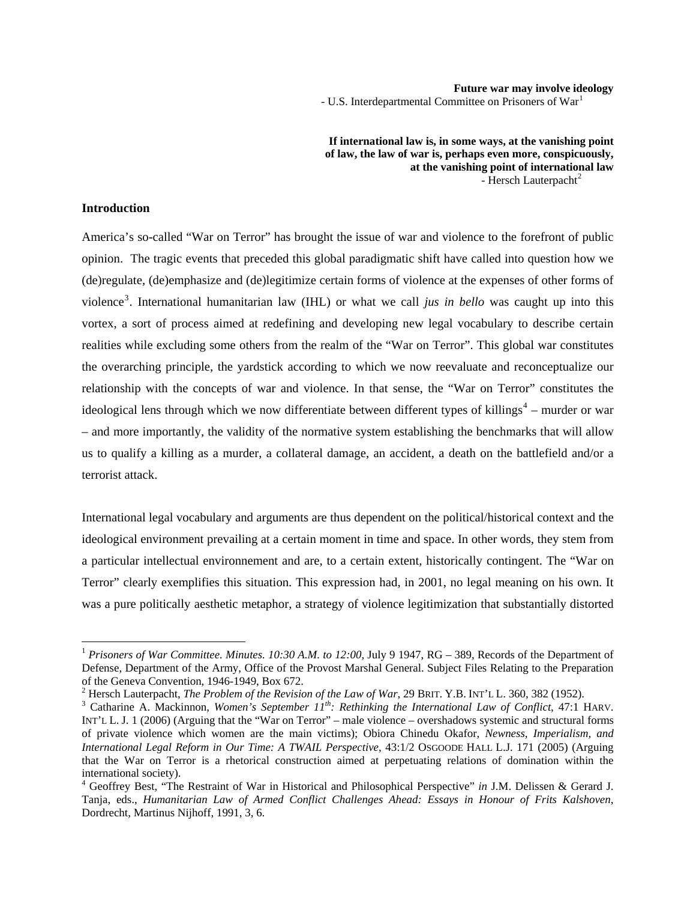**Future war may involve ideology**
- U.S. Interdepartmental Committee on Prisoners of War[1]

**If international law is, in some ways, at the vanishing point of law, the law of war is, perhaps even more, conspicuously, at the vanishing point of international law**
- Hersch Lauterpacht[2]

## Introduction

America's so-called "War on Terror" has brought the issue of war and violence to the forefront of public opinion. The tragic events that preceded this global paradigmatic shift have called into question how we (de)regulate, (de)emphasize and (de)legitimize certain forms of violence at the expenses of other forms of violence[3]. International humanitarian law (IHL) or what we call *jus in bello* was caught up into this vortex, a sort of process aimed at redefining and developing new legal vocabulary to describe certain realities while excluding some others from the realm of the "War on Terror". This global war constitutes the overarching principle, the yardstick according to which we now reevaluate and reconceptualize our relationship with the concepts of war and violence. In that sense, the "War on Terror" constitutes the ideological lens through which we now differentiate between different types of killings[4] – murder or war – and more importantly, the validity of the normative system establishing the benchmarks that will allow us to qualify a killing as a murder, a collateral damage, an accident, a death on the battlefield and/or a terrorist attack.

International legal vocabulary and arguments are thus dependent on the political/historical context and the ideological environment prevailing at a certain moment in time and space. In other words, they stem from a particular intellectual environnement and are, to a certain extent, historically contingent. The "War on Terror" clearly exemplifies this situation. This expression had, in 2001, no legal meaning on his own. It was a pure politically aesthetic metaphor, a strategy of violence legitimization that substantially distorted

---

[1] *Prisoners of War Committee. Minutes. 10:30 A.M. to 12:00*, July 9 1947, RG – 389, Records of the Department of Defense, Department of the Army, Office of the Provost Marshal General. Subject Files Relating to the Preparation of the Geneva Convention, 1946-1949, Box 672.

[2] Hersch Lauterpacht, *The Problem of the Revision of the Law of War*, 29 BRIT. Y.B. INT'L L. 360, 382 (1952).

[3] Catharine A. Mackinnon, *Women's September 11th: Rethinking the International Law of Conflict*, 47:1 HARV. INT'L L. J. 1 (2006) (Arguing that the "War on Terror" – male violence – overshadows systemic and structural forms of private violence which women are the main victims); Obiora Chinedu Okafor, *Newness, Imperialism, and International Legal Reform in Our Time: A TWAIL Perspective*, 43:1/2 OSGOODE HALL L.J. 171 (2005) (Arguing that the War on Terror is a rhetorical construction aimed at perpetuating relations of domination within the international society).

[4] Geoffrey Best, "The Restraint of War in Historical and Philosophical Perspective" *in* J.M. Delissen & Gerard J. Tanja, eds., *Humanitarian Law of Armed Conflict Challenges Ahead: Essays in Honour of Frits Kalshoven*, Dordrecht, Martinus Nijhoff, 1991, 3, 6.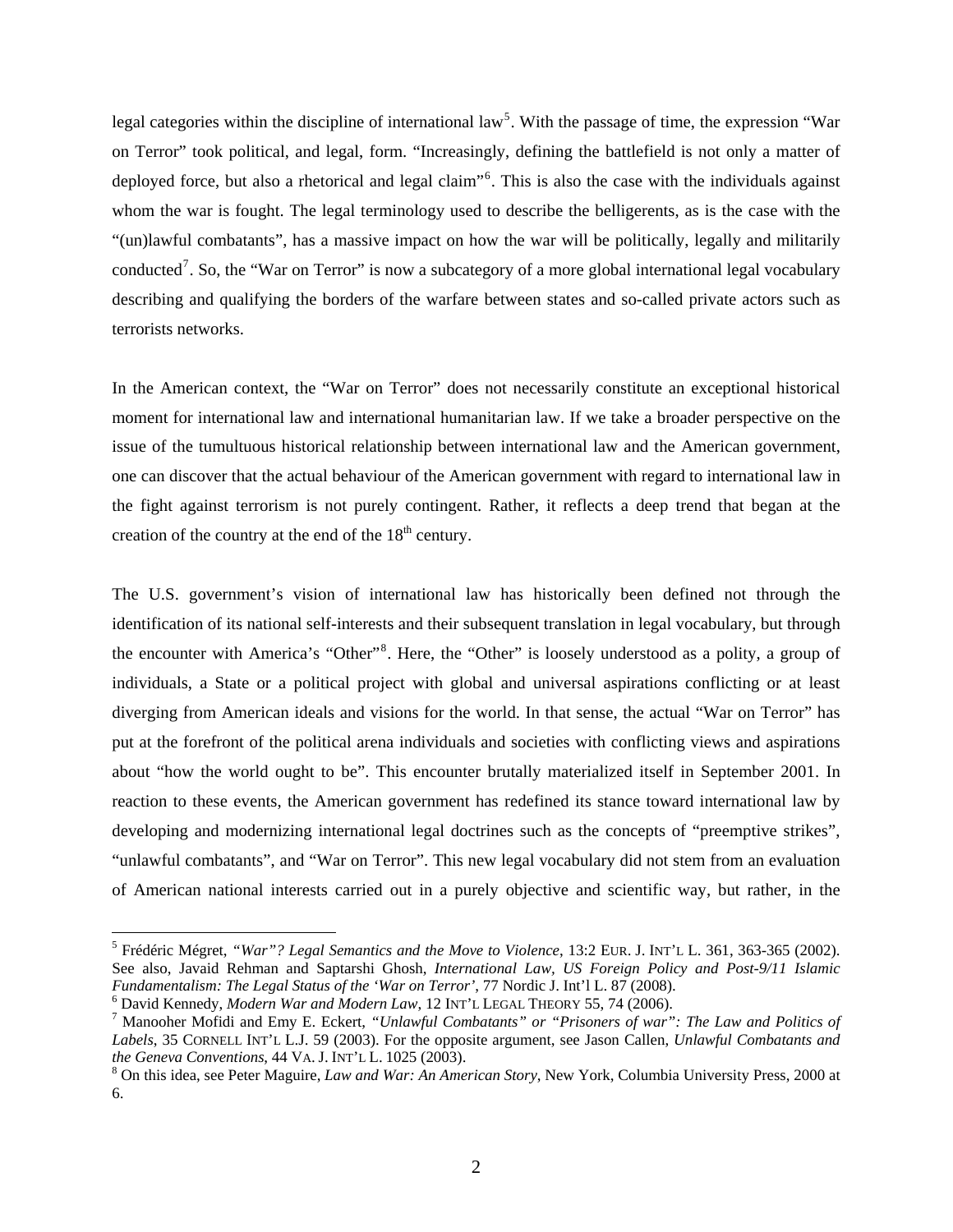legal categories within the discipline of international law[5]. With the passage of time, the expression "War on Terror" took political, and legal, form. "Increasingly, defining the battlefield is not only a matter of deployed force, but also a rhetorical and legal claim"[6]. This is also the case with the individuals against whom the war is fought. The legal terminology used to describe the belligerents, as is the case with the "(un)lawful combatants", has a massive impact on how the war will be politically, legally and militarily conducted[7]. So, the "War on Terror" is now a subcategory of a more global international legal vocabulary describing and qualifying the borders of the warfare between states and so-called private actors such as terrorists networks.

In the American context, the "War on Terror" does not necessarily constitute an exceptional historical moment for international law and international humanitarian law. If we take a broader perspective on the issue of the tumultuous historical relationship between international law and the American government, one can discover that the actual behaviour of the American government with regard to international law in the fight against terrorism is not purely contingent. Rather, it reflects a deep trend that began at the creation of the country at the end of the 18th century.

The U.S. government's vision of international law has historically been defined not through the identification of its national self-interests and their subsequent translation in legal vocabulary, but through the encounter with America's "Other"[8]. Here, the "Other" is loosely understood as a polity, a group of individuals, a State or a political project with global and universal aspirations conflicting or at least diverging from American ideals and visions for the world. In that sense, the actual "War on Terror" has put at the forefront of the political arena individuals and societies with conflicting views and aspirations about "how the world ought to be". This encounter brutally materialized itself in September 2001. In reaction to these events, the American government has redefined its stance toward international law by developing and modernizing international legal doctrines such as the concepts of "preemptive strikes", "unlawful combatants", and "War on Terror". This new legal vocabulary did not stem from an evaluation of American national interests carried out in a purely objective and scientific way, but rather, in the

---

[5] Frédéric Mégret, *"War"? Legal Semantics and the Move to Violence*, 13:2 EUR. J. INT'L L. 361, 363-365 (2002). See also, Javaid Rehman and Saptarshi Ghosh, *International Law, US Foreign Policy and Post-9/11 Islamic Fundamentalism: The Legal Status of the 'War on Terror'*, 77 Nordic J. Int'l L. 87 (2008).

[6] David Kennedy, *Modern War and Modern Law*, 12 INT'L LEGAL THEORY 55, 74 (2006).

[7] Manooher Mofidi and Emy E. Eckert, *"Unlawful Combatants" or "Prisoners of war": The Law and Politics of Labels*, 35 CORNELL INT'L L.J. 59 (2003). For the opposite argument, see Jason Callen, *Unlawful Combatants and the Geneva Conventions*, 44 VA. J. INT'L L. 1025 (2003).

[8] On this idea, see Peter Maguire, *Law and War: An American Story*, New York, Columbia University Press, 2000 at 6.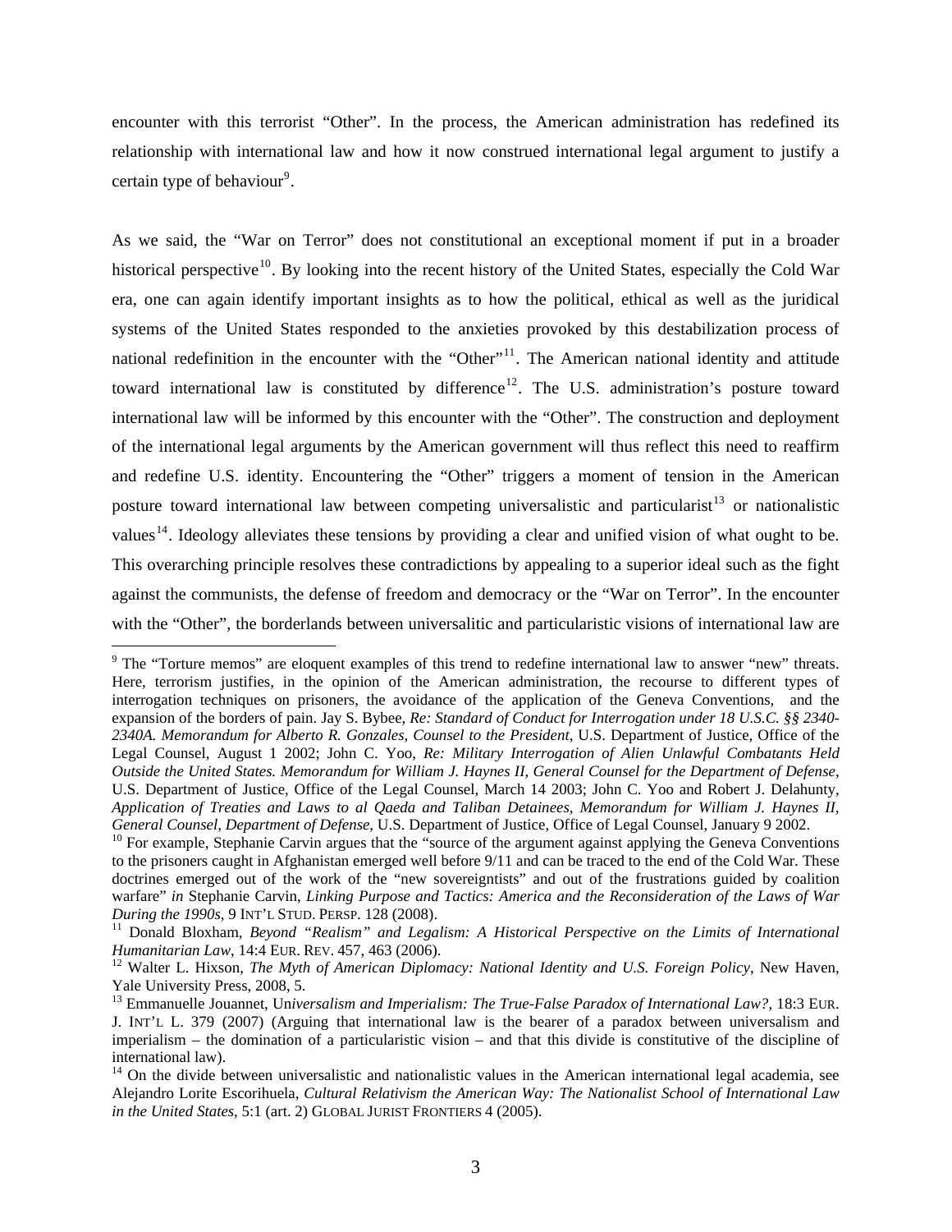encounter with this terrorist "Other". In the process, the American administration has redefined its relationship with international law and how it now construed international legal argument to justify a certain type of behaviour[9].

As we said, the "War on Terror" does not constitutional an exceptional moment if put in a broader historical perspective[10]. By looking into the recent history of the United States, especially the Cold War era, one can again identify important insights as to how the political, ethical as well as the juridical systems of the United States responded to the anxieties provoked by this destabilization process of national redefinition in the encounter with the "Other"[11]. The American national identity and attitude toward international law is constituted by difference[12]. The U.S. administration's posture toward international law will be informed by this encounter with the "Other". The construction and deployment of the international legal arguments by the American government will thus reflect this need to reaffirm and redefine U.S. identity. Encountering the "Other" triggers a moment of tension in the American posture toward international law between competing universalistic and particularist[13] or nationalistic values[14]. Ideology alleviates these tensions by providing a clear and unified vision of what ought to be. This overarching principle resolves these contradictions by appealing to a superior ideal such as the fight against the communists, the defense of freedom and democracy or the "War on Terror". In the encounter with the "Other", the borderlands between universalitic and particularistic visions of international law are

---

[9] The "Torture memos" are eloquent examples of this trend to redefine international law to answer "new" threats. Here, terrorism justifies, in the opinion of the American administration, the recourse to different types of interrogation techniques on prisoners, the avoidance of the application of the Geneva Conventions, and the expansion of the borders of pain. Jay S. Bybee, *Re: Standard of Conduct for Interrogation under 18 U.S.C. §§ 2340-2340A. Memorandum for Alberto R. Gonzales, Counsel to the President*, U.S. Department of Justice, Office of the Legal Counsel, August 1 2002; John C. Yoo, *Re: Military Interrogation of Alien Unlawful Combatants Held Outside the United States. Memorandum for William J. Haynes II, General Counsel for the Department of Defense*, U.S. Department of Justice, Office of the Legal Counsel, March 14 2003; John C. Yoo and Robert J. Delahunty, *Application of Treaties and Laws to al Qaeda and Taliban Detainees, Memorandum for William J. Haynes II, General Counsel, Department of Defense*, U.S. Department of Justice, Office of Legal Counsel, January 9 2002.

[10] For example, Stephanie Carvin argues that the "source of the argument against applying the Geneva Conventions to the prisoners caught in Afghanistan emerged well before 9/11 and can be traced to the end of the Cold War. These doctrines emerged out of the work of the "new sovereigntists" and out of the frustrations guided by coalition warfare" *in* Stephanie Carvin, *Linking Purpose and Tactics: America and the Reconsideration of the Laws of War During the 1990s*, 9 INT'L STUD. PERSP. 128 (2008).

[11] Donald Bloxham, *Beyond "Realism" and Legalism: A Historical Perspective on the Limits of International Humanitarian Law*, 14:4 EUR. REV. 457, 463 (2006).

[12] Walter L. Hixson, *The Myth of American Diplomacy: National Identity and U.S. Foreign Policy*, New Haven, Yale University Press, 2008, 5.

[13] Emmanuelle Jouannet, U*niversalism and Imperialism: The True-False Paradox of International Law?*, 18:3 EUR. J. INT'L L. 379 (2007) (Arguing that international law is the bearer of a paradox between universalism and imperialism – the domination of a particularistic vision – and that this divide is constitutive of the discipline of international law).

[14] On the divide between universalistic and nationalistic values in the American international legal academia, see Alejandro Lorite Escorihuela, *Cultural Relativism the American Way: The Nationalist School of International Law in the United States*, 5:1 (art. 2) GLOBAL JURIST FRONTIERS 4 (2005).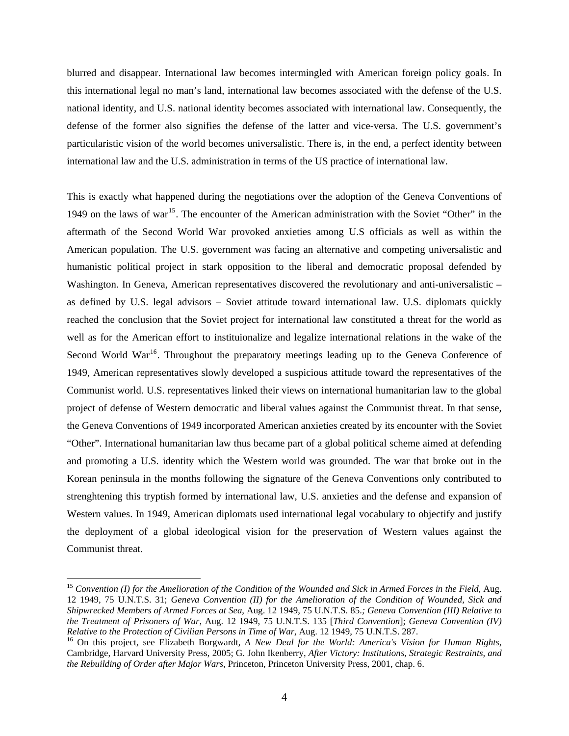blurred and disappear. International law becomes intermingled with American foreign policy goals. In this international legal no man's land, international law becomes associated with the defense of the U.S. national identity, and U.S. national identity becomes associated with international law. Consequently, the defense of the former also signifies the defense of the latter and vice-versa. The U.S. government's particularistic vision of the world becomes universalistic. There is, in the end, a perfect identity between international law and the U.S. administration in terms of the US practice of international law.

This is exactly what happened during the negotiations over the adoption of the Geneva Conventions of 1949 on the laws of war[15]. The encounter of the American administration with the Soviet "Other" in the aftermath of the Second World War provoked anxieties among U.S officials as well as within the American population. The U.S. government was facing an alternative and competing universalistic and humanistic political project in stark opposition to the liberal and democratic proposal defended by Washington. In Geneva, American representatives discovered the revolutionary and anti-universalistic – as defined by U.S. legal advisors – Soviet attitude toward international law. U.S. diplomats quickly reached the conclusion that the Soviet project for international law constituted a threat for the world as well as for the American effort to instituionalize and legalize international relations in the wake of the Second World War[16]. Throughout the preparatory meetings leading up to the Geneva Conference of 1949, American representatives slowly developed a suspicious attitude toward the representatives of the Communist world. U.S. representatives linked their views on international humanitarian law to the global project of defense of Western democratic and liberal values against the Communist threat. In that sense, the Geneva Conventions of 1949 incorporated American anxieties created by its encounter with the Soviet "Other". International humanitarian law thus became part of a global political scheme aimed at defending and promoting a U.S. identity which the Western world was grounded. The war that broke out in the Korean peninsula in the months following the signature of the Geneva Conventions only contributed to strenghtening this tryptish formed by international law, U.S. anxieties and the defense and expansion of Western values. In 1949, American diplomats used international legal vocabulary to objectify and justify the deployment of a global ideological vision for the preservation of Western values against the Communist threat.

---

[15] *Convention (I) for the Amelioration of the Condition of the Wounded and Sick in Armed Forces in the Field*, Aug. 12 1949, 75 U.N.T.S. 31; *Geneva Convention (II) for the Amelioration of the Condition of Wounded, Sick and Shipwrecked Members of Armed Forces at Sea*, Aug. 12 1949, 75 U.N.T.S. 85.*; Geneva Convention (III) Relative to the Treatment of Prisoners of War,* Aug. 12 1949, 75 U.N.T.S. 135 [*Third Convention*]; *Geneva Convention (IV) Relative to the Protection of Civilian Persons in Time of War,* Aug. 12 1949, 75 U.N.T.S. 287.

[16] On this project, see Elizabeth Borgwardt, *A New Deal for the World: America's Vision for Human Rights*, Cambridge, Harvard University Press, 2005; G. John Ikenberry, *After Victory: Institutions, Strategic Restraints, and the Rebuilding of Order after Major Wars*, Princeton, Princeton University Press, 2001, chap. 6.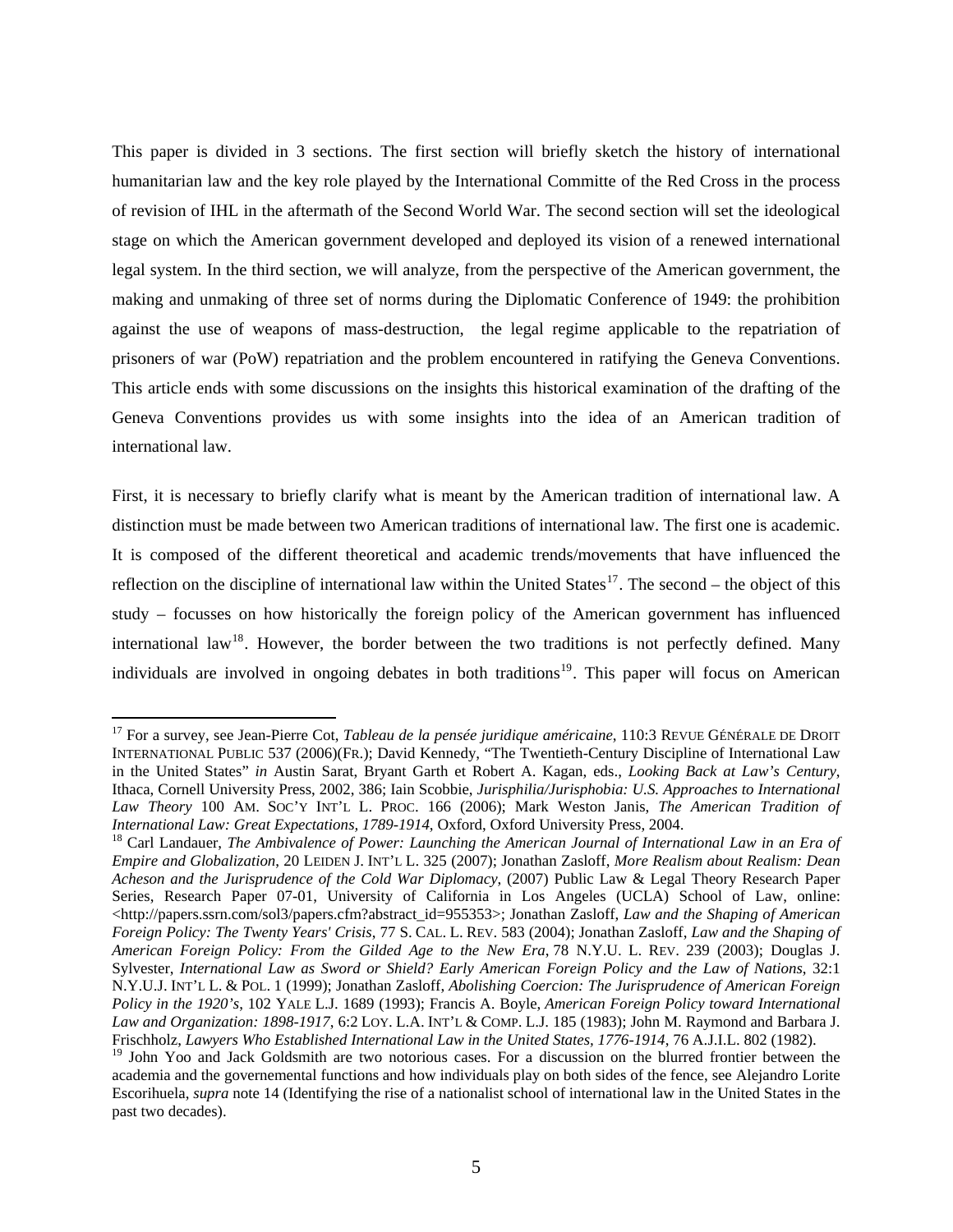This paper is divided in 3 sections. The first section will briefly sketch the history of international humanitarian law and the key role played by the International Committe of the Red Cross in the process of revision of IHL in the aftermath of the Second World War. The second section will set the ideological stage on which the American government developed and deployed its vision of a renewed international legal system. In the third section, we will analyze, from the perspective of the American government, the making and unmaking of three set of norms during the Diplomatic Conference of 1949: the prohibition against the use of weapons of mass-destruction, the legal regime applicable to the repatriation of prisoners of war (PoW) repatriation and the problem encountered in ratifying the Geneva Conventions. This article ends with some discussions on the insights this historical examination of the drafting of the Geneva Conventions provides us with some insights into the idea of an American tradition of international law.

First, it is necessary to briefly clarify what is meant by the American tradition of international law. A distinction must be made between two American traditions of international law. The first one is academic. It is composed of the different theoretical and academic trends/movements that have influenced the reflection on the discipline of international law within the United States[17]. The second – the object of this study – focusses on how historically the foreign policy of the American government has influenced international law[18]. However, the border between the two traditions is not perfectly defined. Many individuals are involved in ongoing debates in both traditions[19]. This paper will focus on American

---

[17] For a survey, see Jean-Pierre Cot, *Tableau de la pensée juridique américaine*, 110:3 REVUE GÉNÉRALE DE DROIT INTERNATIONAL PUBLIC 537 (2006)(FR.); David Kennedy, "The Twentieth-Century Discipline of International Law in the United States" *in* Austin Sarat, Bryant Garth et Robert A. Kagan, eds., *Looking Back at Law's Century*, Ithaca, Cornell University Press, 2002, 386; Iain Scobbie, *Jurisphilia/Jurisphobia: U.S. Approaches to International Law Theory* 100 AM. SOC'Y INT'L L. PROC. 166 (2006); Mark Weston Janis, *The American Tradition of International Law: Great Expectations, 1789-1914*, Oxford, Oxford University Press, 2004.

[18] Carl Landauer, *The Ambivalence of Power: Launching the American Journal of International Law in an Era of Empire and Globalization*, 20 LEIDEN J. INT'L L. 325 (2007); Jonathan Zasloff, *More Realism about Realism: Dean Acheson and the Jurisprudence of the Cold War Diplomacy*, (2007) Public Law & Legal Theory Research Paper Series, Research Paper 07-01, University of California in Los Angeles (UCLA) School of Law, online: <http://papers.ssrn.com/sol3/papers.cfm?abstract_id=955353>; Jonathan Zasloff, *Law and the Shaping of American Foreign Policy: The Twenty Years' Crisis*, 77 S. CAL. L. REV. 583 (2004); Jonathan Zasloff, *Law and the Shaping of American Foreign Policy: From the Gilded Age to the New Era*, 78 N.Y.U. L. REV. 239 (2003); Douglas J. Sylvester, *International Law as Sword or Shield? Early American Foreign Policy and the Law of Nations*, 32:1 N.Y.U.J. INT'L L. & POL. 1 (1999); Jonathan Zasloff, *Abolishing Coercion: The Jurisprudence of American Foreign Policy in the 1920's*, 102 YALE L.J. 1689 (1993); Francis A. Boyle, *American Foreign Policy toward International Law and Organization: 1898-1917*, 6:2 LOY. L.A. INT'L & COMP. L.J. 185 (1983); John M. Raymond and Barbara J. Frischholz, *Lawyers Who Established International Law in the United States, 1776-1914*, 76 A.J.I.L. 802 (1982).

[19] John Yoo and Jack Goldsmith are two notorious cases. For a discussion on the blurred frontier between the academia and the governemental functions and how individuals play on both sides of the fence, see Alejandro Lorite Escorihuela, *supra* note 14 (Identifying the rise of a nationalist school of international law in the United States in the past two decades).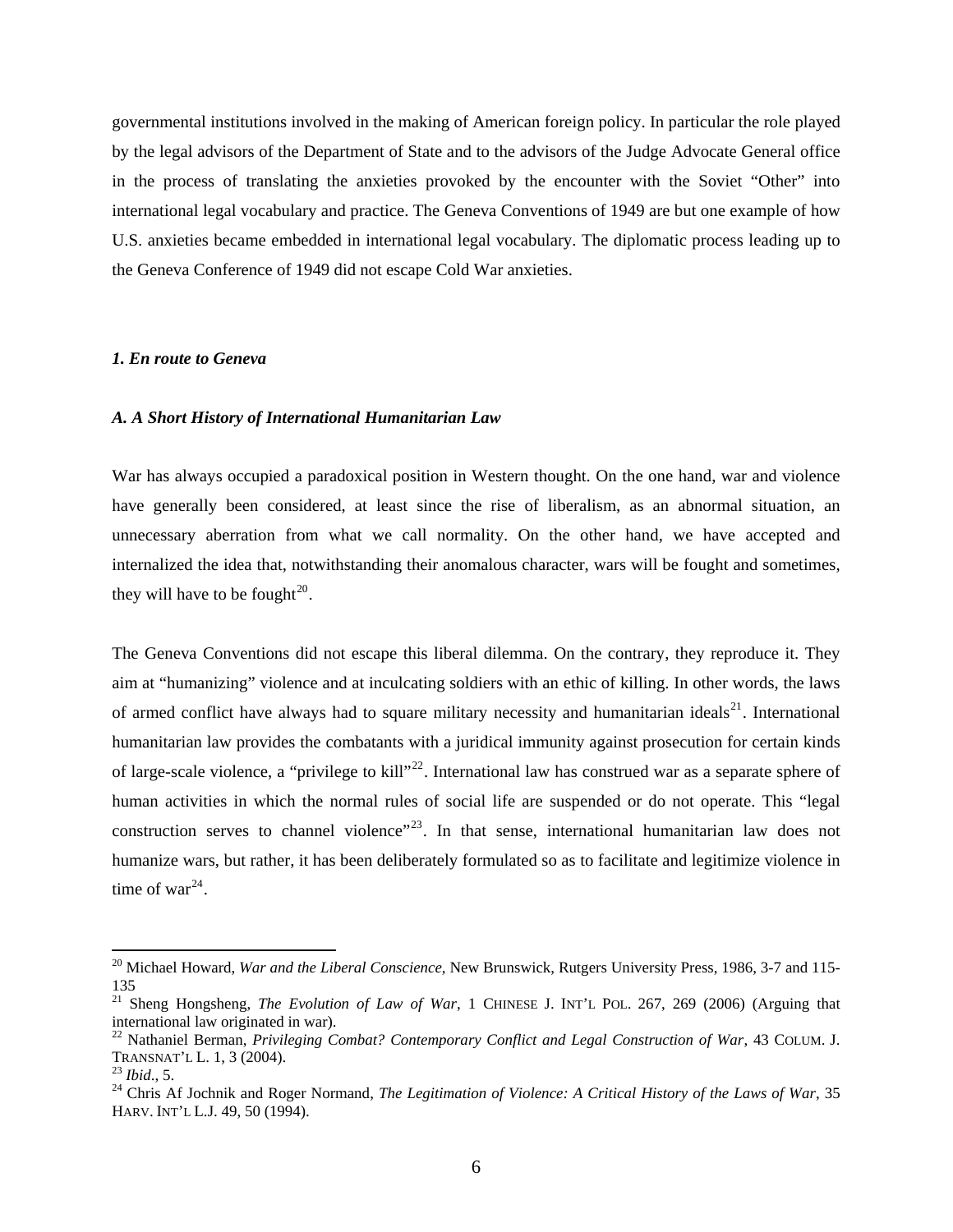governmental institutions involved in the making of American foreign policy. In particular the role played by the legal advisors of the Department of State and to the advisors of the Judge Advocate General office in the process of translating the anxieties provoked by the encounter with the Soviet "Other" into international legal vocabulary and practice. The Geneva Conventions of 1949 are but one example of how U.S. anxieties became embedded in international legal vocabulary. The diplomatic process leading up to the Geneva Conference of 1949 did not escape Cold War anxieties.

### *1. En route to Geneva*

#### *A. A Short History of International Humanitarian Law*

War has always occupied a paradoxical position in Western thought. On the one hand, war and violence have generally been considered, at least since the rise of liberalism, as an abnormal situation, an unnecessary aberration from what we call normality. On the other hand, we have accepted and internalized the idea that, notwithstanding their anomalous character, wars will be fought and sometimes, they will have to be fought[20].

The Geneva Conventions did not escape this liberal dilemma. On the contrary, they reproduce it. They aim at "humanizing" violence and at inculcating soldiers with an ethic of killing. In other words, the laws of armed conflict have always had to square military necessity and humanitarian ideals[21]. International humanitarian law provides the combatants with a juridical immunity against prosecution for certain kinds of large-scale violence, a "privilege to kill"[22]. International law has construed war as a separate sphere of human activities in which the normal rules of social life are suspended or do not operate. This "legal construction serves to channel violence"[23]. In that sense, international humanitarian law does not humanize wars, but rather, it has been deliberately formulated so as to facilitate and legitimize violence in time of war[24].

---

[20] Michael Howard, *War and the Liberal Conscience*, New Brunswick, Rutgers University Press, 1986, 3-7 and 115-135

[21] Sheng Hongsheng, *The Evolution of Law of War*, 1 CHINESE J. INT'L POL. 267, 269 (2006) (Arguing that international law originated in war).

[22] Nathaniel Berman, *Privileging Combat? Contemporary Conflict and Legal Construction of War*, 43 COLUM. J. TRANSNAT'L L. 1, 3 (2004).

[23] *Ibid*., 5.

[24] Chris Af Jochnik and Roger Normand, *The Legitimation of Violence: A Critical History of the Laws of War*, 35 HARV. INT'L L.J. 49, 50 (1994).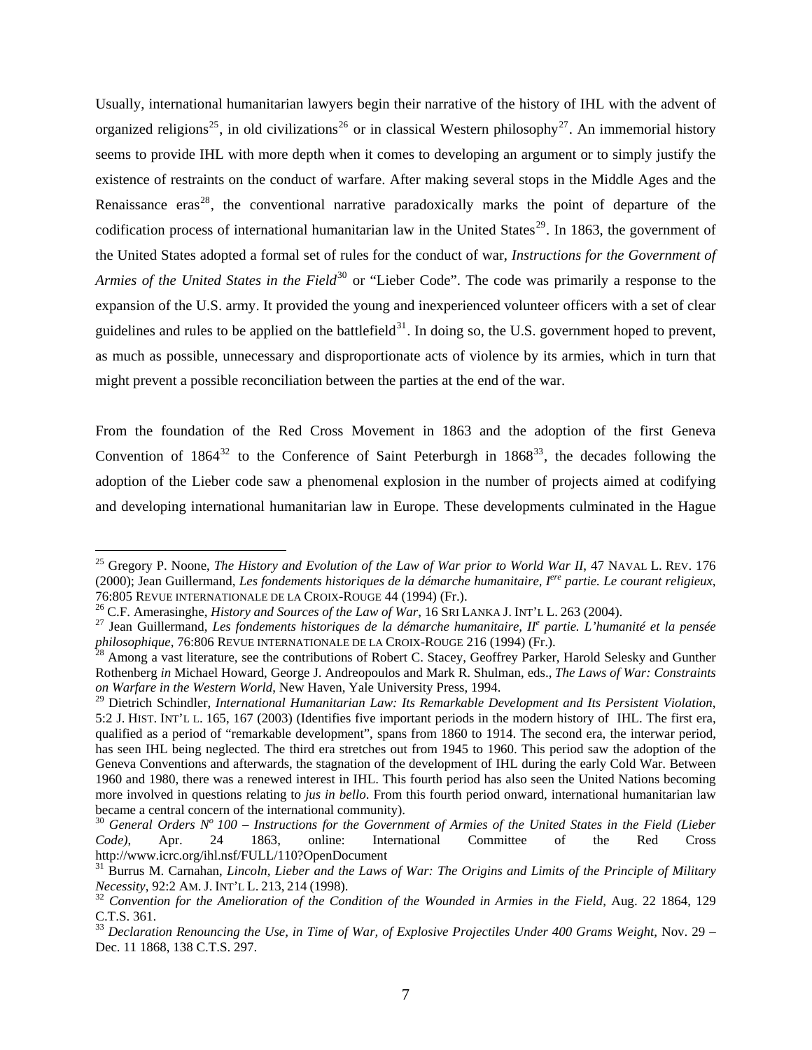Usually, international humanitarian lawyers begin their narrative of the history of IHL with the advent of organized religions[25], in old civilizations[26] or in classical Western philosophy[27]. An immemorial history seems to provide IHL with more depth when it comes to developing an argument or to simply justify the existence of restraints on the conduct of warfare. After making several stops in the Middle Ages and the Renaissance eras[28], the conventional narrative paradoxically marks the point of departure of the codification process of international humanitarian law in the United States[29]. In 1863, the government of the United States adopted a formal set of rules for the conduct of war, *Instructions for the Government of Armies of the United States in the Field*[30] or "Lieber Code". The code was primarily a response to the expansion of the U.S. army. It provided the young and inexperienced volunteer officers with a set of clear guidelines and rules to be applied on the battlefield[31]. In doing so, the U.S. government hoped to prevent, as much as possible, unnecessary and disproportionate acts of violence by its armies, which in turn that might prevent a possible reconciliation between the parties at the end of the war.

From the foundation of the Red Cross Movement in 1863 and the adoption of the first Geneva Convention of 1864[32] to the Conference of Saint Peterburgh in 1868[33], the decades following the adoption of the Lieber code saw a phenomenal explosion in the number of projects aimed at codifying and developing international humanitarian law in Europe. These developments culminated in the Hague

---

[25] Gregory P. Noone, *The History and Evolution of the Law of War prior to World War II*, 47 NAVAL L. REV. 176 (2000); Jean Guillermand, *Les fondements historiques de la démarche humanitaire, Iere partie. Le courant religieux*, 76:805 REVUE INTERNATIONALE DE LA CROIX-ROUGE 44 (1994) (Fr.).

[26] C.F. Amerasinghe, *History and Sources of the Law of War*, 16 SRI LANKA J. INT'L L. 263 (2004).

[27] Jean Guillermand, *Les fondements historiques de la démarche humanitaire, IIe partie. L'humanité et la pensée philosophique*, 76:806 REVUE INTERNATIONALE DE LA CROIX-ROUGE 216 (1994) (Fr.).

[28] Among a vast literature, see the contributions of Robert C. Stacey, Geoffrey Parker, Harold Selesky and Gunther Rothenberg *in* Michael Howard, George J. Andreopoulos and Mark R. Shulman, eds., *The Laws of War: Constraints on Warfare in the Western World*, New Haven, Yale University Press, 1994.

[29] Dietrich Schindler, *International Humanitarian Law: Its Remarkable Development and Its Persistent Violation*, 5:2 J. HIST. INT'L L. 165, 167 (2003) (Identifies five important periods in the modern history of IHL. The first era, qualified as a period of "remarkable development", spans from 1860 to 1914. The second era, the interwar period, has seen IHL being neglected. The third era stretches out from 1945 to 1960. This period saw the adoption of the Geneva Conventions and afterwards, the stagnation of the development of IHL during the early Cold War. Between 1960 and 1980, there was a renewed interest in IHL. This fourth period has also seen the United Nations becoming more involved in questions relating to *jus in bello*. From this fourth period onward, international humanitarian law became a central concern of the international community).

[30] *General Orders No 100 – Instructions for the Government of Armies of the United States in the Field (Lieber Code)*, Apr. 24 1863, online: International Committee of the Red Cross http://www.icrc.org/ihl.nsf/FULL/110?OpenDocument

[31] Burrus M. Carnahan, *Lincoln, Lieber and the Laws of War: The Origins and Limits of the Principle of Military Necessity*, 92:2 AM. J. INT'L L. 213, 214 (1998).

[32] *Convention for the Amelioration of the Condition of the Wounded in Armies in the Field*, Aug. 22 1864, 129 C.T.S. 361.

[33] *Declaration Renouncing the Use, in Time of War, of Explosive Projectiles Under 400 Grams Weight*, Nov. 29 – Dec. 11 1868, 138 C.T.S. 297.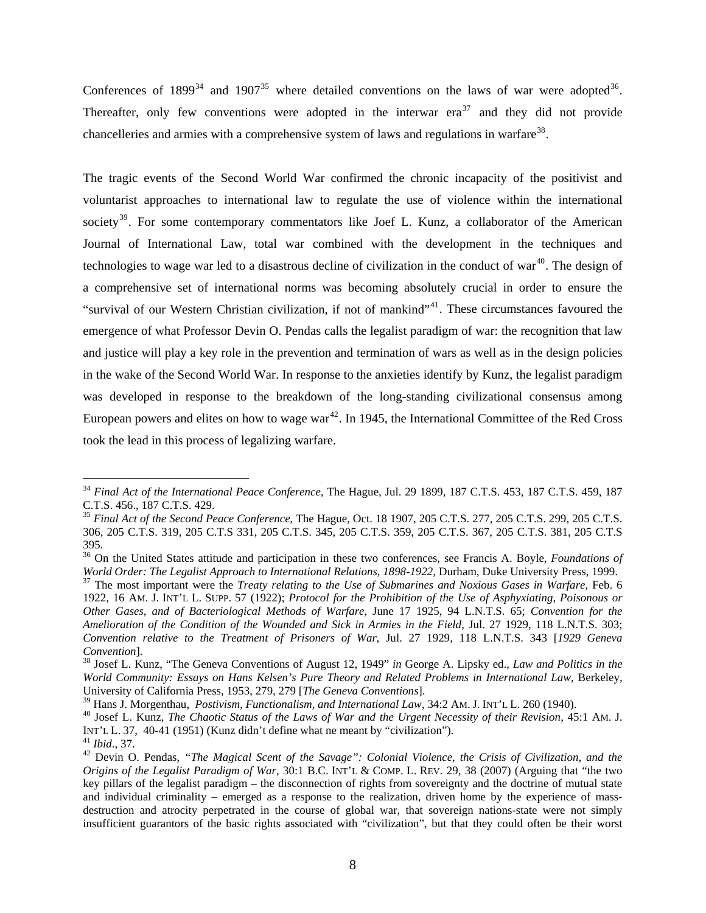Conferences of 1899[34] and 1907[35] where detailed conventions on the laws of war were adopted[36]. Thereafter, only few conventions were adopted in the interwar era[37] and they did not provide chancelleries and armies with a comprehensive system of laws and regulations in warfare[38].

The tragic events of the Second World War confirmed the chronic incapacity of the positivist and voluntarist approaches to international law to regulate the use of violence within the international society[39]. For some contemporary commentators like Joef L. Kunz, a collaborator of the American Journal of International Law, total war combined with the development in the techniques and technologies to wage war led to a disastrous decline of civilization in the conduct of war[40]. The design of a comprehensive set of international norms was becoming absolutely crucial in order to ensure the "survival of our Western Christian civilization, if not of mankind"[41]. These circumstances favoured the emergence of what Professor Devin O. Pendas calls the legalist paradigm of war: the recognition that law and justice will play a key role in the prevention and termination of wars as well as in the design policies in the wake of the Second World War. In response to the anxieties identify by Kunz, the legalist paradigm was developed in response to the breakdown of the long-standing civilizational consensus among European powers and elites on how to wage war[42]. In 1945, the International Committee of the Red Cross took the lead in this process of legalizing warfare.

---

[34] *Final Act of the International Peace Conference*, The Hague, Jul. 29 1899, 187 C.T.S. 453, 187 C.T.S. 459, 187 C.T.S. 456., 187 C.T.S. 429.

[35] *Final Act of the Second Peace Conference*, The Hague, Oct. 18 1907, 205 C.T.S. 277, 205 C.T.S. 299, 205 C.T.S. 306, 205 C.T.S. 319, 205 C.T.S 331, 205 C.T.S. 345, 205 C.T.S. 359, 205 C.T.S. 367, 205 C.T.S. 381, 205 C.T.S 395.

[36] On the United States attitude and participation in these two conferences, see Francis A. Boyle, *Foundations of World Order: The Legalist Approach to International Relations, 1898-1922*, Durham, Duke University Press, 1999.

[37] The most important were the *Treaty relating to the Use of Submarines and Noxious Gases in Warfare*, Feb. 6 1922, 16 AM. J. INT'L L. SUPP. 57 (1922); *Protocol for the Prohibition of the Use of Asphyxiating, Poisonous or Other Gases, and of Bacteriological Methods of Warfare*, June 17 1925, 94 L.N.T.S. 65; *Convention for the Amelioration of the Condition of the Wounded and Sick in Armies in the Field*, Jul. 27 1929, 118 L.N.T.S. 303; *Convention relative to the Treatment of Prisoners of War*, Jul. 27 1929, 118 L.N.T.S. 343 [*1929 Geneva Convention*].

[38] Josef L. Kunz, "The Geneva Conventions of August 12, 1949" *in* George A. Lipsky ed., *Law and Politics in the World Community: Essays on Hans Kelsen's Pure Theory and Related Problems in International Law*, Berkeley, University of California Press, 1953, 279, 279 [*The Geneva Conventions*].

[39] Hans J. Morgenthau, *Postivism, Functionalism, and International Law*, 34:2 AM. J. INT'L L. 260 (1940).

[40] Josef L. Kunz, *The Chaotic Status of the Laws of War and the Urgent Necessity of their Revision*, 45:1 AM. J. INT'L L. 37, 40-41 (1951) (Kunz didn't define what ne meant by "civilization").

[41] *Ibid*., 37.

[42] Devin O. Pendas, *"The Magical Scent of the Savage": Colonial Violence, the Crisis of Civilization, and the Origins of the Legalist Paradigm of War*, 30:1 B.C. INT'L & COMP. L. REV. 29, 38 (2007) (Arguing that "the two key pillars of the legalist paradigm – the disconnection of rights from sovereignty and the doctrine of mutual state and individual criminality – emerged as a response to the realization, driven home by the experience of mass-destruction and atrocity perpetrated in the course of global war, that sovereign nations-state were not simply insufficient guarantors of the basic rights associated with "civilization", but that they could often be their worst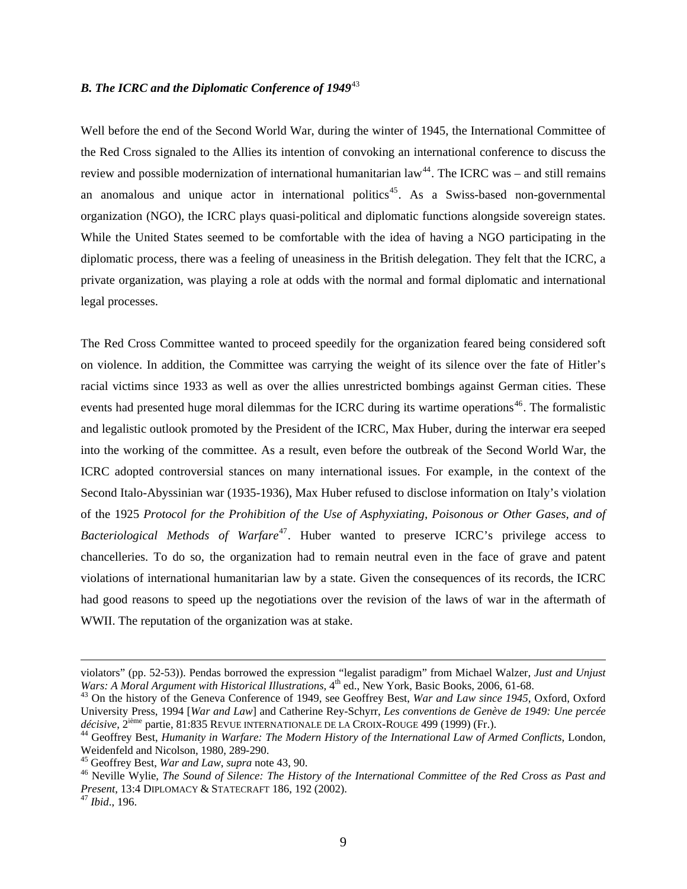### *B. The ICRC and the Diplomatic Conference of 1949*[43]

Well before the end of the Second World War, during the winter of 1945, the International Committee of the Red Cross signaled to the Allies its intention of convoking an international conference to discuss the review and possible modernization of international humanitarian law[44]. The ICRC was – and still remains an anomalous and unique actor in international politics[45]. As a Swiss-based non-governmental organization (NGO), the ICRC plays quasi-political and diplomatic functions alongside sovereign states. While the United States seemed to be comfortable with the idea of having a NGO participating in the diplomatic process, there was a feeling of uneasiness in the British delegation. They felt that the ICRC, a private organization, was playing a role at odds with the normal and formal diplomatic and international legal processes.

The Red Cross Committee wanted to proceed speedily for the organization feared being considered soft on violence. In addition, the Committee was carrying the weight of its silence over the fate of Hitler's racial victims since 1933 as well as over the allies unrestricted bombings against German cities. These events had presented huge moral dilemmas for the ICRC during its wartime operations[46]. The formalistic and legalistic outlook promoted by the President of the ICRC, Max Huber, during the interwar era seeped into the working of the committee. As a result, even before the outbreak of the Second World War, the ICRC adopted controversial stances on many international issues. For example, in the context of the Second Italo-Abyssinian war (1935-1936), Max Huber refused to disclose information on Italy's violation of the 1925 *Protocol for the Prohibition of the Use of Asphyxiating, Poisonous or Other Gases, and of Bacteriological Methods of Warfare*[47]. Huber wanted to preserve ICRC's privilege access to chancelleries. To do so, the organization had to remain neutral even in the face of grave and patent violations of international humanitarian law by a state. Given the consequences of its records, the ICRC had good reasons to speed up the negotiations over the revision of the laws of war in the aftermath of WWII. The reputation of the organization was at stake.

---

violators" (pp. 52-53)). Pendas borrowed the expression "legalist paradigm" from Michael Walzer, *Just and Unjust Wars: A Moral Argument with Historical Illustrations*, 4th ed., New York, Basic Books, 2006, 61-68.

[43] On the history of the Geneva Conference of 1949, see Geoffrey Best, *War and Law since 1945*, Oxford, Oxford University Press, 1994 [*War and Law*] and Catherine Rey-Schyrr, *Les conventions de Genève de 1949: Une percée décisive*, 2ième partie, 81:835 REVUE INTERNATIONALE DE LA CROIX-ROUGE 499 (1999) (Fr.).

[44] Geoffrey Best, *Humanity in Warfare: The Modern History of the International Law of Armed Conflicts*, London, Weidenfeld and Nicolson, 1980, 289-290.

[45] Geoffrey Best, *War and Law*, *supra* note 43, 90.

[46] Neville Wylie, *The Sound of Silence: The History of the International Committee of the Red Cross as Past and Present*, 13:4 DIPLOMACY & STATECRAFT 186, 192 (2002).

[47] *Ibid*., 196.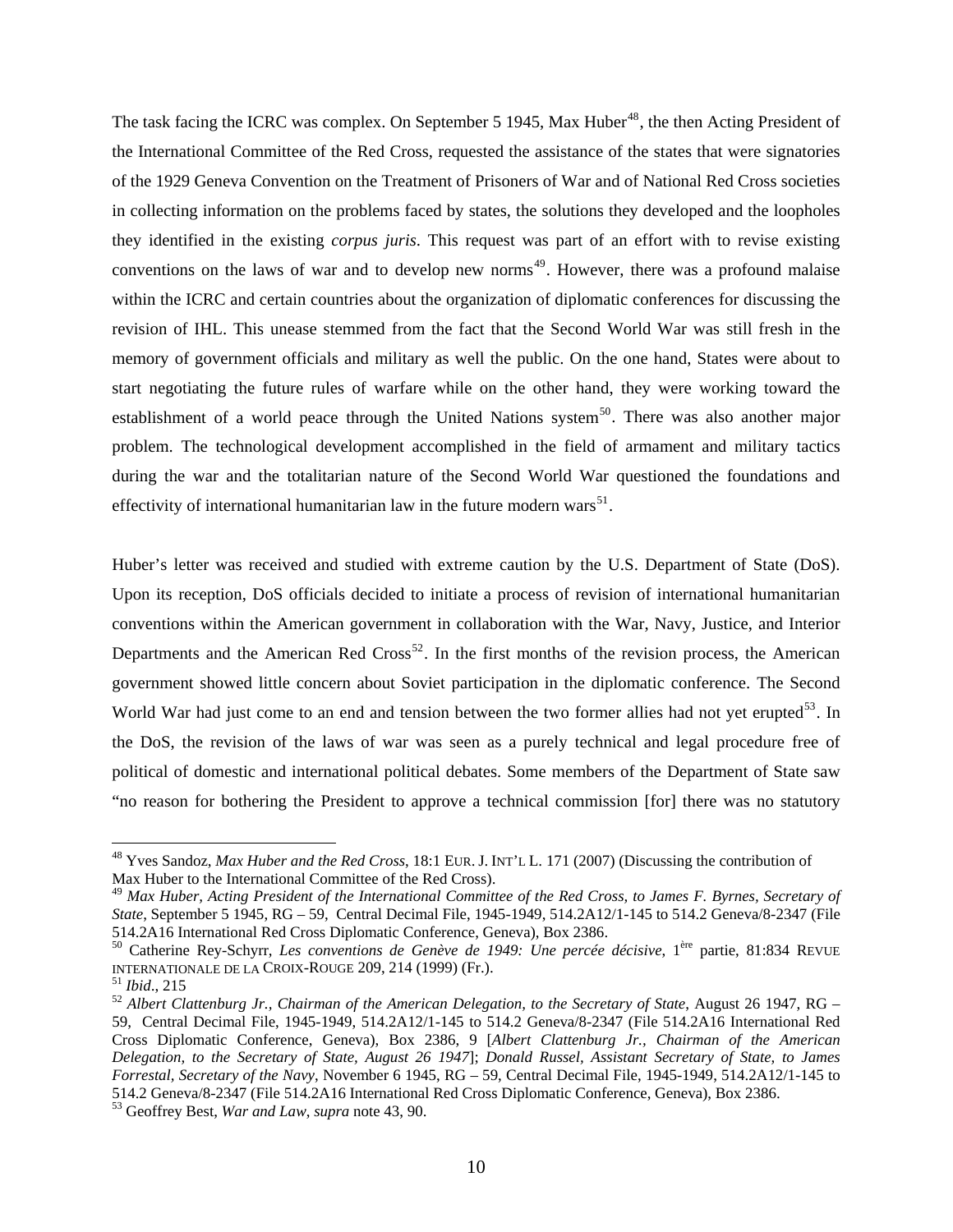The task facing the ICRC was complex. On September 5 1945, Max Huber[48], the then Acting President of the International Committee of the Red Cross, requested the assistance of the states that were signatories of the 1929 Geneva Convention on the Treatment of Prisoners of War and of National Red Cross societies in collecting information on the problems faced by states, the solutions they developed and the loopholes they identified in the existing *corpus juris*. This request was part of an effort with to revise existing conventions on the laws of war and to develop new norms[49]. However, there was a profound malaise within the ICRC and certain countries about the organization of diplomatic conferences for discussing the revision of IHL. This unease stemmed from the fact that the Second World War was still fresh in the memory of government officials and military as well the public. On the one hand, States were about to start negotiating the future rules of warfare while on the other hand, they were working toward the establishment of a world peace through the United Nations system[50]. There was also another major problem. The technological development accomplished in the field of armament and military tactics during the war and the totalitarian nature of the Second World War questioned the foundations and effectivity of international humanitarian law in the future modern wars[51].

Huber's letter was received and studied with extreme caution by the U.S. Department of State (DoS). Upon its reception, DoS officials decided to initiate a process of revision of international humanitarian conventions within the American government in collaboration with the War, Navy, Justice, and Interior Departments and the American Red Cross[52]. In the first months of the revision process, the American government showed little concern about Soviet participation in the diplomatic conference. The Second World War had just come to an end and tension between the two former allies had not yet erupted[53]. In the DoS, the revision of the laws of war was seen as a purely technical and legal procedure free of political of domestic and international political debates. Some members of the Department of State saw "no reason for bothering the President to approve a technical commission [for] there was no statutory

---

[48] Yves Sandoz, *Max Huber and the Red Cross*, 18:1 EUR. J. INT'L L. 171 (2007) (Discussing the contribution of Max Huber to the International Committee of the Red Cross).

[49] *Max Huber, Acting President of the International Committee of the Red Cross, to James F. Byrnes, Secretary of State*, September 5 1945, RG – 59, Central Decimal File, 1945-1949, 514.2A12/1-145 to 514.2 Geneva/8-2347 (File 514.2A16 International Red Cross Diplomatic Conference, Geneva), Box 2386.

[50] Catherine Rey-Schyrr, *Les conventions de Genève de 1949: Une percée décisive*, 1ère partie, 81:834 REVUE INTERNATIONALE DE LA CROIX-ROUGE 209, 214 (1999) (Fr.).

[51] *Ibid*., 215

[52] *Albert Clattenburg Jr., Chairman of the American Delegation, to the Secretary of State*, August 26 1947, RG – 59, Central Decimal File, 1945-1949, 514.2A12/1-145 to 514.2 Geneva/8-2347 (File 514.2A16 International Red Cross Diplomatic Conference, Geneva), Box 2386, 9 [*Albert Clattenburg Jr., Chairman of the American Delegation, to the Secretary of State, August 26 1947*]; *Donald Russel, Assistant Secretary of State, to James Forrestal, Secretary of the Navy*, November 6 1945, RG – 59, Central Decimal File, 1945-1949, 514.2A12/1-145 to 514.2 Geneva/8-2347 (File 514.2A16 International Red Cross Diplomatic Conference, Geneva), Box 2386.

[53] Geoffrey Best, *War and Law*, *supra* note 43, 90.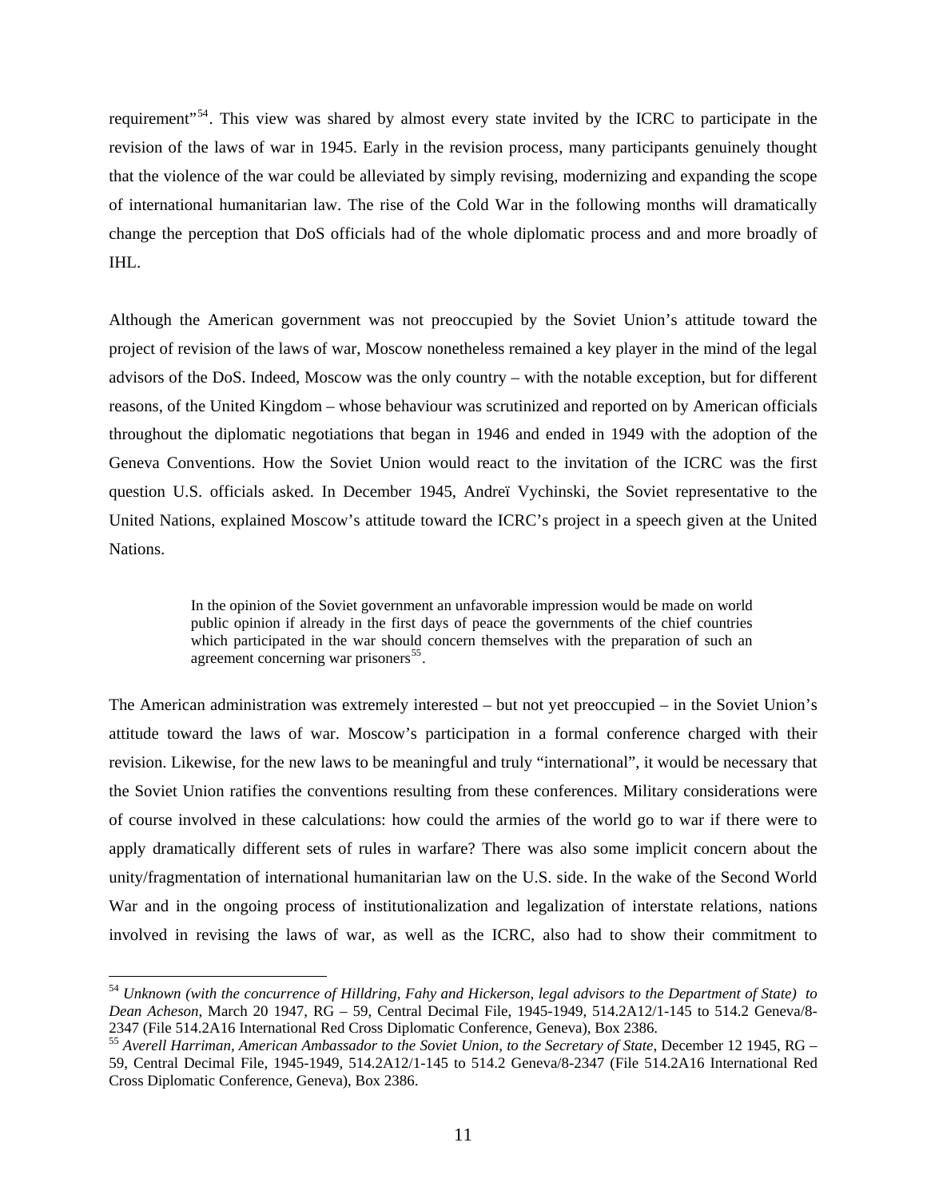requirement"[54]. This view was shared by almost every state invited by the ICRC to participate in the revision of the laws of war in 1945. Early in the revision process, many participants genuinely thought that the violence of the war could be alleviated by simply revising, modernizing and expanding the scope of international humanitarian law. The rise of the Cold War in the following months will dramatically change the perception that DoS officials had of the whole diplomatic process and and more broadly of IHL.

Although the American government was not preoccupied by the Soviet Union's attitude toward the project of revision of the laws of war, Moscow nonetheless remained a key player in the mind of the legal advisors of the DoS. Indeed, Moscow was the only country – with the notable exception, but for different reasons, of the United Kingdom – whose behaviour was scrutinized and reported on by American officials throughout the diplomatic negotiations that began in 1946 and ended in 1949 with the adoption of the Geneva Conventions. How the Soviet Union would react to the invitation of the ICRC was the first question U.S. officials asked. In December 1945, Andreï Vychinski, the Soviet representative to the United Nations, explained Moscow's attitude toward the ICRC's project in a speech given at the United Nations.

> In the opinion of the Soviet government an unfavorable impression would be made on world public opinion if already in the first days of peace the governments of the chief countries which participated in the war should concern themselves with the preparation of such an agreement concerning war prisoners[55].

The American administration was extremely interested – but not yet preoccupied – in the Soviet Union's attitude toward the laws of war. Moscow's participation in a formal conference charged with their revision. Likewise, for the new laws to be meaningful and truly "international", it would be necessary that the Soviet Union ratifies the conventions resulting from these conferences. Military considerations were of course involved in these calculations: how could the armies of the world go to war if there were to apply dramatically different sets of rules in warfare? There was also some implicit concern about the unity/fragmentation of international humanitarian law on the U.S. side. In the wake of the Second World War and in the ongoing process of institutionalization and legalization of interstate relations, nations involved in revising the laws of war, as well as the ICRC, also had to show their commitment to

---

[54] *Unknown (with the concurrence of Hilldring, Fahy and Hickerson, legal advisors to the Department of State) to Dean Acheson*, March 20 1947, RG – 59, Central Decimal File, 1945-1949, 514.2A12/1-145 to 514.2 Geneva/8-2347 (File 514.2A16 International Red Cross Diplomatic Conference, Geneva), Box 2386.

[55] *Averell Harriman, American Ambassador to the Soviet Union, to the Secretary of State*, December 12 1945, RG – 59, Central Decimal File, 1945-1949, 514.2A12/1-145 to 514.2 Geneva/8-2347 (File 514.2A16 International Red Cross Diplomatic Conference, Geneva), Box 2386.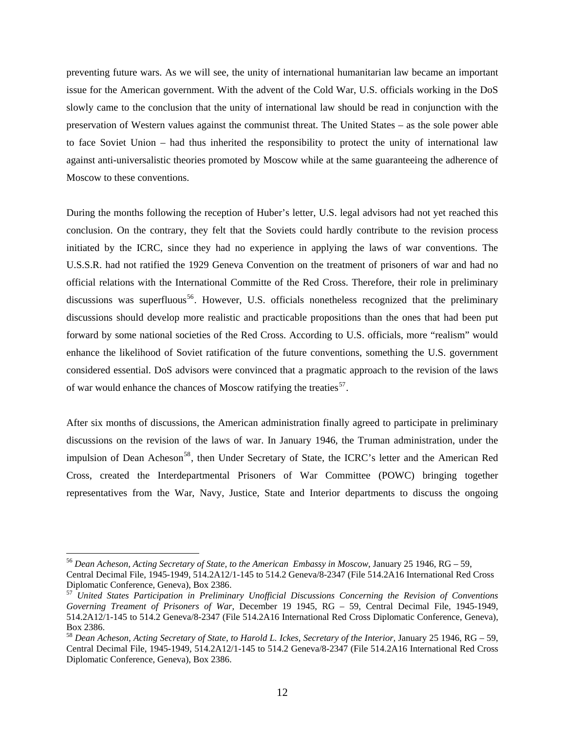preventing future wars. As we will see, the unity of international humanitarian law became an important issue for the American government. With the advent of the Cold War, U.S. officials working in the DoS slowly came to the conclusion that the unity of international law should be read in conjunction with the preservation of Western values against the communist threat. The United States – as the sole power able to face Soviet Union – had thus inherited the responsibility to protect the unity of international law against anti-universalistic theories promoted by Moscow while at the same guaranteeing the adherence of Moscow to these conventions.

During the months following the reception of Huber's letter, U.S. legal advisors had not yet reached this conclusion. On the contrary, they felt that the Soviets could hardly contribute to the revision process initiated by the ICRC, since they had no experience in applying the laws of war conventions. The U.S.S.R. had not ratified the 1929 Geneva Convention on the treatment of prisoners of war and had no official relations with the International Committe of the Red Cross. Therefore, their role in preliminary discussions was superfluous[56]. However, U.S. officials nonetheless recognized that the preliminary discussions should develop more realistic and practicable propositions than the ones that had been put forward by some national societies of the Red Cross. According to U.S. officials, more "realism" would enhance the likelihood of Soviet ratification of the future conventions, something the U.S. government considered essential. DoS advisors were convinced that a pragmatic approach to the revision of the laws of war would enhance the chances of Moscow ratifying the treaties[57].

After six months of discussions, the American administration finally agreed to participate in preliminary discussions on the revision of the laws of war. In January 1946, the Truman administration, under the impulsion of Dean Acheson[58], then Under Secretary of State, the ICRC's letter and the American Red Cross, created the Interdepartmental Prisoners of War Committee (POWC) bringing together representatives from the War, Navy, Justice, State and Interior departments to discuss the ongoing

---

[56] *Dean Acheson, Acting Secretary of State, to the American Embassy in Moscow*, January 25 1946, RG – 59, Central Decimal File, 1945-1949, 514.2A12/1-145 to 514.2 Geneva/8-2347 (File 514.2A16 International Red Cross Diplomatic Conference, Geneva), Box 2386.

[57] *United States Participation in Preliminary Unofficial Discussions Concerning the Revision of Conventions Governing Treament of Prisoners of War*, December 19 1945, RG – 59, Central Decimal File, 1945-1949, 514.2A12/1-145 to 514.2 Geneva/8-2347 (File 514.2A16 International Red Cross Diplomatic Conference, Geneva), Box 2386.

[58] *Dean Acheson, Acting Secretary of State, to Harold L. Ickes, Secretary of the Interior*, January 25 1946, RG – 59, Central Decimal File, 1945-1949, 514.2A12/1-145 to 514.2 Geneva/8-2347 (File 514.2A16 International Red Cross Diplomatic Conference, Geneva), Box 2386.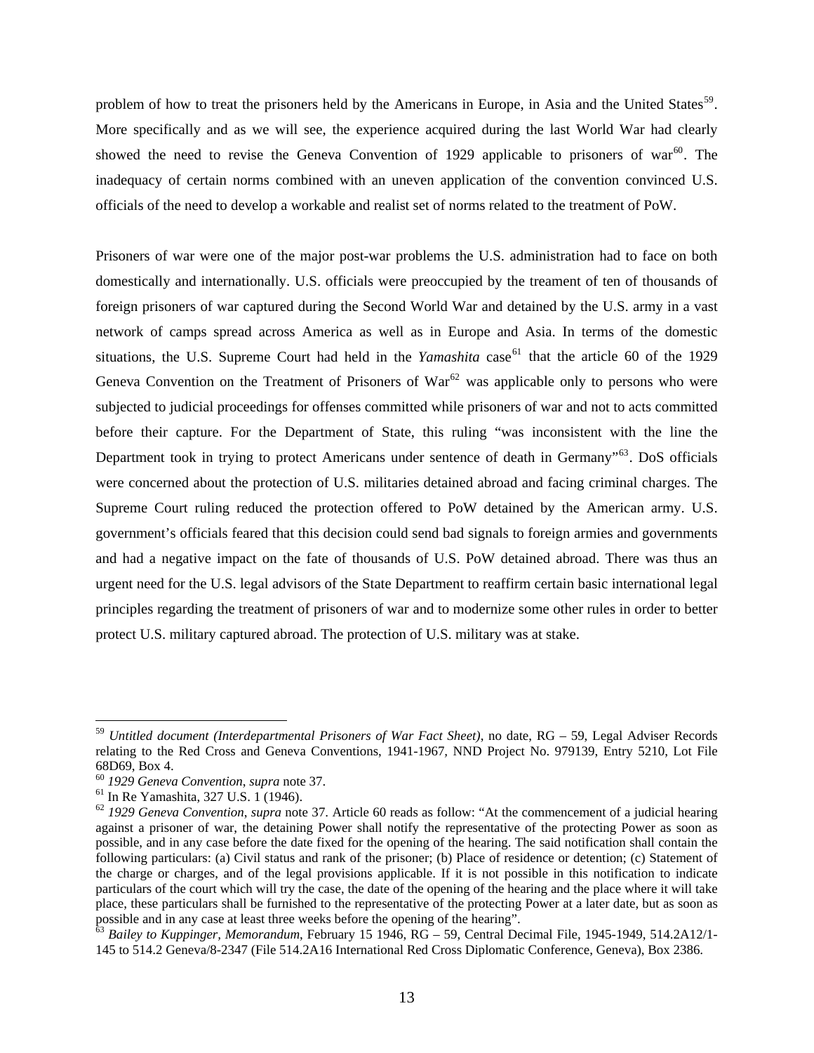problem of how to treat the prisoners held by the Americans in Europe, in Asia and the United States[59]. More specifically and as we will see, the experience acquired during the last World War had clearly showed the need to revise the Geneva Convention of 1929 applicable to prisoners of war[60]. The inadequacy of certain norms combined with an uneven application of the convention convinced U.S. officials of the need to develop a workable and realist set of norms related to the treatment of PoW.

Prisoners of war were one of the major post-war problems the U.S. administration had to face on both domestically and internationally. U.S. officials were preoccupied by the treament of ten of thousands of foreign prisoners of war captured during the Second World War and detained by the U.S. army in a vast network of camps spread across America as well as in Europe and Asia. In terms of the domestic situations, the U.S. Supreme Court had held in the *Yamashita* case[61] that the article 60 of the 1929 Geneva Convention on the Treatment of Prisoners of War[62] was applicable only to persons who were subjected to judicial proceedings for offenses committed while prisoners of war and not to acts committed before their capture. For the Department of State, this ruling "was inconsistent with the line the Department took in trying to protect Americans under sentence of death in Germany"[63]. DoS officials were concerned about the protection of U.S. militaries detained abroad and facing criminal charges. The Supreme Court ruling reduced the protection offered to PoW detained by the American army. U.S. government's officials feared that this decision could send bad signals to foreign armies and governments and had a negative impact on the fate of thousands of U.S. PoW detained abroad. There was thus an urgent need for the U.S. legal advisors of the State Department to reaffirm certain basic international legal principles regarding the treatment of prisoners of war and to modernize some other rules in order to better protect U.S. military captured abroad. The protection of U.S. military was at stake.

---

[59] *Untitled document (Interdepartmental Prisoners of War Fact Sheet)*, no date, RG – 59, Legal Adviser Records relating to the Red Cross and Geneva Conventions, 1941-1967, NND Project No. 979139, Entry 5210, Lot File 68D69, Box 4.

[60] *1929 Geneva Convention*, *supra* note 37.

[61] In Re Yamashita, 327 U.S. 1 (1946).

[62] *1929 Geneva Convention*, *supra* note 37. Article 60 reads as follow: "At the commencement of a judicial hearing against a prisoner of war, the detaining Power shall notify the representative of the protecting Power as soon as possible, and in any case before the date fixed for the opening of the hearing. The said notification shall contain the following particulars: (a) Civil status and rank of the prisoner; (b) Place of residence or detention; (c) Statement of the charge or charges, and of the legal provisions applicable. If it is not possible in this notification to indicate particulars of the court which will try the case, the date of the opening of the hearing and the place where it will take place, these particulars shall be furnished to the representative of the protecting Power at a later date, but as soon as possible and in any case at least three weeks before the opening of the hearing".

[63] *Bailey to Kuppinger, Memorandum*, February 15 1946, RG – 59, Central Decimal File, 1945-1949, 514.2A12/1-145 to 514.2 Geneva/8-2347 (File 514.2A16 International Red Cross Diplomatic Conference, Geneva), Box 2386.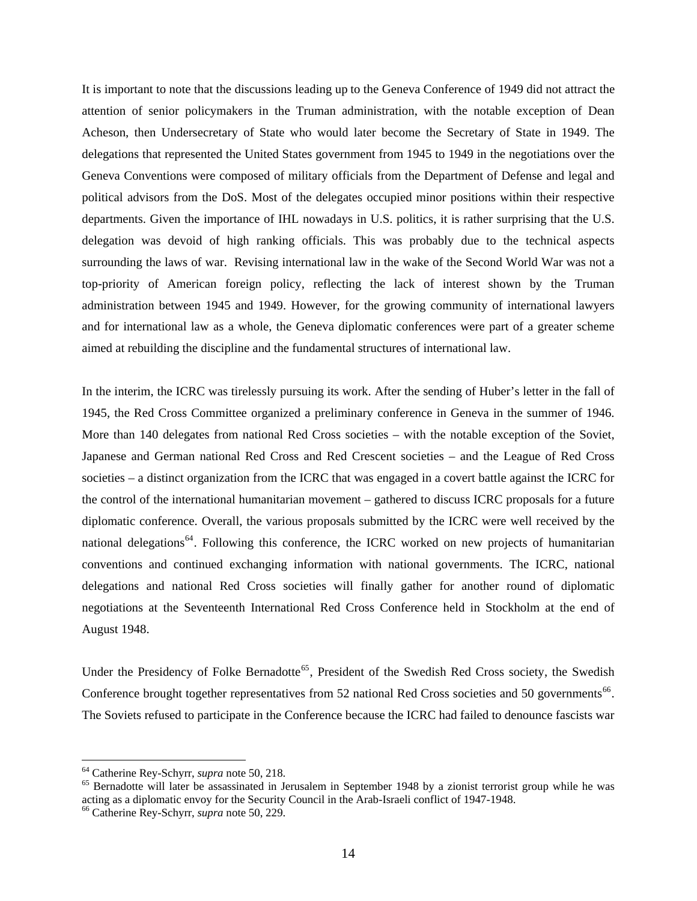It is important to note that the discussions leading up to the Geneva Conference of 1949 did not attract the attention of senior policymakers in the Truman administration, with the notable exception of Dean Acheson, then Undersecretary of State who would later become the Secretary of State in 1949. The delegations that represented the United States government from 1945 to 1949 in the negotiations over the Geneva Conventions were composed of military officials from the Department of Defense and legal and political advisors from the DoS. Most of the delegates occupied minor positions within their respective departments. Given the importance of IHL nowadays in U.S. politics, it is rather surprising that the U.S. delegation was devoid of high ranking officials. This was probably due to the technical aspects surrounding the laws of war. Revising international law in the wake of the Second World War was not a top-priority of American foreign policy, reflecting the lack of interest shown by the Truman administration between 1945 and 1949. However, for the growing community of international lawyers and for international law as a whole, the Geneva diplomatic conferences were part of a greater scheme aimed at rebuilding the discipline and the fundamental structures of international law.

In the interim, the ICRC was tirelessly pursuing its work. After the sending of Huber's letter in the fall of 1945, the Red Cross Committee organized a preliminary conference in Geneva in the summer of 1946. More than 140 delegates from national Red Cross societies – with the notable exception of the Soviet, Japanese and German national Red Cross and Red Crescent societies – and the League of Red Cross societies – a distinct organization from the ICRC that was engaged in a covert battle against the ICRC for the control of the international humanitarian movement – gathered to discuss ICRC proposals for a future diplomatic conference. Overall, the various proposals submitted by the ICRC were well received by the national delegations[64]. Following this conference, the ICRC worked on new projects of humanitarian conventions and continued exchanging information with national governments. The ICRC, national delegations and national Red Cross societies will finally gather for another round of diplomatic negotiations at the Seventeenth International Red Cross Conference held in Stockholm at the end of August 1948.

Under the Presidency of Folke Bernadotte[65], President of the Swedish Red Cross society, the Swedish Conference brought together representatives from 52 national Red Cross societies and 50 governments[66]. The Soviets refused to participate in the Conference because the ICRC had failed to denounce fascists war

[64] Catherine Rey-Schyrr, *supra* note 50, 218.

[65] Bernadotte will later be assassinated in Jerusalem in September 1948 by a zionist terrorist group while he was acting as a diplomatic envoy for the Security Council in the Arab-Israeli conflict of 1947-1948.

[66] Catherine Rey-Schyrr, *supra* note 50, 229.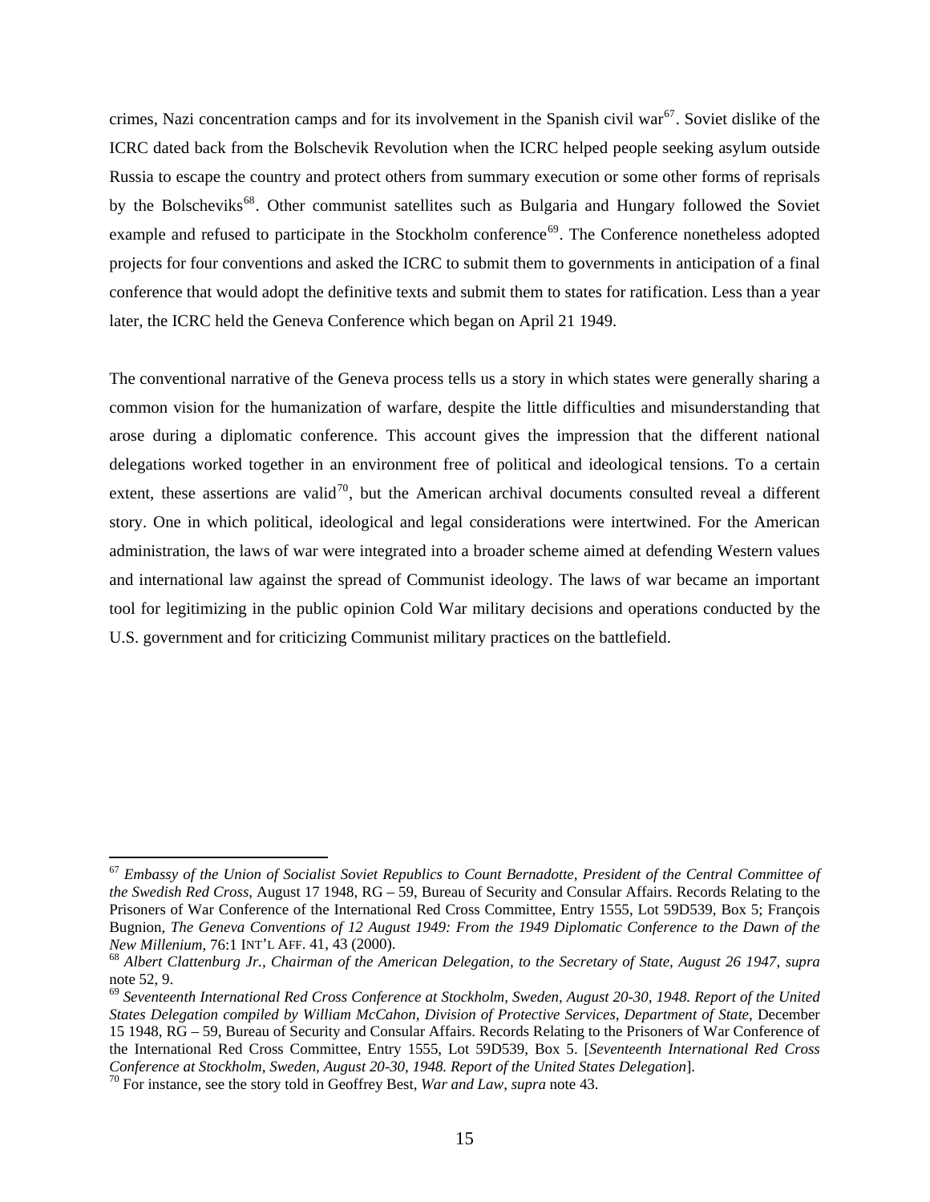crimes, Nazi concentration camps and for its involvement in the Spanish civil war[67]. Soviet dislike of the ICRC dated back from the Bolschevik Revolution when the ICRC helped people seeking asylum outside Russia to escape the country and protect others from summary execution or some other forms of reprisals by the Bolscheviks[68]. Other communist satellites such as Bulgaria and Hungary followed the Soviet example and refused to participate in the Stockholm conference[69]. The Conference nonetheless adopted projects for four conventions and asked the ICRC to submit them to governments in anticipation of a final conference that would adopt the definitive texts and submit them to states for ratification. Less than a year later, the ICRC held the Geneva Conference which began on April 21 1949.

The conventional narrative of the Geneva process tells us a story in which states were generally sharing a common vision for the humanization of warfare, despite the little difficulties and misunderstanding that arose during a diplomatic conference. This account gives the impression that the different national delegations worked together in an environment free of political and ideological tensions. To a certain extent, these assertions are valid[70], but the American archival documents consulted reveal a different story. One in which political, ideological and legal considerations were intertwined. For the American administration, the laws of war were integrated into a broader scheme aimed at defending Western values and international law against the spread of Communist ideology. The laws of war became an important tool for legitimizing in the public opinion Cold War military decisions and operations conducted by the U.S. government and for criticizing Communist military practices on the battlefield.

---

[67] *Embassy of the Union of Socialist Soviet Republics to Count Bernadotte, President of the Central Committee of the Swedish Red Cross*, August 17 1948, RG – 59, Bureau of Security and Consular Affairs. Records Relating to the Prisoners of War Conference of the International Red Cross Committee, Entry 1555, Lot 59D539, Box 5; François Bugnion, *The Geneva Conventions of 12 August 1949: From the 1949 Diplomatic Conference to the Dawn of the New Millenium*, 76:1 INT'L AFF. 41, 43 (2000).

[68] *Albert Clattenburg Jr., Chairman of the American Delegation, to the Secretary of State, August 26 1947, supra* note 52, 9.

[69] *Seventeenth International Red Cross Conference at Stockholm, Sweden, August 20-30, 1948. Report of the United States Delegation compiled by William McCahon, Division of Protective Services, Department of State*, December 15 1948, RG – 59, Bureau of Security and Consular Affairs. Records Relating to the Prisoners of War Conference of the International Red Cross Committee, Entry 1555, Lot 59D539, Box 5. [*Seventeenth International Red Cross Conference at Stockholm, Sweden, August 20-30, 1948. Report of the United States Delegation*].

[70] For instance, see the story told in Geoffrey Best, *War and Law*, *supra* note 43.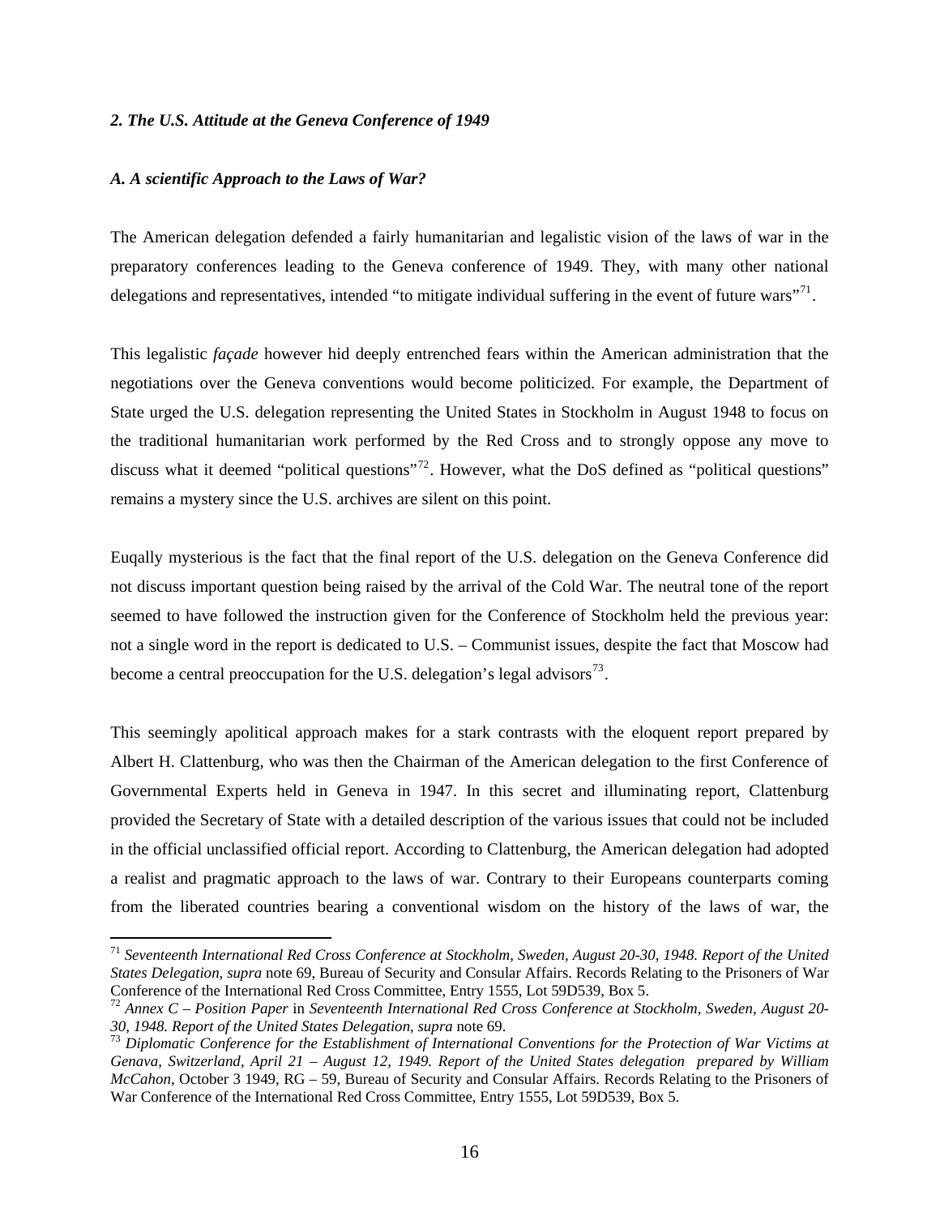### *2. The U.S. Attitude at the Geneva Conference of 1949*

#### *A. A scientific Approach to the Laws of War?*

The American delegation defended a fairly humanitarian and legalistic vision of the laws of war in the preparatory conferences leading to the Geneva conference of 1949. They, with many other national delegations and representatives, intended "to mitigate individual suffering in the event of future wars"[71].

This legalistic *façade* however hid deeply entrenched fears within the American administration that the negotiations over the Geneva conventions would become politicized. For example, the Department of State urged the U.S. delegation representing the United States in Stockholm in August 1948 to focus on the traditional humanitarian work performed by the Red Cross and to strongly oppose any move to discuss what it deemed "political questions"[72]. However, what the DoS defined as "political questions" remains a mystery since the U.S. archives are silent on this point.

Euqally mysterious is the fact that the final report of the U.S. delegation on the Geneva Conference did not discuss important question being raised by the arrival of the Cold War. The neutral tone of the report seemed to have followed the instruction given for the Conference of Stockholm held the previous year: not a single word in the report is dedicated to U.S. – Communist issues, despite the fact that Moscow had become a central preoccupation for the U.S. delegation's legal advisors[73].

This seemingly apolitical approach makes for a stark contrasts with the eloquent report prepared by Albert H. Clattenburg, who was then the Chairman of the American delegation to the first Conference of Governmental Experts held in Geneva in 1947. In this secret and illuminating report, Clattenburg provided the Secretary of State with a detailed description of the various issues that could not be included in the official unclassified official report. According to Clattenburg, the American delegation had adopted a realist and pragmatic approach to the laws of war. Contrary to their Europeans counterparts coming from the liberated countries bearing a conventional wisdom on the history of the laws of war, the

---

[71] *Seventeenth International Red Cross Conference at Stockholm, Sweden, August 20-30, 1948. Report of the United States Delegation*, *supra* note 69, Bureau of Security and Consular Affairs. Records Relating to the Prisoners of War Conference of the International Red Cross Committee, Entry 1555, Lot 59D539, Box 5.

[72] *Annex C – Position Paper* in *Seventeenth International Red Cross Conference at Stockholm, Sweden, August 20-30, 1948. Report of the United States Delegation, supra* note 69.

[73] *Diplomatic Conference for the Establishment of International Conventions for the Protection of War Victims at Genava, Switzerland, April 21 – August 12, 1949. Report of the United States delegation prepared by William McCahon*, October 3 1949, RG – 59, Bureau of Security and Consular Affairs. Records Relating to the Prisoners of War Conference of the International Red Cross Committee, Entry 1555, Lot 59D539, Box 5.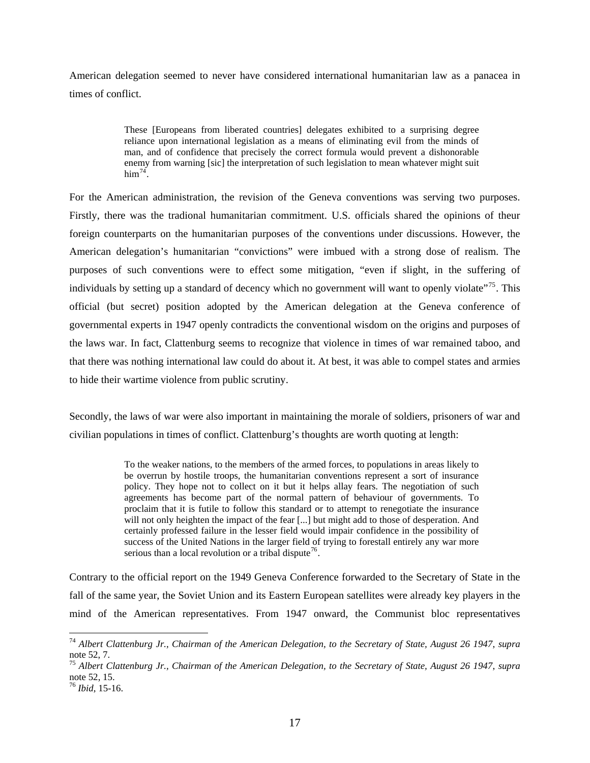American delegation seemed to never have considered international humanitarian law as a panacea in times of conflict.

> These [Europeans from liberated countries] delegates exhibited to a surprising degree reliance upon international legislation as a means of eliminating evil from the minds of man, and of confidence that precisely the correct formula would prevent a dishonorable enemy from warning [sic] the interpretation of such legislation to mean whatever might suit him[74].

For the American administration, the revision of the Geneva conventions was serving two purposes. Firstly, there was the tradional humanitarian commitment. U.S. officials shared the opinions of theur foreign counterparts on the humanitarian purposes of the conventions under discussions. However, the American delegation's humanitarian "convictions" were imbued with a strong dose of realism. The purposes of such conventions were to effect some mitigation, "even if slight, in the suffering of individuals by setting up a standard of decency which no government will want to openly violate"[75]. This official (but secret) position adopted by the American delegation at the Geneva conference of governmental experts in 1947 openly contradicts the conventional wisdom on the origins and purposes of the laws war. In fact, Clattenburg seems to recognize that violence in times of war remained taboo, and that there was nothing international law could do about it. At best, it was able to compel states and armies to hide their wartime violence from public scrutiny.

Secondly, the laws of war were also important in maintaining the morale of soldiers, prisoners of war and civilian populations in times of conflict. Clattenburg's thoughts are worth quoting at length:

> To the weaker nations, to the members of the armed forces, to populations in areas likely to be overrun by hostile troops, the humanitarian conventions represent a sort of insurance policy. They hope not to collect on it but it helps allay fears. The negotiation of such agreements has become part of the normal pattern of behaviour of governments. To proclaim that it is futile to follow this standard or to attempt to renegotiate the insurance will not only heighten the impact of the fear [...] but might add to those of desperation. And certainly professed failure in the lesser field would impair confidence in the possibility of success of the United Nations in the larger field of trying to forestall entirely any war more serious than a local revolution or a tribal dispute[76].

Contrary to the official report on the 1949 Geneva Conference forwarded to the Secretary of State in the fall of the same year, the Soviet Union and its Eastern European satellites were already key players in the mind of the American representatives. From 1947 onward, the Communist bloc representatives

---

[74] *Albert Clattenburg Jr., Chairman of the American Delegation, to the Secretary of State, August 26 1947, supra* note 52, 7.

[75] *Albert Clattenburg Jr., Chairman of the American Delegation, to the Secretary of State, August 26 1947, supra* note 52, 15.

[76] *Ibid*, 15-16.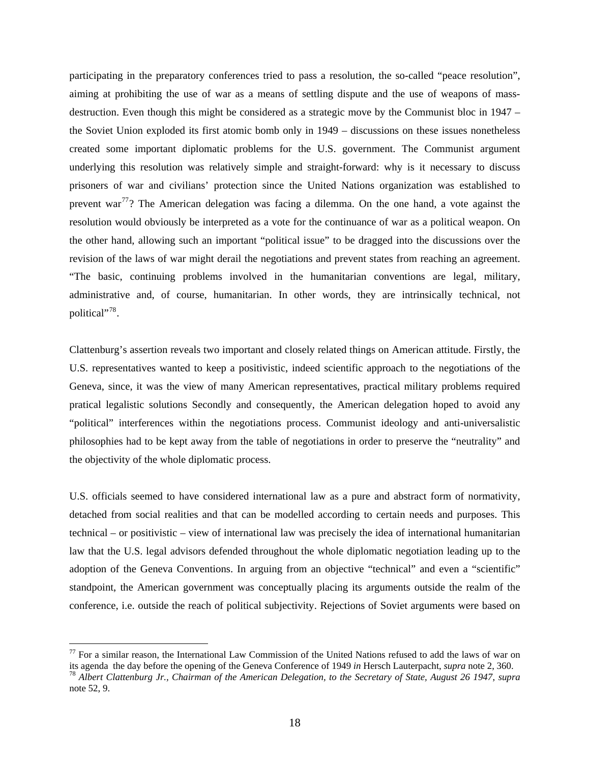participating in the preparatory conferences tried to pass a resolution, the so-called "peace resolution", aiming at prohibiting the use of war as a means of settling dispute and the use of weapons of mass-destruction. Even though this might be considered as a strategic move by the Communist bloc in 1947 – the Soviet Union exploded its first atomic bomb only in 1949 – discussions on these issues nonetheless created some important diplomatic problems for the U.S. government. The Communist argument underlying this resolution was relatively simple and straight-forward: why is it necessary to discuss prisoners of war and civilians' protection since the United Nations organization was established to prevent war[77]? The American delegation was facing a dilemma. On the one hand, a vote against the resolution would obviously be interpreted as a vote for the continuance of war as a political weapon. On the other hand, allowing such an important "political issue" to be dragged into the discussions over the revision of the laws of war might derail the negotiations and prevent states from reaching an agreement. "The basic, continuing problems involved in the humanitarian conventions are legal, military, administrative and, of course, humanitarian. In other words, they are intrinsically technical, not political"[78].

Clattenburg's assertion reveals two important and closely related things on American attitude. Firstly, the U.S. representatives wanted to keep a positivistic, indeed scientific approach to the negotiations of the Geneva, since, it was the view of many American representatives, practical military problems required pratical legalistic solutions Secondly and consequently, the American delegation hoped to avoid any "political" interferences within the negotiations process. Communist ideology and anti-universalistic philosophies had to be kept away from the table of negotiations in order to preserve the "neutrality" and the objectivity of the whole diplomatic process.

U.S. officials seemed to have considered international law as a pure and abstract form of normativity, detached from social realities and that can be modelled according to certain needs and purposes. This technical – or positivistic – view of international law was precisely the idea of international humanitarian law that the U.S. legal advisors defended throughout the whole diplomatic negotiation leading up to the adoption of the Geneva Conventions. In arguing from an objective "technical" and even a "scientific" standpoint, the American government was conceptually placing its arguments outside the realm of the conference, i.e. outside the reach of political subjectivity. Rejections of Soviet arguments were based on

---

[77] For a similar reason, the International Law Commission of the United Nations refused to add the laws of war on its agenda the day before the opening of the Geneva Conference of 1949 *in* Hersch Lauterpacht, *supra* note 2, 360.

[78] *Albert Clattenburg Jr., Chairman of the American Delegation, to the Secretary of State, August 26 1947, supra* note 52, 9.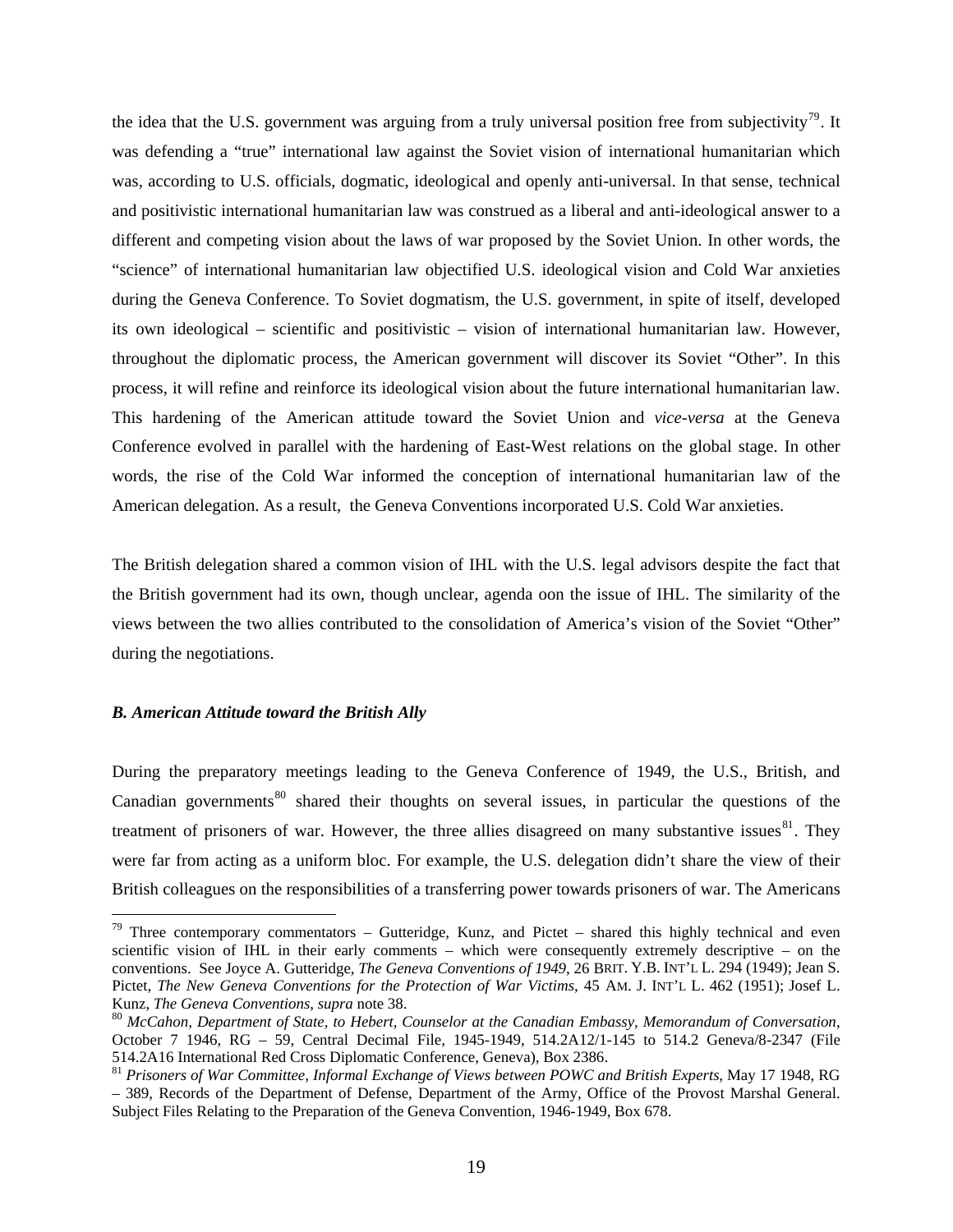the idea that the U.S. government was arguing from a truly universal position free from subjectivity[79]. It was defending a "true" international law against the Soviet vision of international humanitarian which was, according to U.S. officials, dogmatic, ideological and openly anti-universal. In that sense, technical and positivistic international humanitarian law was construed as a liberal and anti-ideological answer to a different and competing vision about the laws of war proposed by the Soviet Union. In other words, the "science" of international humanitarian law objectified U.S. ideological vision and Cold War anxieties during the Geneva Conference. To Soviet dogmatism, the U.S. government, in spite of itself, developed its own ideological – scientific and positivistic – vision of international humanitarian law. However, throughout the diplomatic process, the American government will discover its Soviet "Other". In this process, it will refine and reinforce its ideological vision about the future international humanitarian law. This hardening of the American attitude toward the Soviet Union and *vice-versa* at the Geneva Conference evolved in parallel with the hardening of East-West relations on the global stage. In other words, the rise of the Cold War informed the conception of international humanitarian law of the American delegation. As a result, the Geneva Conventions incorporated U.S. Cold War anxieties.

The British delegation shared a common vision of IHL with the U.S. legal advisors despite the fact that the British government had its own, though unclear, agenda oon the issue of IHL. The similarity of the views between the two allies contributed to the consolidation of America's vision of the Soviet "Other" during the negotiations.

### *B. American Attitude toward the British Ally*

During the preparatory meetings leading to the Geneva Conference of 1949, the U.S., British, and Canadian governments[80] shared their thoughts on several issues, in particular the questions of the treatment of prisoners of war. However, the three allies disagreed on many substantive issues[81]. They were far from acting as a uniform bloc. For example, the U.S. delegation didn't share the view of their British colleagues on the responsibilities of a transferring power towards prisoners of war. The Americans

---

[79] Three contemporary commentators – Gutteridge, Kunz, and Pictet – shared this highly technical and even scientific vision of IHL in their early comments – which were consequently extremely descriptive – on the conventions. See Joyce A. Gutteridge, *The Geneva Conventions of 1949*, 26 BRIT. Y.B. INT'L L. 294 (1949); Jean S. Pictet, *The New Geneva Conventions for the Protection of War Victims*, 45 AM. J. INT'L L. 462 (1951); Josef L. Kunz, *The Geneva Conventions*, *supra* note 38.

[80] *McCahon, Department of State, to Hebert, Counselor at the Canadian Embassy, Memorandum of Conversation*, October 7 1946, RG – 59, Central Decimal File, 1945-1949, 514.2A12/1-145 to 514.2 Geneva/8-2347 (File 514.2A16 International Red Cross Diplomatic Conference, Geneva), Box 2386.

[81] *Prisoners of War Committee, Informal Exchange of Views between POWC and British Experts*, May 17 1948, RG – 389, Records of the Department of Defense, Department of the Army, Office of the Provost Marshal General. Subject Files Relating to the Preparation of the Geneva Convention, 1946-1949, Box 678.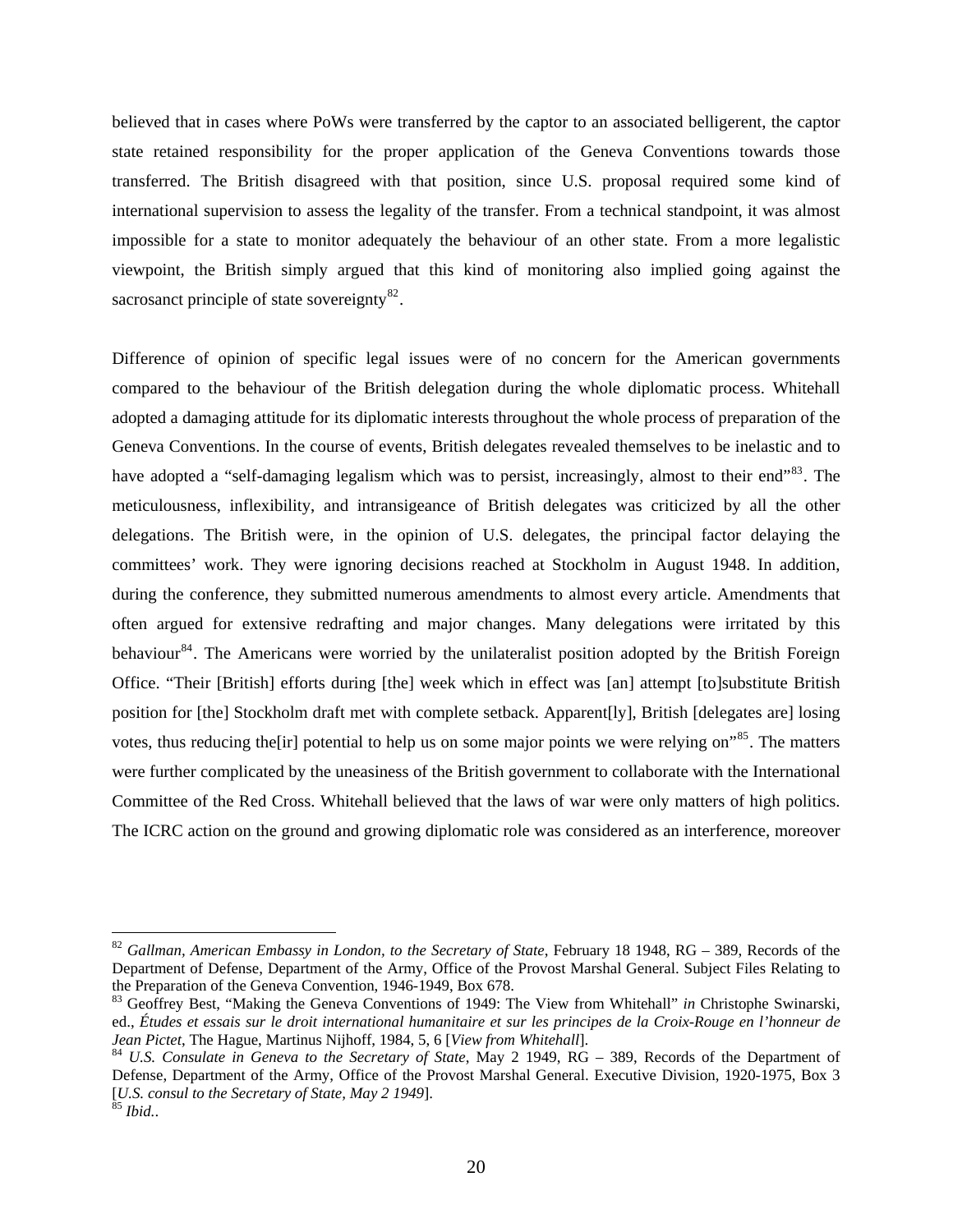believed that in cases where PoWs were transferred by the captor to an associated belligerent, the captor state retained responsibility for the proper application of the Geneva Conventions towards those transferred. The British disagreed with that position, since U.S. proposal required some kind of international supervision to assess the legality of the transfer. From a technical standpoint, it was almost impossible for a state to monitor adequately the behaviour of an other state. From a more legalistic viewpoint, the British simply argued that this kind of monitoring also implied going against the sacrosanct principle of state sovereignty[82].

Difference of opinion of specific legal issues were of no concern for the American governments compared to the behaviour of the British delegation during the whole diplomatic process. Whitehall adopted a damaging attitude for its diplomatic interests throughout the whole process of preparation of the Geneva Conventions. In the course of events, British delegates revealed themselves to be inelastic and to have adopted a "self-damaging legalism which was to persist, increasingly, almost to their end"[83]. The meticulousness, inflexibility, and intransigeance of British delegates was criticized by all the other delegations. The British were, in the opinion of U.S. delegates, the principal factor delaying the committees' work. They were ignoring decisions reached at Stockholm in August 1948. In addition, during the conference, they submitted numerous amendments to almost every article. Amendments that often argued for extensive redrafting and major changes. Many delegations were irritated by this behaviour[84]. The Americans were worried by the unilateralist position adopted by the British Foreign Office. "Their [British] efforts during [the] week which in effect was [an] attempt [to]substitute British position for [the] Stockholm draft met with complete setback. Apparent[ly], British [delegates are] losing votes, thus reducing the[ir] potential to help us on some major points we were relying on"[85]. The matters were further complicated by the uneasiness of the British government to collaborate with the International Committee of the Red Cross. Whitehall believed that the laws of war were only matters of high politics. The ICRC action on the ground and growing diplomatic role was considered as an interference, moreover

---

[82] *Gallman, American Embassy in London, to the Secretary of State*, February 18 1948, RG – 389, Records of the Department of Defense, Department of the Army, Office of the Provost Marshal General. Subject Files Relating to the Preparation of the Geneva Convention, 1946-1949, Box 678.

[83] Geoffrey Best, "Making the Geneva Conventions of 1949: The View from Whitehall" *in* Christophe Swinarski, ed., *Études et essais sur le droit international humanitaire et sur les principes de la Croix-Rouge en l'honneur de Jean Pictet*, The Hague, Martinus Nijhoff, 1984, 5, 6 [*View from Whitehall*].

[84] *U.S. Consulate in Geneva to the Secretary of State*, May 2 1949, RG – 389, Records of the Department of Defense, Department of the Army, Office of the Provost Marshal General. Executive Division, 1920-1975, Box 3 [*U.S. consul to the Secretary of State, May 2 1949*].

[85] *Ibid.*.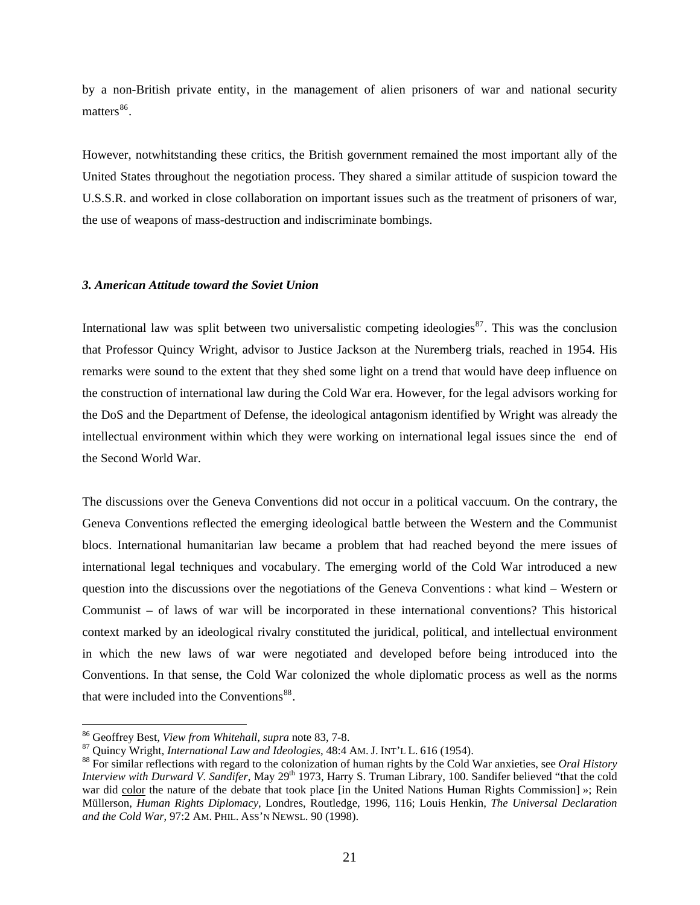by a non-British private entity, in the management of alien prisoners of war and national security matters[86].

However, notwhitstanding these critics, the British government remained the most important ally of the United States throughout the negotiation process. They shared a similar attitude of suspicion toward the U.S.S.R. and worked in close collaboration on important issues such as the treatment of prisoners of war, the use of weapons of mass-destruction and indiscriminate bombings.

### *3. American Attitude toward the Soviet Union*

International law was split between two universalistic competing ideologies[87]. This was the conclusion that Professor Quincy Wright, advisor to Justice Jackson at the Nuremberg trials, reached in 1954. His remarks were sound to the extent that they shed some light on a trend that would have deep influence on the construction of international law during the Cold War era. However, for the legal advisors working for the DoS and the Department of Defense, the ideological antagonism identified by Wright was already the intellectual environment within which they were working on international legal issues since the end of the Second World War.

The discussions over the Geneva Conventions did not occur in a political vaccuum. On the contrary, the Geneva Conventions reflected the emerging ideological battle between the Western and the Communist blocs. International humanitarian law became a problem that had reached beyond the mere issues of international legal techniques and vocabulary. The emerging world of the Cold War introduced a new question into the discussions over the negotiations of the Geneva Conventions : what kind – Western or Communist – of laws of war will be incorporated in these international conventions? This historical context marked by an ideological rivalry constituted the juridical, political, and intellectual environment in which the new laws of war were negotiated and developed before being introduced into the Conventions. In that sense, the Cold War colonized the whole diplomatic process as well as the norms that were included into the Conventions[88].

---

[86] Geoffrey Best, *View from Whitehall*, *supra* note 83, 7-8.

[87] Quincy Wright, *International Law and Ideologies*, 48:4 AM. J. INT'L L. 616 (1954).

[88] For similar reflections with regard to the colonization of human rights by the Cold War anxieties, see *Oral History Interview with Durward V. Sandifer*, May 29th 1973, Harry S. Truman Library, 100. Sandifer believed "that the cold war did color the nature of the debate that took place [in the United Nations Human Rights Commission] »; Rein Müllerson, *Human Rights Diplomacy*, Londres, Routledge, 1996, 116; Louis Henkin, *The Universal Declaration and the Cold War*, 97:2 AM. PHIL. ASS'N NEWSL. 90 (1998).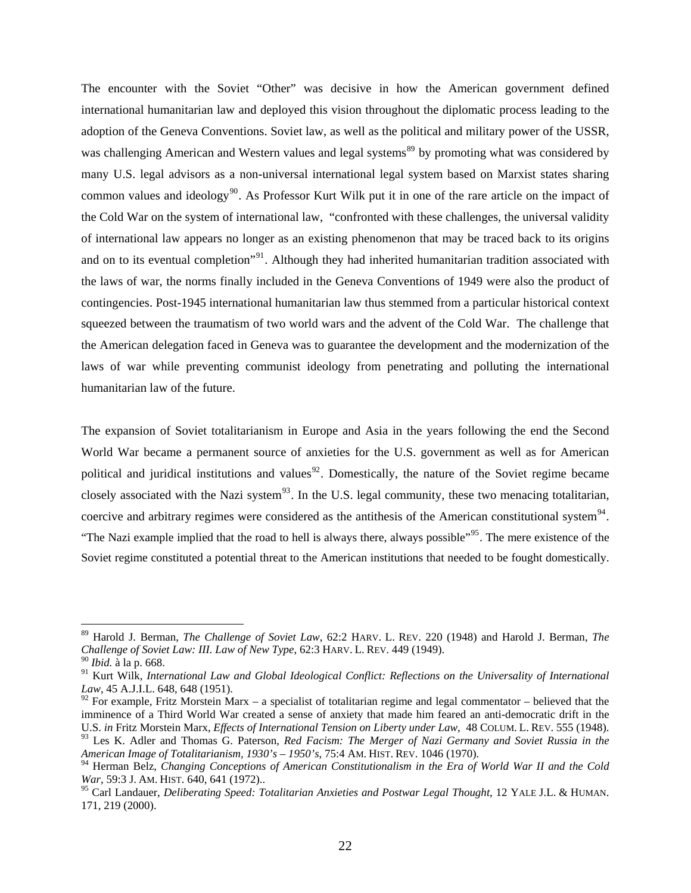The encounter with the Soviet "Other" was decisive in how the American government defined international humanitarian law and deployed this vision throughout the diplomatic process leading to the adoption of the Geneva Conventions. Soviet law, as well as the political and military power of the USSR, was challenging American and Western values and legal systems[89] by promoting what was considered by many U.S. legal advisors as a non-universal international legal system based on Marxist states sharing common values and ideology[90]. As Professor Kurt Wilk put it in one of the rare article on the impact of the Cold War on the system of international law, "confronted with these challenges, the universal validity of international law appears no longer as an existing phenomenon that may be traced back to its origins and on to its eventual completion"[91]. Although they had inherited humanitarian tradition associated with the laws of war, the norms finally included in the Geneva Conventions of 1949 were also the product of contingencies. Post-1945 international humanitarian law thus stemmed from a particular historical context squeezed between the traumatism of two world wars and the advent of the Cold War. The challenge that the American delegation faced in Geneva was to guarantee the development and the modernization of the laws of war while preventing communist ideology from penetrating and polluting the international humanitarian law of the future.

The expansion of Soviet totalitarianism in Europe and Asia in the years following the end the Second World War became a permanent source of anxieties for the U.S. government as well as for American political and juridical institutions and values[92]. Domestically, the nature of the Soviet regime became closely associated with the Nazi system[93]. In the U.S. legal community, these two menacing totalitarian, coercive and arbitrary regimes were considered as the antithesis of the American constitutional system[94]. "The Nazi example implied that the road to hell is always there, always possible"[95]. The mere existence of the Soviet regime constituted a potential threat to the American institutions that needed to be fought domestically.

---

[89] Harold J. Berman, *The Challenge of Soviet Law*, 62:2 HARV. L. REV. 220 (1948) and Harold J. Berman, *The Challenge of Soviet Law: III. Law of New Type*, 62:3 HARV. L. REV. 449 (1949).

[90] *Ibid.* à la p. 668.

[91] Kurt Wilk, *International Law and Global Ideological Conflict: Reflections on the Universality of International Law*, 45 A.J.I.L. 648, 648 (1951).

[92] For example, Fritz Morstein Marx – a specialist of totalitarian regime and legal commentator – believed that the imminence of a Third World War created a sense of anxiety that made him feared an anti-democratic drift in the U.S. *in* Fritz Morstein Marx, *Effects of International Tension on Liberty under Law*, 48 COLUM. L. REV. 555 (1948).

[93] Les K. Adler and Thomas G. Paterson, *Red Facism: The Merger of Nazi Germany and Soviet Russia in the American Image of Totalitarianism, 1930's – 1950's*, 75:4 AM. HIST. REV. 1046 (1970).

[94] Herman Belz, *Changing Conceptions of American Constitutionalism in the Era of World War II and the Cold War*, 59:3 J. AM. HIST. 640, 641 (1972)..

[95] Carl Landauer, *Deliberating Speed: Totalitarian Anxieties and Postwar Legal Thought*, 12 YALE J.L. & HUMAN. 171, 219 (2000).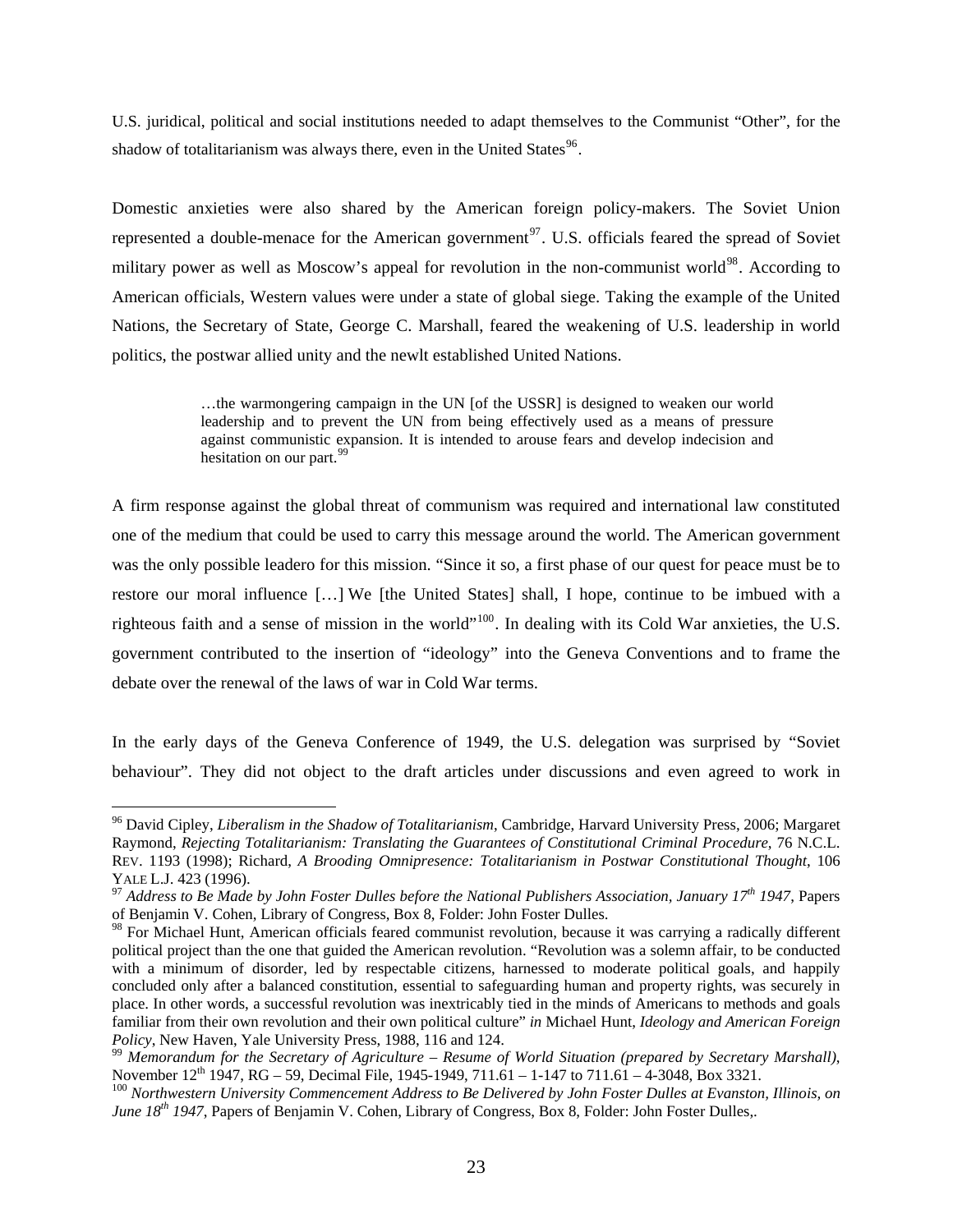U.S. juridical, political and social institutions needed to adapt themselves to the Communist "Other", for the shadow of totalitarianism was always there, even in the United States[96].

Domestic anxieties were also shared by the American foreign policy-makers. The Soviet Union represented a double-menace for the American government[97]. U.S. officials feared the spread of Soviet military power as well as Moscow's appeal for revolution in the non-communist world[98]. According to American officials, Western values were under a state of global siege. Taking the example of the United Nations, the Secretary of State, George C. Marshall, feared the weakening of U.S. leadership in world politics, the postwar allied unity and the newlt established United Nations.

> …the warmongering campaign in the UN [of the USSR] is designed to weaken our world leadership and to prevent the UN from being effectively used as a means of pressure against communistic expansion. It is intended to arouse fears and develop indecision and hesitation on our part.[99]

A firm response against the global threat of communism was required and international law constituted one of the medium that could be used to carry this message around the world. The American government was the only possible leadero for this mission. "Since it so, a first phase of our quest for peace must be to restore our moral influence […] We [the United States] shall, I hope, continue to be imbued with a righteous faith and a sense of mission in the world"[100]. In dealing with its Cold War anxieties, the U.S. government contributed to the insertion of "ideology" into the Geneva Conventions and to frame the debate over the renewal of the laws of war in Cold War terms.

In the early days of the Geneva Conference of 1949, the U.S. delegation was surprised by "Soviet behaviour". They did not object to the draft articles under discussions and even agreed to work in

---

[96] David Cipley, *Liberalism in the Shadow of Totalitarianism*, Cambridge, Harvard University Press, 2006; Margaret Raymond, *Rejecting Totalitarianism: Translating the Guarantees of Constitutional Criminal Procedure*, 76 N.C.L. REV. 1193 (1998); Richard, *A Brooding Omnipresence: Totalitarianism in Postwar Constitutional Thought*, 106 YALE L.J. 423 (1996).

[97] *Address to Be Made by John Foster Dulles before the National Publishers Association, January 17th 1947*, Papers of Benjamin V. Cohen, Library of Congress, Box 8, Folder: John Foster Dulles.

[98] For Michael Hunt, American officials feared communist revolution, because it was carrying a radically different political project than the one that guided the American revolution. "Revolution was a solemn affair, to be conducted with a minimum of disorder, led by respectable citizens, harnessed to moderate political goals, and happily concluded only after a balanced constitution, essential to safeguarding human and property rights, was securely in place. In other words, a successful revolution was inextricably tied in the minds of Americans to methods and goals familiar from their own revolution and their own political culture" *in* Michael Hunt, *Ideology and American Foreign Policy*, New Haven, Yale University Press, 1988, 116 and 124.

[99] *Memorandum for the Secretary of Agriculture – Resume of World Situation (prepared by Secretary Marshall)*, November 12th 1947, RG – 59, Decimal File, 1945-1949, 711.61 – 1-147 to 711.61 – 4-3048, Box 3321.

[100] *Northwestern University Commencement Address to Be Delivered by John Foster Dulles at Evanston, Illinois, on June 18th 1947*, Papers of Benjamin V. Cohen, Library of Congress, Box 8, Folder: John Foster Dulles,.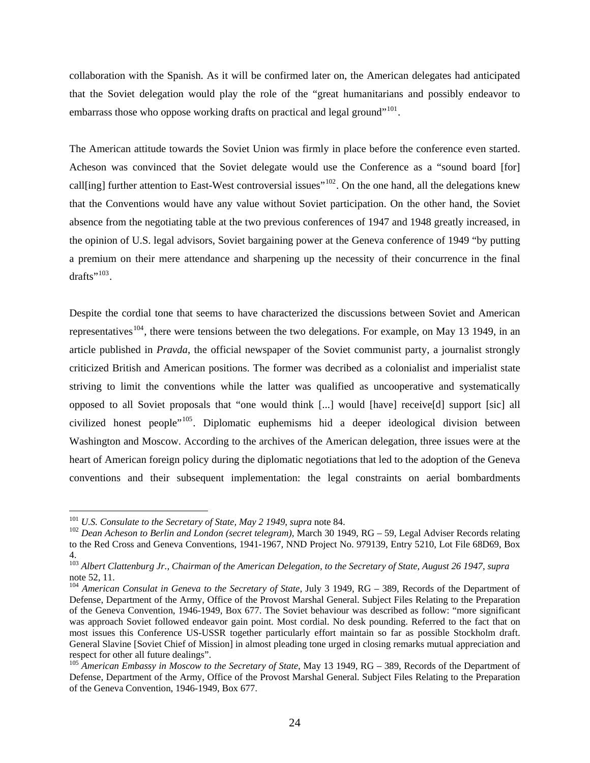collaboration with the Spanish. As it will be confirmed later on, the American delegates had anticipated that the Soviet delegation would play the role of the "great humanitarians and possibly endeavor to embarrass those who oppose working drafts on practical and legal ground"[101].

The American attitude towards the Soviet Union was firmly in place before the conference even started. Acheson was convinced that the Soviet delegate would use the Conference as a "sound board [for] call[ing] further attention to East-West controversial issues"[102]. On the one hand, all the delegations knew that the Conventions would have any value without Soviet participation. On the other hand, the Soviet absence from the negotiating table at the two previous conferences of 1947 and 1948 greatly increased, in the opinion of U.S. legal advisors, Soviet bargaining power at the Geneva conference of 1949 "by putting a premium on their mere attendance and sharpening up the necessity of their concurrence in the final drafts"[103].

Despite the cordial tone that seems to have characterized the discussions between Soviet and American representatives[104], there were tensions between the two delegations. For example, on May 13 1949, in an article published in *Pravda*, the official newspaper of the Soviet communist party, a journalist strongly criticized British and American positions. The former was decribed as a colonialist and imperialist state striving to limit the conventions while the latter was qualified as uncooperative and systematically opposed to all Soviet proposals that "one would think [...] would [have] receive[d] support [sic] all civilized honest people"[105]. Diplomatic euphemisms hid a deeper ideological division between Washington and Moscow. According to the archives of the American delegation, three issues were at the heart of American foreign policy during the diplomatic negotiations that led to the adoption of the Geneva conventions and their subsequent implementation: the legal constraints on aerial bombardments

---

[101] *U.S. Consulate to the Secretary of State, May 2 1949*, *supra* note 84.

[102] *Dean Acheson to Berlin and London (secret telegram)*, March 30 1949, RG – 59, Legal Adviser Records relating to the Red Cross and Geneva Conventions, 1941-1967, NND Project No. 979139, Entry 5210, Lot File 68D69, Box 4.

[103] *Albert Clattenburg Jr., Chairman of the American Delegation, to the Secretary of State, August 26 1947*, *supra* note 52, 11.

[104] *American Consulat in Geneva to the Secretary of State*, July 3 1949, RG – 389, Records of the Department of Defense, Department of the Army, Office of the Provost Marshal General. Subject Files Relating to the Preparation of the Geneva Convention, 1946-1949, Box 677. The Soviet behaviour was described as follow: "more significant was approach Soviet followed endeavor gain point. Most cordial. No desk pounding. Referred to the fact that on most issues this Conference US-USSR together particularly effort maintain so far as possible Stockholm draft. General Slavine [Soviet Chief of Mission] in almost pleading tone urged in closing remarks mutual appreciation and respect for other all future dealings".

[105] *American Embassy in Moscow to the Secretary of State*, May 13 1949, RG – 389, Records of the Department of Defense, Department of the Army, Office of the Provost Marshal General. Subject Files Relating to the Preparation of the Geneva Convention, 1946-1949, Box 677.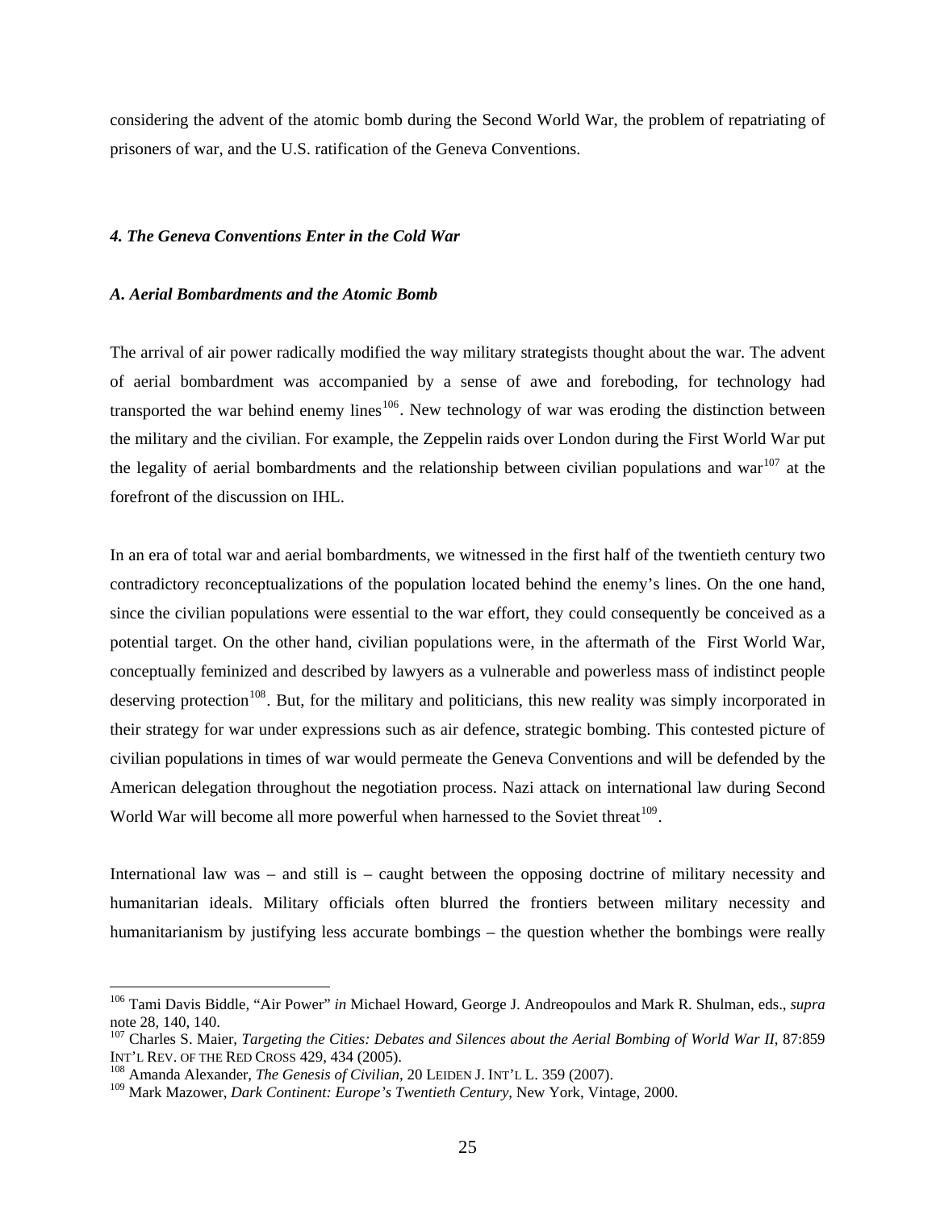considering the advent of the atomic bomb during the Second World War, the problem of repatriating of prisoners of war, and the U.S. ratification of the Geneva Conventions.

### *4. The Geneva Conventions Enter in the Cold War*

#### *A. Aerial Bombardments and the Atomic Bomb*

The arrival of air power radically modified the way military strategists thought about the war. The advent of aerial bombardment was accompanied by a sense of awe and foreboding, for technology had transported the war behind enemy lines[106]. New technology of war was eroding the distinction between the military and the civilian. For example, the Zeppelin raids over London during the First World War put the legality of aerial bombardments and the relationship between civilian populations and war[107] at the forefront of the discussion on IHL.

In an era of total war and aerial bombardments, we witnessed in the first half of the twentieth century two contradictory reconceptualizations of the population located behind the enemy's lines. On the one hand, since the civilian populations were essential to the war effort, they could consequently be conceived as a potential target. On the other hand, civilian populations were, in the aftermath of the First World War, conceptually feminized and described by lawyers as a vulnerable and powerless mass of indistinct people deserving protection[108]. But, for the military and politicians, this new reality was simply incorporated in their strategy for war under expressions such as air defence, strategic bombing. This contested picture of civilian populations in times of war would permeate the Geneva Conventions and will be defended by the American delegation throughout the negotiation process. Nazi attack on international law during Second World War will become all more powerful when harnessed to the Soviet threat[109].

International law was – and still is – caught between the opposing doctrine of military necessity and humanitarian ideals. Military officials often blurred the frontiers between military necessity and humanitarianism by justifying less accurate bombings – the question whether the bombings were really

---

[106] Tami Davis Biddle, "Air Power" *in* Michael Howard, George J. Andreopoulos and Mark R. Shulman, eds., *supra* note 28, 140, 140.

[107] Charles S. Maier, *Targeting the Cities: Debates and Silences about the Aerial Bombing of World War II*, 87:859 INT'L REV. OF THE RED CROSS 429, 434 (2005).

[108] Amanda Alexander, *The Genesis of Civilian*, 20 LEIDEN J. INT'L L. 359 (2007).

[109] Mark Mazower, *Dark Continent: Europe's Twentieth Century*, New York, Vintage, 2000.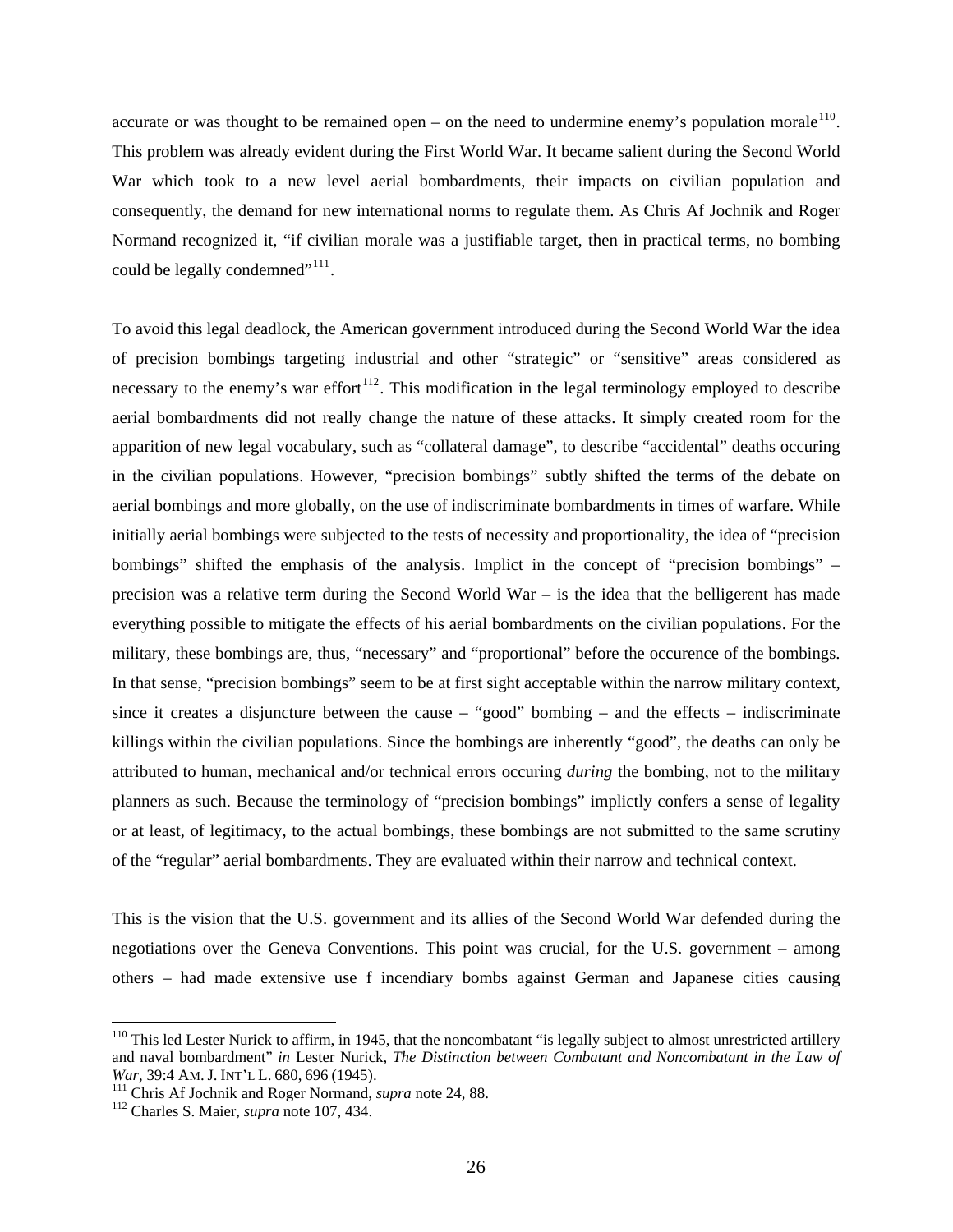accurate or was thought to be remained open – on the need to undermine enemy's population morale[110]. This problem was already evident during the First World War. It became salient during the Second World War which took to a new level aerial bombardments, their impacts on civilian population and consequently, the demand for new international norms to regulate them. As Chris Af Jochnik and Roger Normand recognized it, "if civilian morale was a justifiable target, then in practical terms, no bombing could be legally condemned"[111].

To avoid this legal deadlock, the American government introduced during the Second World War the idea of precision bombings targeting industrial and other "strategic" or "sensitive" areas considered as necessary to the enemy's war effort[112]. This modification in the legal terminology employed to describe aerial bombardments did not really change the nature of these attacks. It simply created room for the apparition of new legal vocabulary, such as "collateral damage", to describe "accidental" deaths occuring in the civilian populations. However, "precision bombings" subtly shifted the terms of the debate on aerial bombings and more globally, on the use of indiscriminate bombardments in times of warfare. While initially aerial bombings were subjected to the tests of necessity and proportionality, the idea of "precision bombings" shifted the emphasis of the analysis. Implict in the concept of "precision bombings" – precision was a relative term during the Second World War – is the idea that the belligerent has made everything possible to mitigate the effects of his aerial bombardments on the civilian populations. For the military, these bombings are, thus, "necessary" and "proportional" before the occurence of the bombings. In that sense, "precision bombings" seem to be at first sight acceptable within the narrow military context, since it creates a disjuncture between the cause – "good" bombing – and the effects – indiscriminate killings within the civilian populations. Since the bombings are inherently "good", the deaths can only be attributed to human, mechanical and/or technical errors occuring *during* the bombing, not to the military planners as such. Because the terminology of "precision bombings" implictly confers a sense of legality or at least, of legitimacy, to the actual bombings, these bombings are not submitted to the same scrutiny of the "regular" aerial bombardments. They are evaluated within their narrow and technical context.

This is the vision that the U.S. government and its allies of the Second World War defended during the negotiations over the Geneva Conventions. This point was crucial, for the U.S. government – among others – had made extensive use f incendiary bombs against German and Japanese cities causing

---

[110] This led Lester Nurick to affirm, in 1945, that the noncombatant "is legally subject to almost unrestricted artillery and naval bombardment" *in* Lester Nurick, *The Distinction between Combatant and Noncombatant in the Law of War*, 39:4 AM. J. INT'L L. 680, 696 (1945).

[111] Chris Af Jochnik and Roger Normand, *supra* note 24, 88.

[112] Charles S. Maier, *supra* note 107, 434.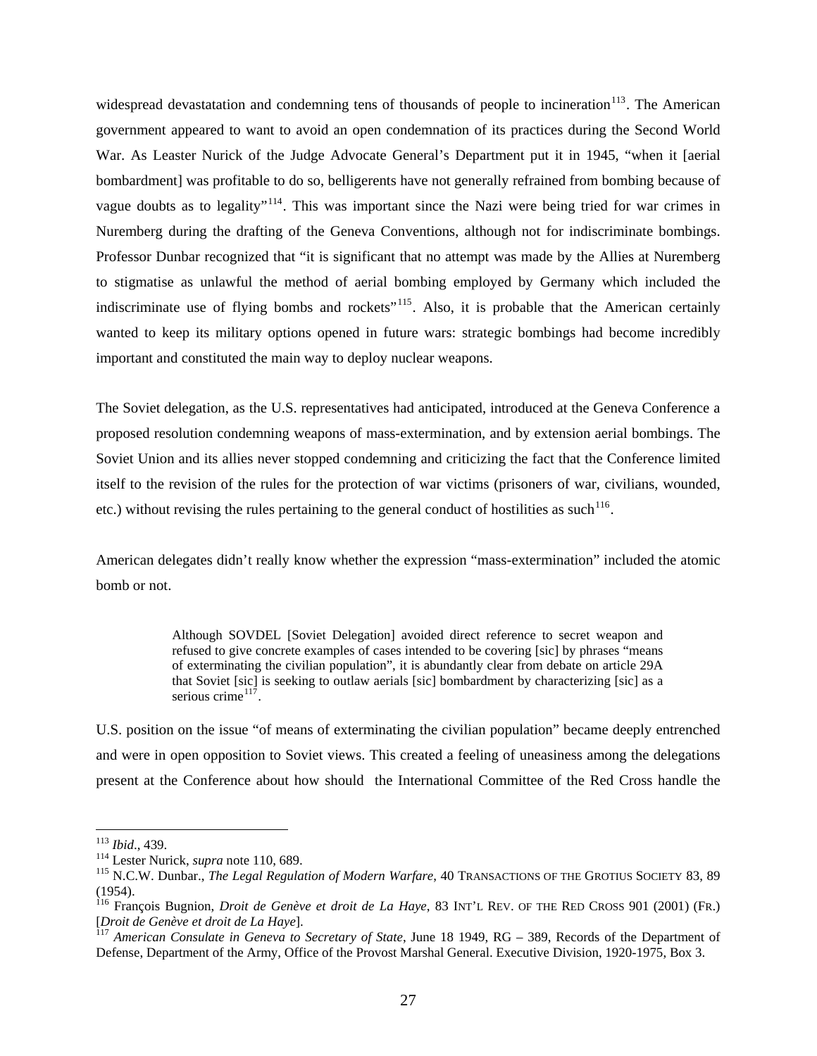widespread devastatation and condemning tens of thousands of people to incineration[113]. The American government appeared to want to avoid an open condemnation of its practices during the Second World War. As Leaster Nurick of the Judge Advocate General's Department put it in 1945, "when it [aerial bombardment] was profitable to do so, belligerents have not generally refrained from bombing because of vague doubts as to legality"[114]. This was important since the Nazi were being tried for war crimes in Nuremberg during the drafting of the Geneva Conventions, although not for indiscriminate bombings. Professor Dunbar recognized that "it is significant that no attempt was made by the Allies at Nuremberg to stigmatise as unlawful the method of aerial bombing employed by Germany which included the indiscriminate use of flying bombs and rockets"[115]. Also, it is probable that the American certainly wanted to keep its military options opened in future wars: strategic bombings had become incredibly important and constituted the main way to deploy nuclear weapons.

The Soviet delegation, as the U.S. representatives had anticipated, introduced at the Geneva Conference a proposed resolution condemning weapons of mass-extermination, and by extension aerial bombings. The Soviet Union and its allies never stopped condemning and criticizing the fact that the Conference limited itself to the revision of the rules for the protection of war victims (prisoners of war, civilians, wounded, etc.) without revising the rules pertaining to the general conduct of hostilities as such[116].

American delegates didn't really know whether the expression "mass-extermination" included the atomic bomb or not.

> Although SOVDEL [Soviet Delegation] avoided direct reference to secret weapon and refused to give concrete examples of cases intended to be covering [sic] by phrases "means of exterminating the civilian population", it is abundantly clear from debate on article 29A that Soviet [sic] is seeking to outlaw aerials [sic] bombardment by characterizing [sic] as a serious crime[117].

U.S. position on the issue "of means of exterminating the civilian population" became deeply entrenched and were in open opposition to Soviet views. This created a feeling of uneasiness among the delegations present at the Conference about how should the International Committee of the Red Cross handle the

---

[113] *Ibid*., 439.

[114] Lester Nurick, *supra* note 110, 689.

[115] N.C.W. Dunbar., *The Legal Regulation of Modern Warfare*, 40 TRANSACTIONS OF THE GROTIUS SOCIETY 83, 89 (1954).

[116] François Bugnion, *Droit de Genève et droit de La Haye*, 83 INT'L REV. OF THE RED CROSS 901 (2001) (FR.) [*Droit de Genève et droit de La Haye*].

[117] *American Consulate in Geneva to Secretary of State*, June 18 1949, RG – 389, Records of the Department of Defense, Department of the Army, Office of the Provost Marshal General. Executive Division, 1920-1975, Box 3.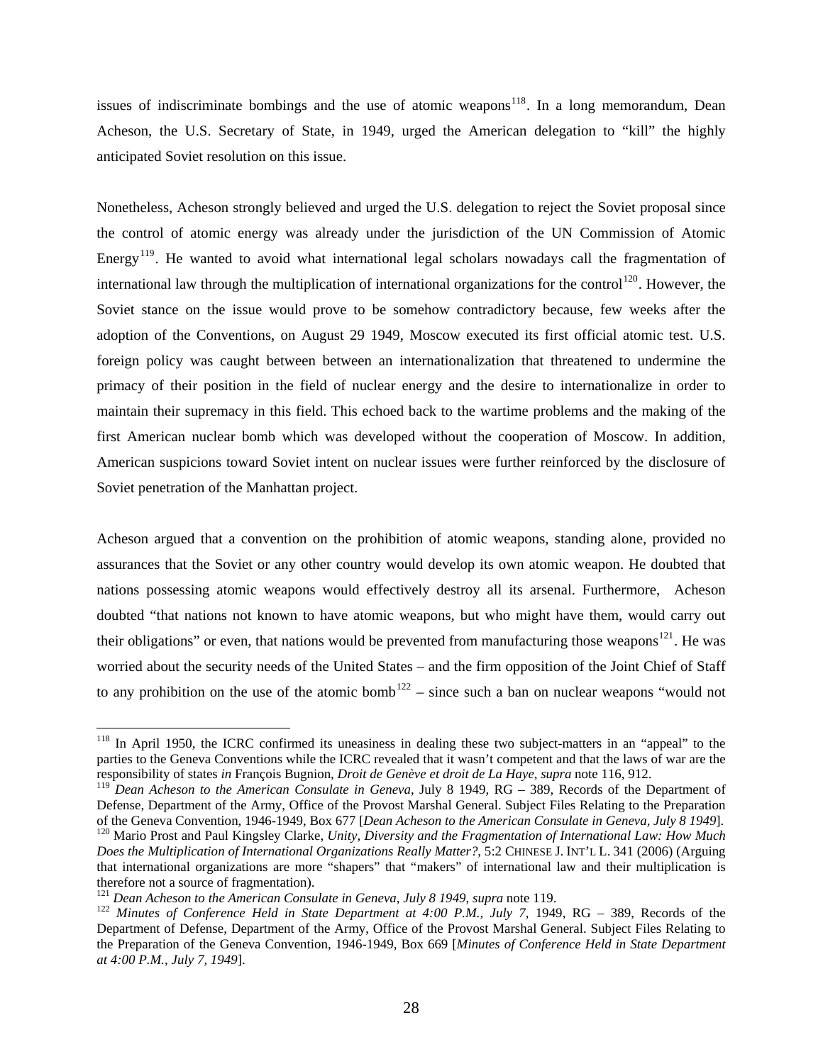issues of indiscriminate bombings and the use of atomic weapons[118]. In a long memorandum, Dean Acheson, the U.S. Secretary of State, in 1949, urged the American delegation to "kill" the highly anticipated Soviet resolution on this issue.

Nonetheless, Acheson strongly believed and urged the U.S. delegation to reject the Soviet proposal since the control of atomic energy was already under the jurisdiction of the UN Commission of Atomic Energy[119]. He wanted to avoid what international legal scholars nowadays call the fragmentation of international law through the multiplication of international organizations for the control[120]. However, the Soviet stance on the issue would prove to be somehow contradictory because, few weeks after the adoption of the Conventions, on August 29 1949, Moscow executed its first official atomic test. U.S. foreign policy was caught between between an internationalization that threatened to undermine the primacy of their position in the field of nuclear energy and the desire to internationalize in order to maintain their supremacy in this field. This echoed back to the wartime problems and the making of the first American nuclear bomb which was developed without the cooperation of Moscow. In addition, American suspicions toward Soviet intent on nuclear issues were further reinforced by the disclosure of Soviet penetration of the Manhattan project.

Acheson argued that a convention on the prohibition of atomic weapons, standing alone, provided no assurances that the Soviet or any other country would develop its own atomic weapon. He doubted that nations possessing atomic weapons would effectively destroy all its arsenal. Furthermore, Acheson doubted "that nations not known to have atomic weapons, but who might have them, would carry out their obligations" or even, that nations would be prevented from manufacturing those weapons[121]. He was worried about the security needs of the United States – and the firm opposition of the Joint Chief of Staff to any prohibition on the use of the atomic bomb[122] – since such a ban on nuclear weapons "would not

---

[118] In April 1950, the ICRC confirmed its uneasiness in dealing these two subject-matters in an "appeal" to the parties to the Geneva Conventions while the ICRC revealed that it wasn't competent and that the laws of war are the responsibility of states *in* François Bugnion, *Droit de Genève et droit de La Haye*, *supra* note 116, 912.

[119] *Dean Acheson to the American Consulate in Geneva*, July 8 1949, RG – 389, Records of the Department of Defense, Department of the Army, Office of the Provost Marshal General. Subject Files Relating to the Preparation of the Geneva Convention, 1946-1949, Box 677 [*Dean Acheson to the American Consulate in Geneva, July 8 1949*].

[120] Mario Prost and Paul Kingsley Clarke, *Unity, Diversity and the Fragmentation of International Law: How Much Does the Multiplication of International Organizations Really Matter?*, 5:2 CHINESE J. INT'L L. 341 (2006) (Arguing that international organizations are more "shapers" that "makers" of international law and their multiplication is therefore not a source of fragmentation).

[121] *Dean Acheson to the American Consulate in Geneva, July 8 1949*, *supra* note 119.

[122] *Minutes of Conference Held in State Department at 4:00 P.M., July 7*, 1949, RG – 389, Records of the Department of Defense, Department of the Army, Office of the Provost Marshal General. Subject Files Relating to the Preparation of the Geneva Convention, 1946-1949, Box 669 [*Minutes of Conference Held in State Department at 4:00 P.M., July 7, 1949*].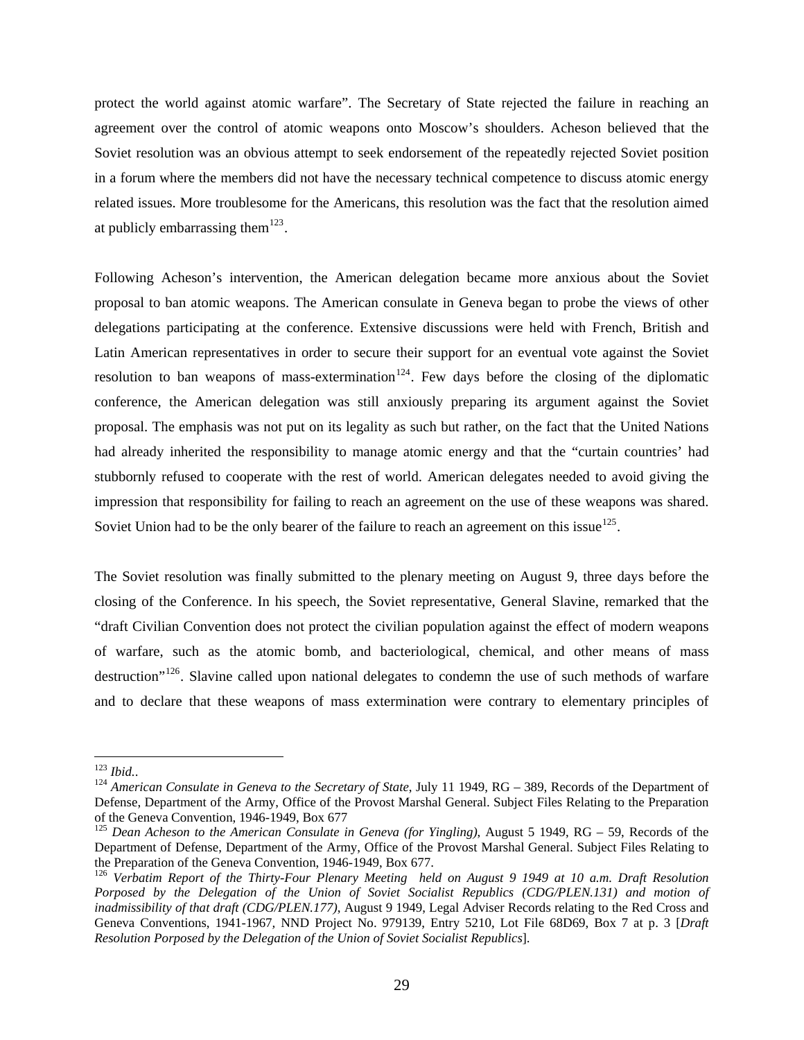protect the world against atomic warfare". The Secretary of State rejected the failure in reaching an agreement over the control of atomic weapons onto Moscow's shoulders. Acheson believed that the Soviet resolution was an obvious attempt to seek endorsement of the repeatedly rejected Soviet position in a forum where the members did not have the necessary technical competence to discuss atomic energy related issues. More troublesome for the Americans, this resolution was the fact that the resolution aimed at publicly embarrassing them[123].

Following Acheson's intervention, the American delegation became more anxious about the Soviet proposal to ban atomic weapons. The American consulate in Geneva began to probe the views of other delegations participating at the conference. Extensive discussions were held with French, British and Latin American representatives in order to secure their support for an eventual vote against the Soviet resolution to ban weapons of mass-extermination[124]. Few days before the closing of the diplomatic conference, the American delegation was still anxiously preparing its argument against the Soviet proposal. The emphasis was not put on its legality as such but rather, on the fact that the United Nations had already inherited the responsibility to manage atomic energy and that the "curtain countries' had stubbornly refused to cooperate with the rest of world. American delegates needed to avoid giving the impression that responsibility for failing to reach an agreement on the use of these weapons was shared. Soviet Union had to be the only bearer of the failure to reach an agreement on this issue[125].

The Soviet resolution was finally submitted to the plenary meeting on August 9, three days before the closing of the Conference. In his speech, the Soviet representative, General Slavine, remarked that the "draft Civilian Convention does not protect the civilian population against the effect of modern weapons of warfare, such as the atomic bomb, and bacteriological, chemical, and other means of mass destruction"[126]. Slavine called upon national delegates to condemn the use of such methods of warfare and to declare that these weapons of mass extermination were contrary to elementary principles of

---

[123] *Ibid.*.

[124] *American Consulate in Geneva to the Secretary of State,* July 11 1949, RG – 389, Records of the Department of Defense, Department of the Army, Office of the Provost Marshal General. Subject Files Relating to the Preparation of the Geneva Convention, 1946-1949, Box 677

[125] *Dean Acheson to the American Consulate in Geneva (for Yingling),* August 5 1949, RG – 59, Records of the Department of Defense, Department of the Army, Office of the Provost Marshal General. Subject Files Relating to the Preparation of the Geneva Convention, 1946-1949, Box 677.

[126] *Verbatim Report of the Thirty-Four Plenary Meeting held on August 9 1949 at 10 a.m. Draft Resolution Porposed by the Delegation of the Union of Soviet Socialist Republics (CDG/PLEN.131) and motion of inadmissibility of that draft (CDG/PLEN.177)*, August 9 1949, Legal Adviser Records relating to the Red Cross and Geneva Conventions, 1941-1967, NND Project No. 979139, Entry 5210, Lot File 68D69, Box 7 at p. 3 [*Draft Resolution Porposed by the Delegation of the Union of Soviet Socialist Republics*].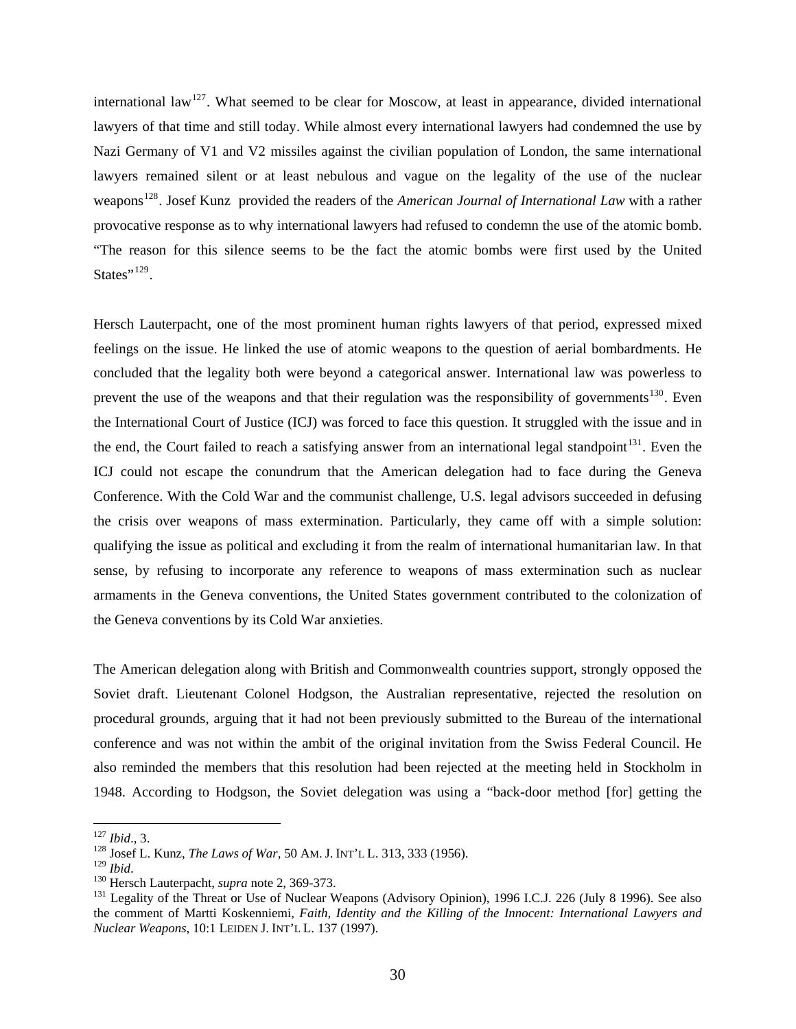international law[127]. What seemed to be clear for Moscow, at least in appearance, divided international lawyers of that time and still today. While almost every international lawyers had condemned the use by Nazi Germany of V1 and V2 missiles against the civilian population of London, the same international lawyers remained silent or at least nebulous and vague on the legality of the use of the nuclear weapons[128]. Josef Kunz provided the readers of the *American Journal of International Law* with a rather provocative response as to why international lawyers had refused to condemn the use of the atomic bomb. "The reason for this silence seems to be the fact the atomic bombs were first used by the United States"[129].

Hersch Lauterpacht, one of the most prominent human rights lawyers of that period, expressed mixed feelings on the issue. He linked the use of atomic weapons to the question of aerial bombardments. He concluded that the legality both were beyond a categorical answer. International law was powerless to prevent the use of the weapons and that their regulation was the responsibility of governments[130]. Even the International Court of Justice (ICJ) was forced to face this question. It struggled with the issue and in the end, the Court failed to reach a satisfying answer from an international legal standpoint[131]. Even the ICJ could not escape the conundrum that the American delegation had to face during the Geneva Conference. With the Cold War and the communist challenge, U.S. legal advisors succeeded in defusing the crisis over weapons of mass extermination. Particularly, they came off with a simple solution: qualifying the issue as political and excluding it from the realm of international humanitarian law. In that sense, by refusing to incorporate any reference to weapons of mass extermination such as nuclear armaments in the Geneva conventions, the United States government contributed to the colonization of the Geneva conventions by its Cold War anxieties.

The American delegation along with British and Commonwealth countries support, strongly opposed the Soviet draft. Lieutenant Colonel Hodgson, the Australian representative, rejected the resolution on procedural grounds, arguing that it had not been previously submitted to the Bureau of the international conference and was not within the ambit of the original invitation from the Swiss Federal Council. He also reminded the members that this resolution had been rejected at the meeting held in Stockholm in 1948. According to Hodgson, the Soviet delegation was using a "back-door method [for] getting the

---

[127] *Ibid*., 3.

[128] Josef L. Kunz, *The Laws of War*, 50 AM. J. INT'L L. 313, 333 (1956).

[129] *Ibid*.

[130] Hersch Lauterpacht, *supra* note 2, 369-373.

[131] Legality of the Threat or Use of Nuclear Weapons (Advisory Opinion), 1996 I.C.J. 226 (July 8 1996). See also the comment of Martti Koskenniemi, *Faith, Identity and the Killing of the Innocent: International Lawyers and Nuclear Weapons*, 10:1 LEIDEN J. INT'L L. 137 (1997).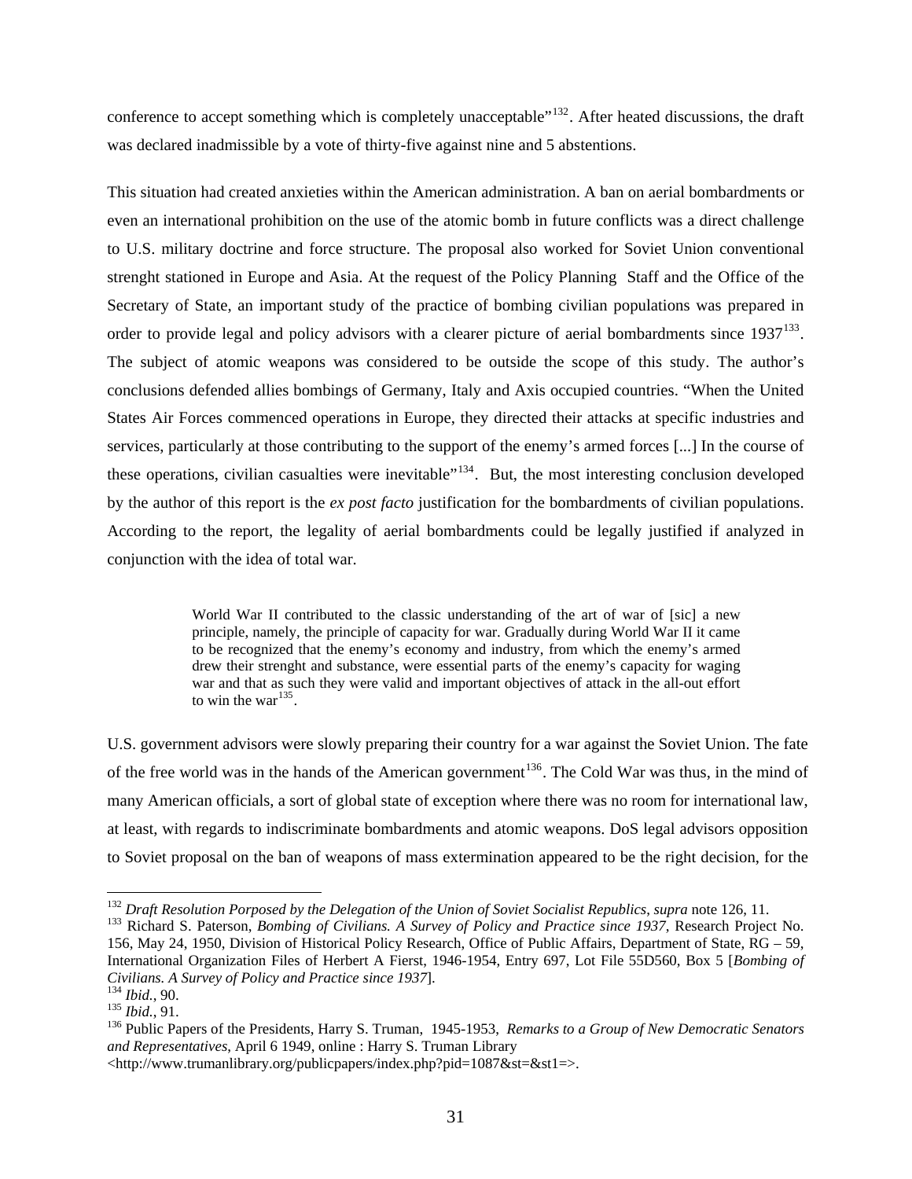conference to accept something which is completely unacceptable"[132]. After heated discussions, the draft was declared inadmissible by a vote of thirty-five against nine and 5 abstentions.

This situation had created anxieties within the American administration. A ban on aerial bombardments or even an international prohibition on the use of the atomic bomb in future conflicts was a direct challenge to U.S. military doctrine and force structure. The proposal also worked for Soviet Union conventional strenght stationed in Europe and Asia. At the request of the Policy Planning Staff and the Office of the Secretary of State, an important study of the practice of bombing civilian populations was prepared in order to provide legal and policy advisors with a clearer picture of aerial bombardments since 1937[133]. The subject of atomic weapons was considered to be outside the scope of this study. The author's conclusions defended allies bombings of Germany, Italy and Axis occupied countries. "When the United States Air Forces commenced operations in Europe, they directed their attacks at specific industries and services, particularly at those contributing to the support of the enemy's armed forces [...] In the course of these operations, civilian casualties were inevitable"[134]. But, the most interesting conclusion developed by the author of this report is the *ex post facto* justification for the bombardments of civilian populations. According to the report, the legality of aerial bombardments could be legally justified if analyzed in conjunction with the idea of total war.

> World War II contributed to the classic understanding of the art of war of [sic] a new principle, namely, the principle of capacity for war. Gradually during World War II it came to be recognized that the enemy's economy and industry, from which the enemy's armed drew their strenght and substance, were essential parts of the enemy's capacity for waging war and that as such they were valid and important objectives of attack in the all-out effort to win the war[135].

U.S. government advisors were slowly preparing their country for a war against the Soviet Union. The fate of the free world was in the hands of the American government[136]. The Cold War was thus, in the mind of many American officials, a sort of global state of exception where there was no room for international law, at least, with regards to indiscriminate bombardments and atomic weapons. DoS legal advisors opposition to Soviet proposal on the ban of weapons of mass extermination appeared to be the right decision, for the

---

[132] *Draft Resolution Porposed by the Delegation of the Union of Soviet Socialist Republics*, *supra* note 126, 11.

[133] Richard S. Paterson, *Bombing of Civilians. A Survey of Policy and Practice since 1937*, Research Project No. 156, May 24, 1950, Division of Historical Policy Research, Office of Public Affairs, Department of State, RG – 59, International Organization Files of Herbert A Fierst, 1946-1954, Entry 697, Lot File 55D560, Box 5 [*Bombing of Civilians. A Survey of Policy and Practice since 1937*].

[134] *Ibid.*, 90.

[135] *Ibid.*, 91.

[136] Public Papers of the Presidents, Harry S. Truman, 1945-1953, *Remarks to a Group of New Democratic Senators and Representatives*, April 6 1949, online : Harry S. Truman Library <http://www.trumanlibrary.org/publicpapers/index.php?pid=1087&st=&st1=>.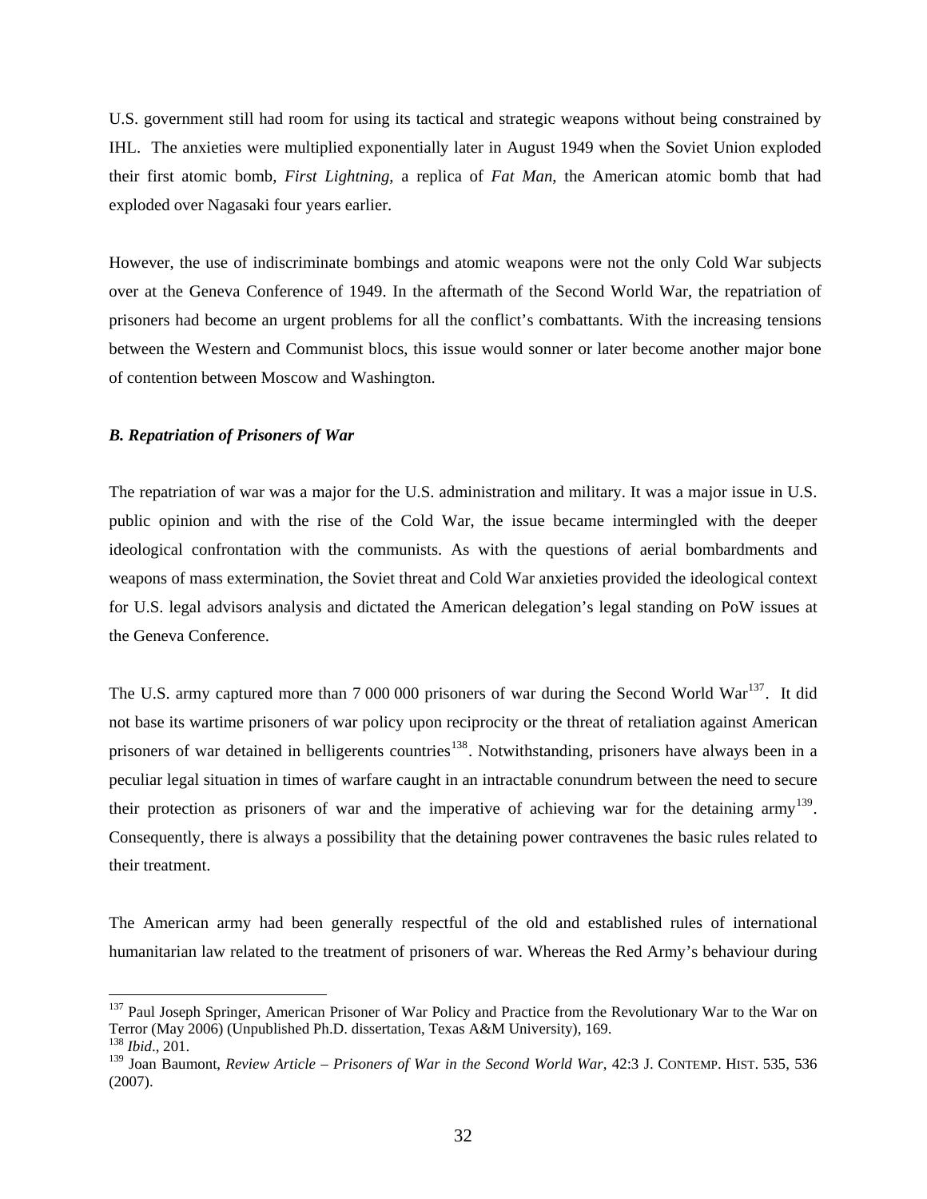U.S. government still had room for using its tactical and strategic weapons without being constrained by IHL. The anxieties were multiplied exponentially later in August 1949 when the Soviet Union exploded their first atomic bomb, *First Lightning*, a replica of *Fat Man*, the American atomic bomb that had exploded over Nagasaki four years earlier.

However, the use of indiscriminate bombings and atomic weapons were not the only Cold War subjects over at the Geneva Conference of 1949. In the aftermath of the Second World War, the repatriation of prisoners had become an urgent problems for all the conflict's combattants. With the increasing tensions between the Western and Communist blocs, this issue would sonner or later become another major bone of contention between Moscow and Washington.

***B. Repatriation of Prisoners of War***

The repatriation of war was a major for the U.S. administration and military. It was a major issue in U.S. public opinion and with the rise of the Cold War, the issue became intermingled with the deeper ideological confrontation with the communists. As with the questions of aerial bombardments and weapons of mass extermination, the Soviet threat and Cold War anxieties provided the ideological context for U.S. legal advisors analysis and dictated the American delegation's legal standing on PoW issues at the Geneva Conference.

The U.S. army captured more than 7 000 000 prisoners of war during the Second World War[137]. It did not base its wartime prisoners of war policy upon reciprocity or the threat of retaliation against American prisoners of war detained in belligerents countries[138]. Notwithstanding, prisoners have always been in a peculiar legal situation in times of warfare caught in an intractable conundrum between the need to secure their protection as prisoners of war and the imperative of achieving war for the detaining army[139]. Consequently, there is always a possibility that the detaining power contravenes the basic rules related to their treatment.

The American army had been generally respectful of the old and established rules of international humanitarian law related to the treatment of prisoners of war. Whereas the Red Army's behaviour during

---

[137] Paul Joseph Springer, American Prisoner of War Policy and Practice from the Revolutionary War to the War on Terror (May 2006) (Unpublished Ph.D. dissertation, Texas A&M University), 169.

[138] *Ibid*., 201.

[139] Joan Baumont, *Review Article – Prisoners of War in the Second World War*, 42:3 J. CONTEMP. HIST. 535, 536 (2007).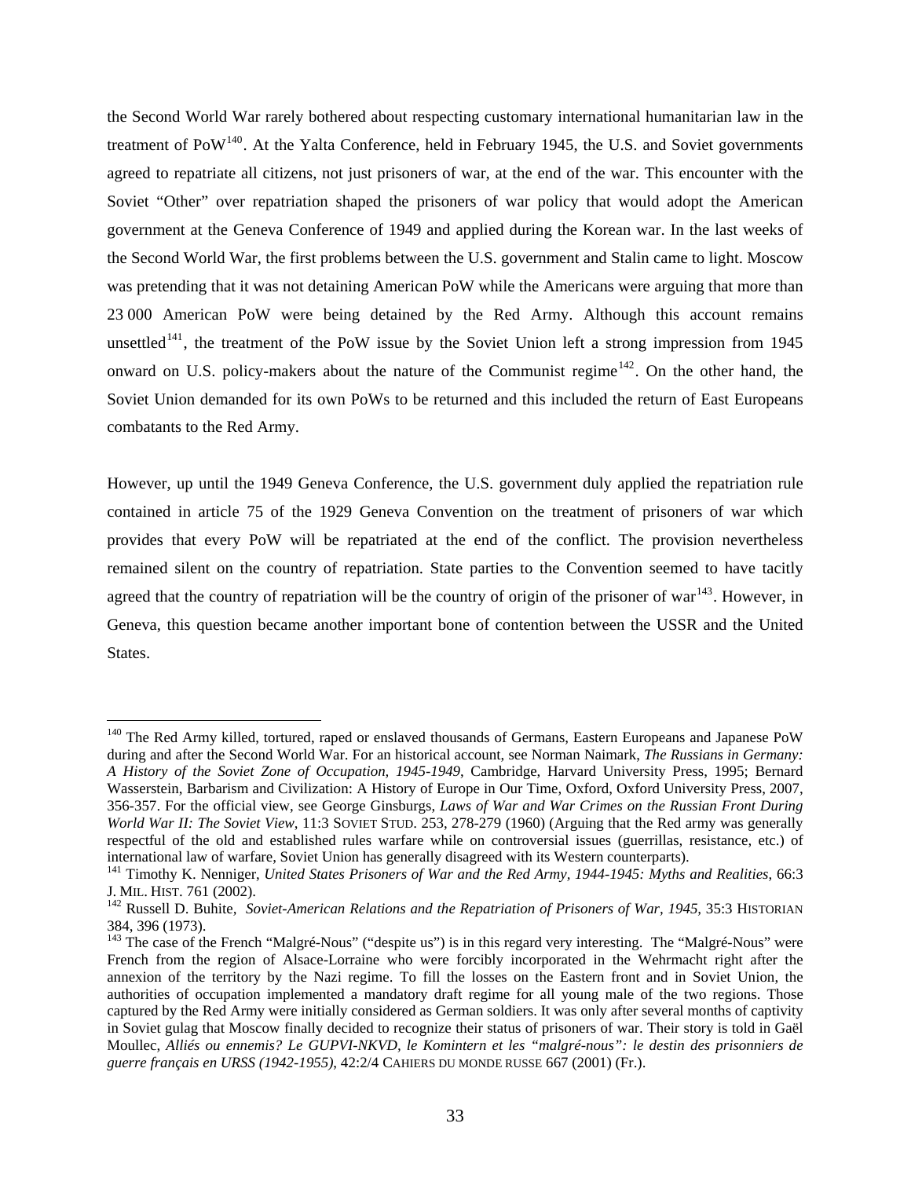the Second World War rarely bothered about respecting customary international humanitarian law in the treatment of PoW[140]. At the Yalta Conference, held in February 1945, the U.S. and Soviet governments agreed to repatriate all citizens, not just prisoners of war, at the end of the war. This encounter with the Soviet "Other" over repatriation shaped the prisoners of war policy that would adopt the American government at the Geneva Conference of 1949 and applied during the Korean war. In the last weeks of the Second World War, the first problems between the U.S. government and Stalin came to light. Moscow was pretending that it was not detaining American PoW while the Americans were arguing that more than 23 000 American PoW were being detained by the Red Army. Although this account remains unsettled[141], the treatment of the PoW issue by the Soviet Union left a strong impression from 1945 onward on U.S. policy-makers about the nature of the Communist regime[142]. On the other hand, the Soviet Union demanded for its own PoWs to be returned and this included the return of East Europeans combatants to the Red Army.

However, up until the 1949 Geneva Conference, the U.S. government duly applied the repatriation rule contained in article 75 of the 1929 Geneva Convention on the treatment of prisoners of war which provides that every PoW will be repatriated at the end of the conflict. The provision nevertheless remained silent on the country of repatriation. State parties to the Convention seemed to have tacitly agreed that the country of repatriation will be the country of origin of the prisoner of war[143]. However, in Geneva, this question became another important bone of contention between the USSR and the United States.

---

[140] The Red Army killed, tortured, raped or enslaved thousands of Germans, Eastern Europeans and Japanese PoW during and after the Second World War. For an historical account, see Norman Naimark, *The Russians in Germany: A History of the Soviet Zone of Occupation, 1945-1949*, Cambridge, Harvard University Press, 1995; Bernard Wasserstein, Barbarism and Civilization: A History of Europe in Our Time, Oxford, Oxford University Press, 2007, 356-357. For the official view, see George Ginsburgs, *Laws of War and War Crimes on the Russian Front During World War II: The Soviet View*, 11:3 SOVIET STUD. 253, 278-279 (1960) (Arguing that the Red army was generally respectful of the old and established rules warfare while on controversial issues (guerrillas, resistance, etc.) of international law of warfare, Soviet Union has generally disagreed with its Western counterparts).

[141] Timothy K. Nenniger, *United States Prisoners of War and the Red Army, 1944-1945: Myths and Realities*, 66:3 J. MIL. HIST. 761 (2002).

[142] Russell D. Buhite, *Soviet-American Relations and the Repatriation of Prisoners of War, 1945*, 35:3 HISTORIAN 384, 396 (1973).

[143] The case of the French "Malgré-Nous" ("despite us") is in this regard very interesting. The "Malgré-Nous" were French from the region of Alsace-Lorraine who were forcibly incorporated in the Wehrmacht right after the annexion of the territory by the Nazi regime. To fill the losses on the Eastern front and in Soviet Union, the authorities of occupation implemented a mandatory draft regime for all young male of the two regions. Those captured by the Red Army were initially considered as German soldiers. It was only after several months of captivity in Soviet gulag that Moscow finally decided to recognize their status of prisoners of war. Their story is told in Gaël Moullec, *Alliés ou ennemis? Le GUPVI-NKVD, le Komintern et les "malgré-nous": le destin des prisonniers de guerre français en URSS (1942-1955)*, 42:2/4 CAHIERS DU MONDE RUSSE 667 (2001) (Fr.).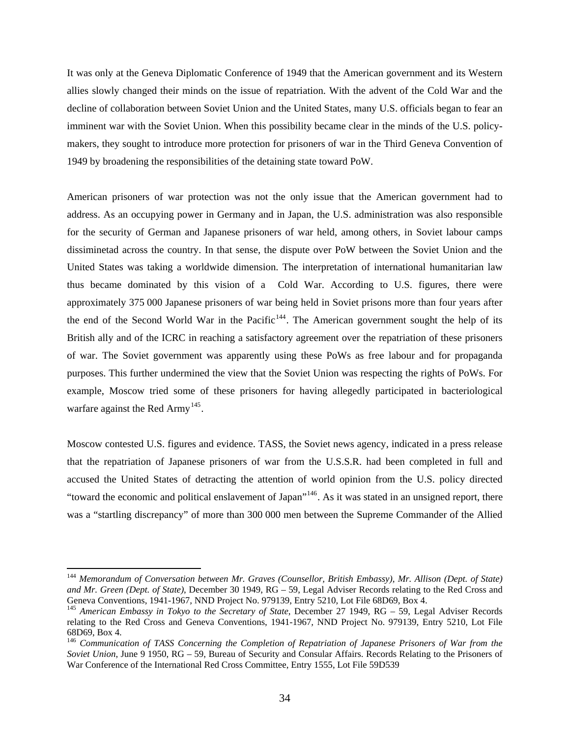It was only at the Geneva Diplomatic Conference of 1949 that the American government and its Western allies slowly changed their minds on the issue of repatriation. With the advent of the Cold War and the decline of collaboration between Soviet Union and the United States, many U.S. officials began to fear an imminent war with the Soviet Union. When this possibility became clear in the minds of the U.S. policy-makers, they sought to introduce more protection for prisoners of war in the Third Geneva Convention of 1949 by broadening the responsibilities of the detaining state toward PoW.

American prisoners of war protection was not the only issue that the American government had to address. As an occupying power in Germany and in Japan, the U.S. administration was also responsible for the security of German and Japanese prisoners of war held, among others, in Soviet labour camps dissiminetad across the country. In that sense, the dispute over PoW between the Soviet Union and the United States was taking a worldwide dimension. The interpretation of international humanitarian law thus became dominated by this vision of a Cold War. According to U.S. figures, there were approximately 375 000 Japanese prisoners of war being held in Soviet prisons more than four years after the end of the Second World War in the Pacific[144]. The American government sought the help of its British ally and of the ICRC in reaching a satisfactory agreement over the repatriation of these prisoners of war. The Soviet government was apparently using these PoWs as free labour and for propaganda purposes. This further undermined the view that the Soviet Union was respecting the rights of PoWs. For example, Moscow tried some of these prisoners for having allegedly participated in bacteriological warfare against the Red Army[145].

Moscow contested U.S. figures and evidence. TASS, the Soviet news agency, indicated in a press release that the repatriation of Japanese prisoners of war from the U.S.S.R. had been completed in full and accused the United States of detracting the attention of world opinion from the U.S. policy directed "toward the economic and political enslavement of Japan"[146]. As it was stated in an unsigned report, there was a "startling discrepancy" of more than 300 000 men between the Supreme Commander of the Allied

---

[144] *Memorandum of Conversation between Mr. Graves (Counsellor, British Embassy), Mr. Allison (Dept. of State) and Mr. Green (Dept. of State)*, December 30 1949, RG – 59, Legal Adviser Records relating to the Red Cross and Geneva Conventions, 1941-1967, NND Project No. 979139, Entry 5210, Lot File 68D69, Box 4.

[145] *American Embassy in Tokyo to the Secretary of State*, December 27 1949, RG – 59, Legal Adviser Records relating to the Red Cross and Geneva Conventions, 1941-1967, NND Project No. 979139, Entry 5210, Lot File 68D69, Box 4.

[146] *Communication of TASS Concerning the Completion of Repatriation of Japanese Prisoners of War from the Soviet Union*, June 9 1950, RG – 59, Bureau of Security and Consular Affairs. Records Relating to the Prisoners of War Conference of the International Red Cross Committee, Entry 1555, Lot File 59D539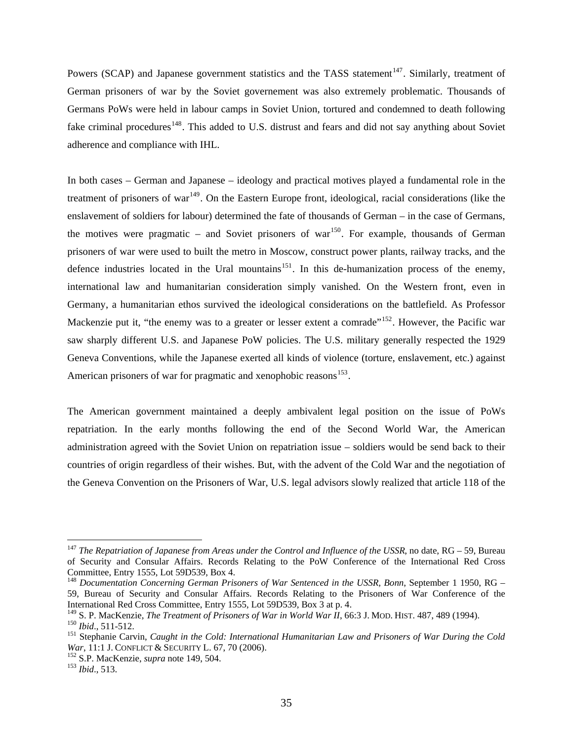Powers (SCAP) and Japanese government statistics and the TASS statement[147]. Similarly, treatment of German prisoners of war by the Soviet governement was also extremely problematic. Thousands of Germans PoWs were held in labour camps in Soviet Union, tortured and condemned to death following fake criminal procedures[148]. This added to U.S. distrust and fears and did not say anything about Soviet adherence and compliance with IHL.

In both cases – German and Japanese – ideology and practical motives played a fundamental role in the treatment of prisoners of war[149]. On the Eastern Europe front, ideological, racial considerations (like the enslavement of soldiers for labour) determined the fate of thousands of German – in the case of Germans, the motives were pragmatic – and Soviet prisoners of war[150]. For example, thousands of German prisoners of war were used to built the metro in Moscow, construct power plants, railway tracks, and the defence industries located in the Ural mountains[151]. In this de-humanization process of the enemy, international law and humanitarian consideration simply vanished. On the Western front, even in Germany, a humanitarian ethos survived the ideological considerations on the battlefield. As Professor Mackenzie put it, "the enemy was to a greater or lesser extent a comrade"[152]. However, the Pacific war saw sharply different U.S. and Japanese PoW policies. The U.S. military generally respected the 1929 Geneva Conventions, while the Japanese exerted all kinds of violence (torture, enslavement, etc.) against American prisoners of war for pragmatic and xenophobic reasons[153].

The American government maintained a deeply ambivalent legal position on the issue of PoWs repatriation. In the early months following the end of the Second World War, the American administration agreed with the Soviet Union on repatriation issue – soldiers would be send back to their countries of origin regardless of their wishes. But, with the advent of the Cold War and the negotiation of the Geneva Convention on the Prisoners of War, U.S. legal advisors slowly realized that article 118 of the

---

[147] *The Repatriation of Japanese from Areas under the Control and Influence of the USSR*, no date, RG – 59, Bureau of Security and Consular Affairs. Records Relating to the PoW Conference of the International Red Cross Committee, Entry 1555, Lot 59D539, Box 4.

[148] *Documentation Concerning German Prisoners of War Sentenced in the USSR, Bonn*, September 1 1950, RG – 59, Bureau of Security and Consular Affairs. Records Relating to the Prisoners of War Conference of the International Red Cross Committee, Entry 1555, Lot 59D539, Box 3 at p. 4.

[149] S. P. MacKenzie, *The Treatment of Prisoners of War in World War II*, 66:3 J. MOD. HIST. 487, 489 (1994).

[150] *Ibid*., 511-512.

[151] Stephanie Carvin, *Caught in the Cold: International Humanitarian Law and Prisoners of War During the Cold War*, 11:1 J. CONFLICT & SECURITY L. 67, 70 (2006).

[152] S.P. MacKenzie, *supra* note 149, 504.

[153] *Ibid*., 513.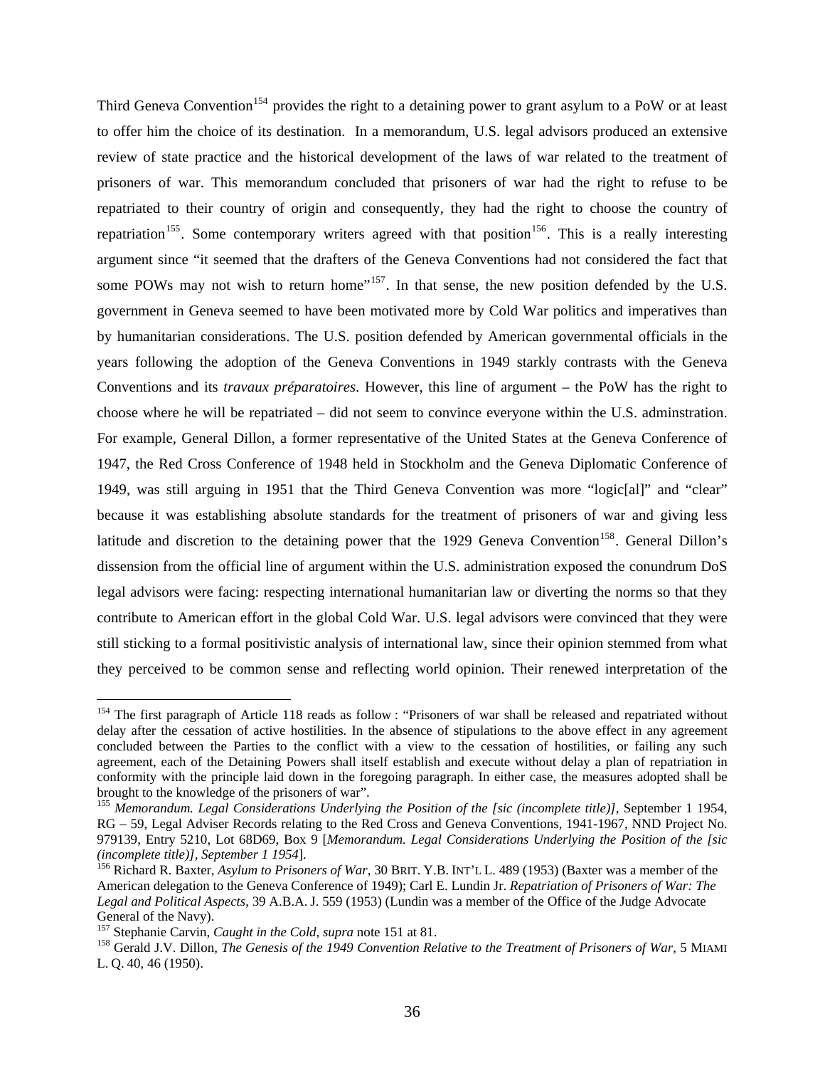Third Geneva Convention[154] provides the right to a detaining power to grant asylum to a PoW or at least to offer him the choice of its destination. In a memorandum, U.S. legal advisors produced an extensive review of state practice and the historical development of the laws of war related to the treatment of prisoners of war. This memorandum concluded that prisoners of war had the right to refuse to be repatriated to their country of origin and consequently, they had the right to choose the country of repatriation[155]. Some contemporary writers agreed with that position[156]. This is a really interesting argument since "it seemed that the drafters of the Geneva Conventions had not considered the fact that some POWs may not wish to return home"[157]. In that sense, the new position defended by the U.S. government in Geneva seemed to have been motivated more by Cold War politics and imperatives than by humanitarian considerations. The U.S. position defended by American governmental officials in the years following the adoption of the Geneva Conventions in 1949 starkly contrasts with the Geneva Conventions and its *travaux préparatoires*. However, this line of argument – the PoW has the right to choose where he will be repatriated – did not seem to convince everyone within the U.S. adminstration. For example, General Dillon, a former representative of the United States at the Geneva Conference of 1947, the Red Cross Conference of 1948 held in Stockholm and the Geneva Diplomatic Conference of 1949, was still arguing in 1951 that the Third Geneva Convention was more "logic[al]" and "clear" because it was establishing absolute standards for the treatment of prisoners of war and giving less latitude and discretion to the detaining power that the 1929 Geneva Convention[158]. General Dillon's dissension from the official line of argument within the U.S. administration exposed the conundrum DoS legal advisors were facing: respecting international humanitarian law or diverting the norms so that they contribute to American effort in the global Cold War. U.S. legal advisors were convinced that they were still sticking to a formal positivistic analysis of international law, since their opinion stemmed from what they perceived to be common sense and reflecting world opinion. Their renewed interpretation of the

---

[154] The first paragraph of Article 118 reads as follow : "Prisoners of war shall be released and repatriated without delay after the cessation of active hostilities. In the absence of stipulations to the above effect in any agreement concluded between the Parties to the conflict with a view to the cessation of hostilities, or failing any such agreement, each of the Detaining Powers shall itself establish and execute without delay a plan of repatriation in conformity with the principle laid down in the foregoing paragraph. In either case, the measures adopted shall be brought to the knowledge of the prisoners of war".

[155] *Memorandum. Legal Considerations Underlying the Position of the [sic (incomplete title)]*, September 1 1954, RG – 59, Legal Adviser Records relating to the Red Cross and Geneva Conventions, 1941-1967, NND Project No. 979139, Entry 5210, Lot 68D69, Box 9 [*Memorandum. Legal Considerations Underlying the Position of the [sic (incomplete title)], September 1 1954*].

[156] Richard R. Baxter, *Asylum to Prisoners of War*, 30 BRIT. Y.B. INT'L L. 489 (1953) (Baxter was a member of the American delegation to the Geneva Conference of 1949); Carl E. Lundin Jr. *Repatriation of Prisoners of War: The Legal and Political Aspects*, 39 A.B.A. J. 559 (1953) (Lundin was a member of the Office of the Judge Advocate General of the Navy).

[157] Stephanie Carvin, *Caught in the Cold*, *supra* note 151 at 81.

[158] Gerald J.V. Dillon, *The Genesis of the 1949 Convention Relative to the Treatment of Prisoners of War*, 5 MIAMI L. Q. 40, 46 (1950).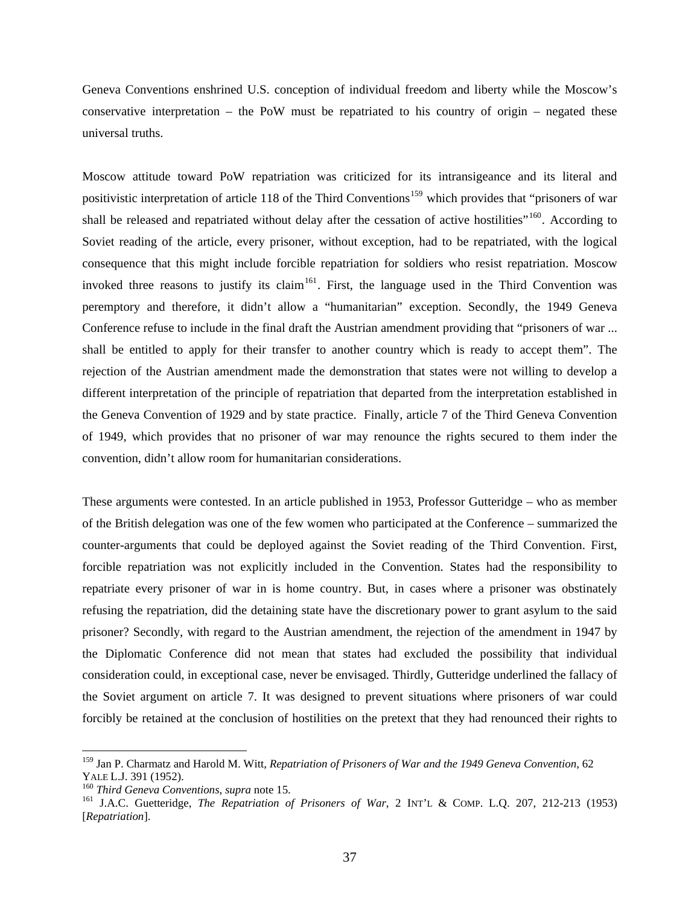Geneva Conventions enshrined U.S. conception of individual freedom and liberty while the Moscow's conservative interpretation – the PoW must be repatriated to his country of origin – negated these universal truths.

Moscow attitude toward PoW repatriation was criticized for its intransigeance and its literal and positivistic interpretation of article 118 of the Third Conventions[159] which provides that "prisoners of war shall be released and repatriated without delay after the cessation of active hostilities"[160]. According to Soviet reading of the article, every prisoner, without exception, had to be repatriated, with the logical consequence that this might include forcible repatriation for soldiers who resist repatriation. Moscow invoked three reasons to justify its claim[161]. First, the language used in the Third Convention was peremptory and therefore, it didn't allow a "humanitarian" exception. Secondly, the 1949 Geneva Conference refuse to include in the final draft the Austrian amendment providing that "prisoners of war ... shall be entitled to apply for their transfer to another country which is ready to accept them". The rejection of the Austrian amendment made the demonstration that states were not willing to develop a different interpretation of the principle of repatriation that departed from the interpretation established in the Geneva Convention of 1929 and by state practice. Finally, article 7 of the Third Geneva Convention of 1949, which provides that no prisoner of war may renounce the rights secured to them inder the convention, didn't allow room for humanitarian considerations.

These arguments were contested. In an article published in 1953, Professor Gutteridge – who as member of the British delegation was one of the few women who participated at the Conference – summarized the counter-arguments that could be deployed against the Soviet reading of the Third Convention. First, forcible repatriation was not explicitly included in the Convention. States had the responsibility to repatriate every prisoner of war in is home country. But, in cases where a prisoner was obstinately refusing the repatriation, did the detaining state have the discretionary power to grant asylum to the said prisoner? Secondly, with regard to the Austrian amendment, the rejection of the amendment in 1947 by the Diplomatic Conference did not mean that states had excluded the possibility that individual consideration could, in exceptional case, never be envisaged. Thirdly, Gutteridge underlined the fallacy of the Soviet argument on article 7. It was designed to prevent situations where prisoners of war could forcibly be retained at the conclusion of hostilities on the pretext that they had renounced their rights to

---

[159] Jan P. Charmatz and Harold M. Witt, *Repatriation of Prisoners of War and the 1949 Geneva Convention*, 62 YALE L.J. 391 (1952).

[160] *Third Geneva Conventions*, *supra* note 15.

[161] J.A.C. Guetteridge, *The Repatriation of Prisoners of War*, 2 INT'L & COMP. L.Q. 207, 212-213 (1953) [*Repatriation*].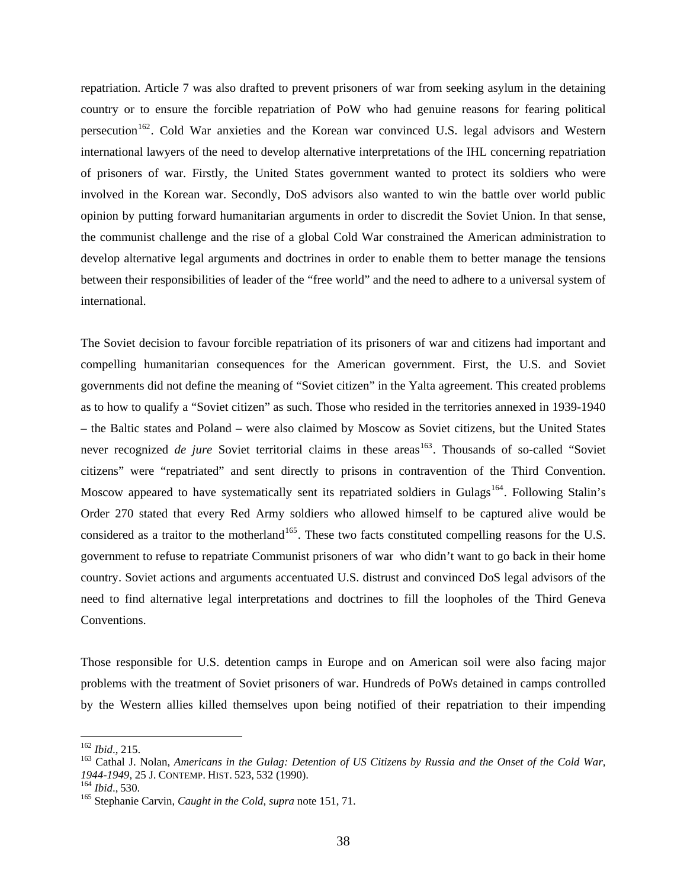repatriation. Article 7 was also drafted to prevent prisoners of war from seeking asylum in the detaining country or to ensure the forcible repatriation of PoW who had genuine reasons for fearing political persecution[162]. Cold War anxieties and the Korean war convinced U.S. legal advisors and Western international lawyers of the need to develop alternative interpretations of the IHL concerning repatriation of prisoners of war. Firstly, the United States government wanted to protect its soldiers who were involved in the Korean war. Secondly, DoS advisors also wanted to win the battle over world public opinion by putting forward humanitarian arguments in order to discredit the Soviet Union. In that sense, the communist challenge and the rise of a global Cold War constrained the American administration to develop alternative legal arguments and doctrines in order to enable them to better manage the tensions between their responsibilities of leader of the "free world" and the need to adhere to a universal system of international.

The Soviet decision to favour forcible repatriation of its prisoners of war and citizens had important and compelling humanitarian consequences for the American government. First, the U.S. and Soviet governments did not define the meaning of "Soviet citizen" in the Yalta agreement. This created problems as to how to qualify a "Soviet citizen" as such. Those who resided in the territories annexed in 1939-1940 – the Baltic states and Poland – were also claimed by Moscow as Soviet citizens, but the United States never recognized *de jure* Soviet territorial claims in these areas[163]. Thousands of so-called "Soviet citizens" were "repatriated" and sent directly to prisons in contravention of the Third Convention. Moscow appeared to have systematically sent its repatriated soldiers in Gulags[164]. Following Stalin's Order 270 stated that every Red Army soldiers who allowed himself to be captured alive would be considered as a traitor to the motherland[165]. These two facts constituted compelling reasons for the U.S. government to refuse to repatriate Communist prisoners of war who didn't want to go back in their home country. Soviet actions and arguments accentuated U.S. distrust and convinced DoS legal advisors of the need to find alternative legal interpretations and doctrines to fill the loopholes of the Third Geneva Conventions.

Those responsible for U.S. detention camps in Europe and on American soil were also facing major problems with the treatment of Soviet prisoners of war. Hundreds of PoWs detained in camps controlled by the Western allies killed themselves upon being notified of their repatriation to their impending

---

[162] *Ibid*., 215.

[163] Cathal J. Nolan, *Americans in the Gulag: Detention of US Citizens by Russia and the Onset of the Cold War, 1944-1949*, 25 J. CONTEMP. HIST. 523, 532 (1990).

[164] *Ibid*., 530.

[165] Stephanie Carvin, *Caught in the Cold*, *supra* note 151, 71.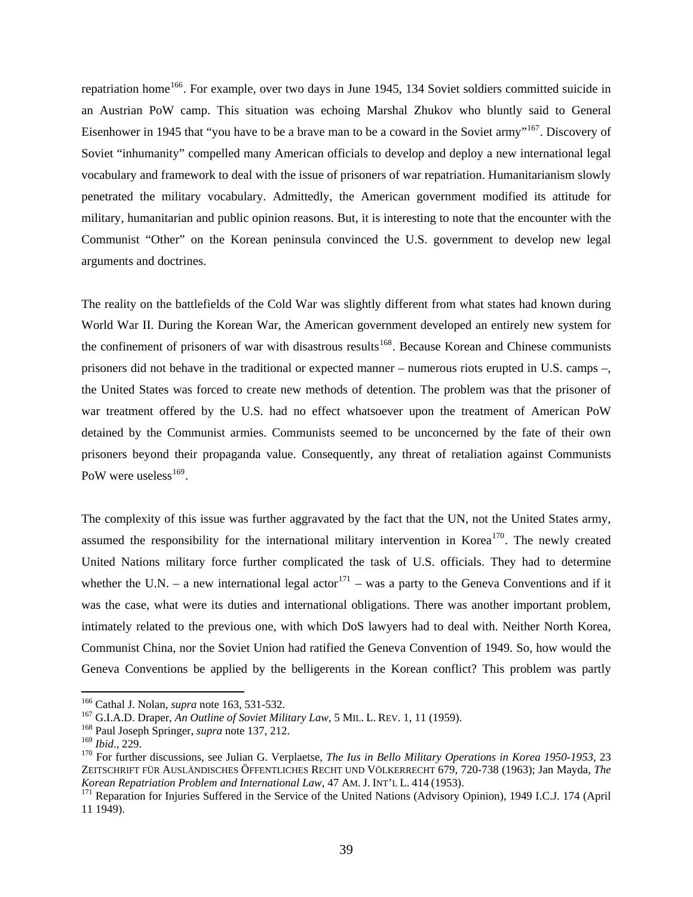repatriation home[166]. For example, over two days in June 1945, 134 Soviet soldiers committed suicide in an Austrian PoW camp. This situation was echoing Marshal Zhukov who bluntly said to General Eisenhower in 1945 that "you have to be a brave man to be a coward in the Soviet army"[167]. Discovery of Soviet "inhumanity" compelled many American officials to develop and deploy a new international legal vocabulary and framework to deal with the issue of prisoners of war repatriation. Humanitarianism slowly penetrated the military vocabulary. Admittedly, the American government modified its attitude for military, humanitarian and public opinion reasons. But, it is interesting to note that the encounter with the Communist "Other" on the Korean peninsula convinced the U.S. government to develop new legal arguments and doctrines.

The reality on the battlefields of the Cold War was slightly different from what states had known during World War II. During the Korean War, the American government developed an entirely new system for the confinement of prisoners of war with disastrous results[168]. Because Korean and Chinese communists prisoners did not behave in the traditional or expected manner – numerous riots erupted in U.S. camps –, the United States was forced to create new methods of detention. The problem was that the prisoner of war treatment offered by the U.S. had no effect whatsoever upon the treatment of American PoW detained by the Communist armies. Communists seemed to be unconcerned by the fate of their own prisoners beyond their propaganda value. Consequently, any threat of retaliation against Communists PoW were useless[169].

The complexity of this issue was further aggravated by the fact that the UN, not the United States army, assumed the responsibility for the international military intervention in Korea[170]. The newly created United Nations military force further complicated the task of U.S. officials. They had to determine whether the U.N. – a new international legal actor[171] – was a party to the Geneva Conventions and if it was the case, what were its duties and international obligations. There was another important problem, intimately related to the previous one, with which DoS lawyers had to deal with. Neither North Korea, Communist China, nor the Soviet Union had ratified the Geneva Convention of 1949. So, how would the Geneva Conventions be applied by the belligerents in the Korean conflict? This problem was partly

---

[166] Cathal J. Nolan, *supra* note 163, 531-532.

[167] G.I.A.D. Draper, *An Outline of Soviet Military Law*, 5 MIL. L. REV. 1, 11 (1959).

[168] Paul Joseph Springer, *supra* note 137, 212.

[169] *Ibid*., 229.

[170] For further discussions, see Julian G. Verplaetse, *The Ius in Bello Military Operations in Korea 1950-1953*, 23 ZEITSCHRIFT FÜR AUSLÄNDISCHES ÖFFENTLICHES RECHT UND VÖLKERRECHT 679, 720-738 (1963); Jan Mayda, *The Korean Repatriation Problem and International Law*, 47 AM. J. INT'L L. 414 (1953).

[171] Reparation for Injuries Suffered in the Service of the United Nations (Advisory Opinion), 1949 I.C.J. 174 (April 11 1949).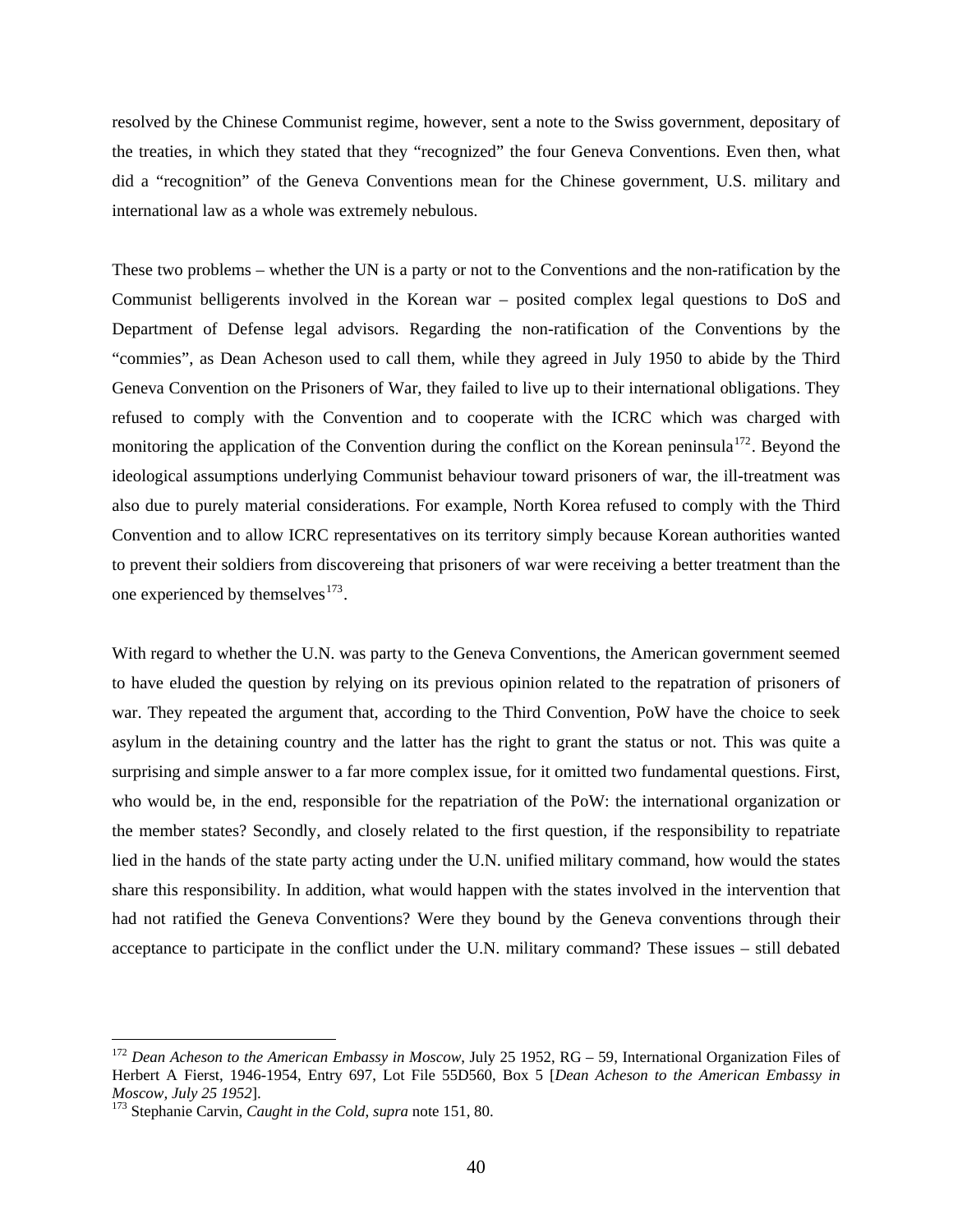resolved by the Chinese Communist regime, however, sent a note to the Swiss government, depositary of the treaties, in which they stated that they "recognized" the four Geneva Conventions. Even then, what did a "recognition" of the Geneva Conventions mean for the Chinese government, U.S. military and international law as a whole was extremely nebulous.

These two problems – whether the UN is a party or not to the Conventions and the non-ratification by the Communist belligerents involved in the Korean war – posited complex legal questions to DoS and Department of Defense legal advisors. Regarding the non-ratification of the Conventions by the "commies", as Dean Acheson used to call them, while they agreed in July 1950 to abide by the Third Geneva Convention on the Prisoners of War, they failed to live up to their international obligations. They refused to comply with the Convention and to cooperate with the ICRC which was charged with monitoring the application of the Convention during the conflict on the Korean peninsula[172]. Beyond the ideological assumptions underlying Communist behaviour toward prisoners of war, the ill-treatment was also due to purely material considerations. For example, North Korea refused to comply with the Third Convention and to allow ICRC representatives on its territory simply because Korean authorities wanted to prevent their soldiers from discovereing that prisoners of war were receiving a better treatment than the one experienced by themselves[173].

With regard to whether the U.N. was party to the Geneva Conventions, the American government seemed to have eluded the question by relying on its previous opinion related to the repatration of prisoners of war. They repeated the argument that, according to the Third Convention, PoW have the choice to seek asylum in the detaining country and the latter has the right to grant the status or not. This was quite a surprising and simple answer to a far more complex issue, for it omitted two fundamental questions. First, who would be, in the end, responsible for the repatriation of the PoW: the international organization or the member states? Secondly, and closely related to the first question, if the responsibility to repatriate lied in the hands of the state party acting under the U.N. unified military command, how would the states share this responsibility. In addition, what would happen with the states involved in the intervention that had not ratified the Geneva Conventions? Were they bound by the Geneva conventions through their acceptance to participate in the conflict under the U.N. military command? These issues – still debated

[172] *Dean Acheson to the American Embassy in Moscow*, July 25 1952, RG – 59, International Organization Files of Herbert A Fierst, 1946-1954, Entry 697, Lot File 55D560, Box 5 [*Dean Acheson to the American Embassy in Moscow, July 25 1952*].

[173] Stephanie Carvin, *Caught in the Cold*, *supra* note 151, 80.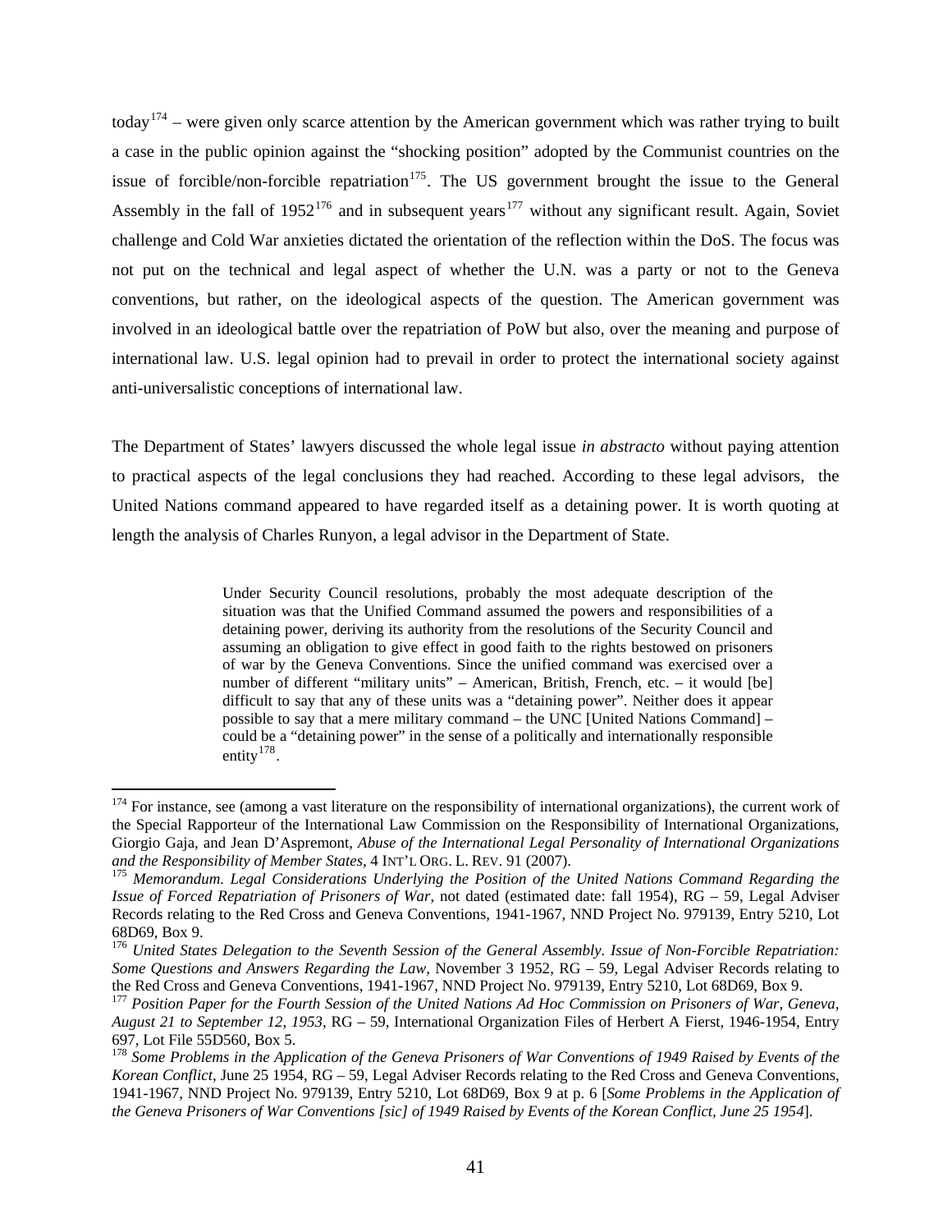today[174] – were given only scarce attention by the American government which was rather trying to built a case in the public opinion against the "shocking position" adopted by the Communist countries on the issue of forcible/non-forcible repatriation[175]. The US government brought the issue to the General Assembly in the fall of 1952[176] and in subsequent years[177] without any significant result. Again, Soviet challenge and Cold War anxieties dictated the orientation of the reflection within the DoS. The focus was not put on the technical and legal aspect of whether the U.N. was a party or not to the Geneva conventions, but rather, on the ideological aspects of the question. The American government was involved in an ideological battle over the repatriation of PoW but also, over the meaning and purpose of international law. U.S. legal opinion had to prevail in order to protect the international society against anti-universalistic conceptions of international law.

The Department of States' lawyers discussed the whole legal issue *in abstracto* without paying attention to practical aspects of the legal conclusions they had reached. According to these legal advisors, the United Nations command appeared to have regarded itself as a detaining power. It is worth quoting at length the analysis of Charles Runyon, a legal advisor in the Department of State.

> Under Security Council resolutions, probably the most adequate description of the situation was that the Unified Command assumed the powers and responsibilities of a detaining power, deriving its authority from the resolutions of the Security Council and assuming an obligation to give effect in good faith to the rights bestowed on prisoners of war by the Geneva Conventions. Since the unified command was exercised over a number of different "military units" – American, British, French, etc. – it would [be] difficult to say that any of these units was a "detaining power". Neither does it appear possible to say that a mere military command – the UNC [United Nations Command] – could be a "detaining power" in the sense of a politically and internationally responsible entity[178].

---

[174] For instance, see (among a vast literature on the responsibility of international organizations), the current work of the Special Rapporteur of the International Law Commission on the Responsibility of International Organizations, Giorgio Gaja, and Jean D'Aspremont, *Abuse of the International Legal Personality of International Organizations and the Responsibility of Member States*, 4 INT'L ORG. L. REV. 91 (2007).

[175] *Memorandum. Legal Considerations Underlying the Position of the United Nations Command Regarding the Issue of Forced Repatriation of Prisoners of War*, not dated (estimated date: fall 1954), RG – 59, Legal Adviser Records relating to the Red Cross and Geneva Conventions, 1941-1967, NND Project No. 979139, Entry 5210, Lot 68D69, Box 9.

[176] *United States Delegation to the Seventh Session of the General Assembly. Issue of Non-Forcible Repatriation: Some Questions and Answers Regarding the Law*, November 3 1952, RG – 59, Legal Adviser Records relating to the Red Cross and Geneva Conventions, 1941-1967, NND Project No. 979139, Entry 5210, Lot 68D69, Box 9.

[177] *Position Paper for the Fourth Session of the United Nations Ad Hoc Commission on Prisoners of War, Geneva, August 21 to September 12, 1953*, RG – 59, International Organization Files of Herbert A Fierst, 1946-1954, Entry 697, Lot File 55D560, Box 5.

[178] *Some Problems in the Application of the Geneva Prisoners of War Conventions of 1949 Raised by Events of the Korean Conflict*, June 25 1954, RG – 59, Legal Adviser Records relating to the Red Cross and Geneva Conventions, 1941-1967, NND Project No. 979139, Entry 5210, Lot 68D69, Box 9 at p. 6 [*Some Problems in the Application of the Geneva Prisoners of War Conventions [sic] of 1949 Raised by Events of the Korean Conflict, June 25 1954*].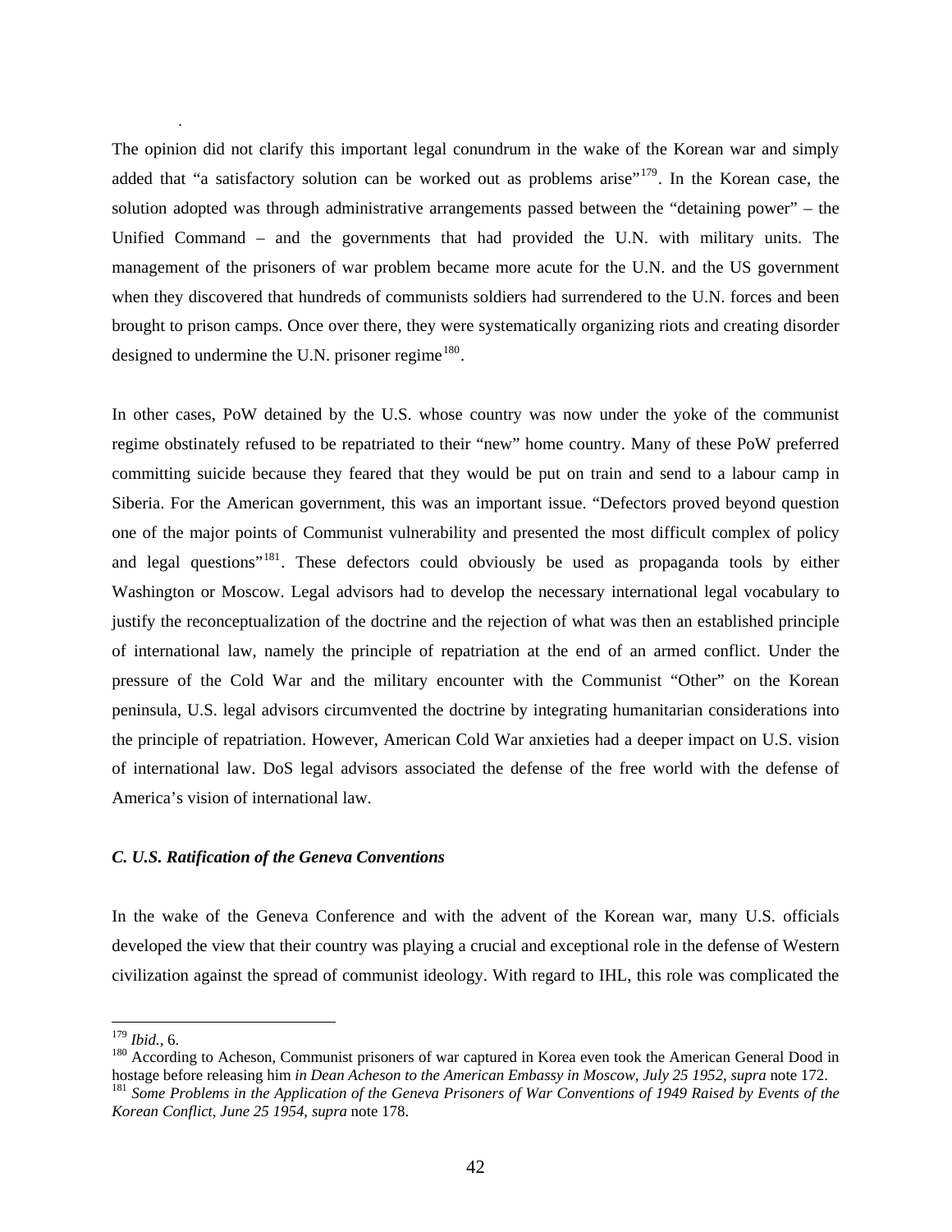.

The opinion did not clarify this important legal conundrum in the wake of the Korean war and simply added that "a satisfactory solution can be worked out as problems arise"[179]. In the Korean case, the solution adopted was through administrative arrangements passed between the "detaining power" – the Unified Command – and the governments that had provided the U.N. with military units. The management of the prisoners of war problem became more acute for the U.N. and the US government when they discovered that hundreds of communists soldiers had surrendered to the U.N. forces and been brought to prison camps. Once over there, they were systematically organizing riots and creating disorder designed to undermine the U.N. prisoner regime[180].

In other cases, PoW detained by the U.S. whose country was now under the yoke of the communist regime obstinately refused to be repatriated to their "new" home country. Many of these PoW preferred committing suicide because they feared that they would be put on train and send to a labour camp in Siberia. For the American government, this was an important issue. "Defectors proved beyond question one of the major points of Communist vulnerability and presented the most difficult complex of policy and legal questions"[181]. These defectors could obviously be used as propaganda tools by either Washington or Moscow. Legal advisors had to develop the necessary international legal vocabulary to justify the reconceptualization of the doctrine and the rejection of what was then an established principle of international law, namely the principle of repatriation at the end of an armed conflict. Under the pressure of the Cold War and the military encounter with the Communist "Other" on the Korean peninsula, U.S. legal advisors circumvented the doctrine by integrating humanitarian considerations into the principle of repatriation. However, American Cold War anxieties had a deeper impact on U.S. vision of international law. DoS legal advisors associated the defense of the free world with the defense of America's vision of international law.

### *C. U.S. Ratification of the Geneva Conventions*

In the wake of the Geneva Conference and with the advent of the Korean war, many U.S. officials developed the view that their country was playing a crucial and exceptional role in the defense of Western civilization against the spread of communist ideology. With regard to IHL, this role was complicated the

---

[179] *Ibid.*, 6.

[180] According to Acheson, Communist prisoners of war captured in Korea even took the American General Dood in hostage before releasing him *in Dean Acheson to the American Embassy in Moscow, July 25 1952*, *supra* note 172.

[181] *Some Problems in the Application of the Geneva Prisoners of War Conventions of 1949 Raised by Events of the Korean Conflict, June 25 1954*, *supra* note 178.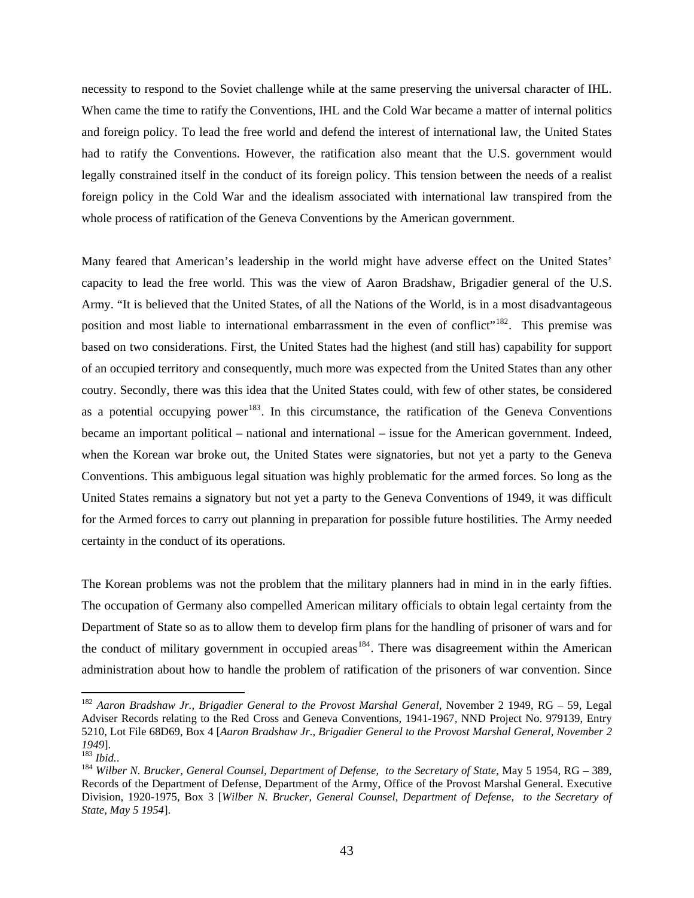necessity to respond to the Soviet challenge while at the same preserving the universal character of IHL. When came the time to ratify the Conventions, IHL and the Cold War became a matter of internal politics and foreign policy. To lead the free world and defend the interest of international law, the United States had to ratify the Conventions. However, the ratification also meant that the U.S. government would legally constrained itself in the conduct of its foreign policy. This tension between the needs of a realist foreign policy in the Cold War and the idealism associated with international law transpired from the whole process of ratification of the Geneva Conventions by the American government.

Many feared that American's leadership in the world might have adverse effect on the United States' capacity to lead the free world. This was the view of Aaron Bradshaw, Brigadier general of the U.S. Army. "It is believed that the United States, of all the Nations of the World, is in a most disadvantageous position and most liable to international embarrassment in the even of conflict"[182]. This premise was based on two considerations. First, the United States had the highest (and still has) capability for support of an occupied territory and consequently, much more was expected from the United States than any other coutry. Secondly, there was this idea that the United States could, with few of other states, be considered as a potential occupying power[183]. In this circumstance, the ratification of the Geneva Conventions became an important political – national and international – issue for the American government. Indeed, when the Korean war broke out, the United States were signatories, but not yet a party to the Geneva Conventions. This ambiguous legal situation was highly problematic for the armed forces. So long as the United States remains a signatory but not yet a party to the Geneva Conventions of 1949, it was difficult for the Armed forces to carry out planning in preparation for possible future hostilities. The Army needed certainty in the conduct of its operations.

The Korean problems was not the problem that the military planners had in mind in in the early fifties. The occupation of Germany also compelled American military officials to obtain legal certainty from the Department of State so as to allow them to develop firm plans for the handling of prisoner of wars and for the conduct of military government in occupied areas[184]. There was disagreement within the American administration about how to handle the problem of ratification of the prisoners of war convention. Since

---

[182] *Aaron Bradshaw Jr., Brigadier General to the Provost Marshal General*, November 2 1949, RG – 59, Legal Adviser Records relating to the Red Cross and Geneva Conventions, 1941-1967, NND Project No. 979139, Entry 5210, Lot File 68D69, Box 4 [*Aaron Bradshaw Jr., Brigadier General to the Provost Marshal General, November 2 1949*].

[183] *Ibid.*.

[184] *Wilber N. Brucker, General Counsel, Department of Defense, to the Secretary of State*, May 5 1954, RG – 389, Records of the Department of Defense, Department of the Army, Office of the Provost Marshal General. Executive Division, 1920-1975, Box 3 [*Wilber N. Brucker, General Counsel, Department of Defense, to the Secretary of State, May 5 1954*].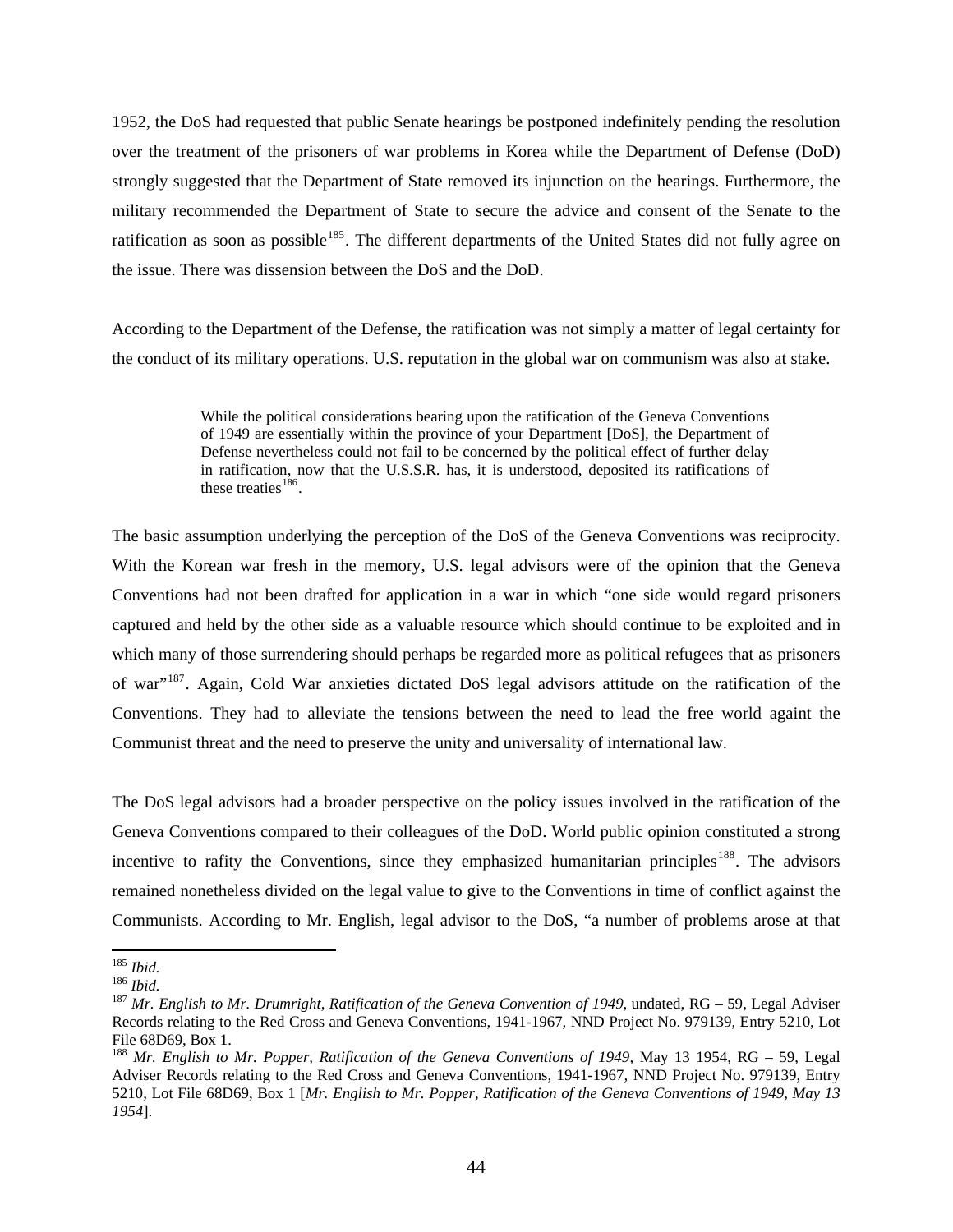1952, the DoS had requested that public Senate hearings be postponed indefinitely pending the resolution over the treatment of the prisoners of war problems in Korea while the Department of Defense (DoD) strongly suggested that the Department of State removed its injunction on the hearings. Furthermore, the military recommended the Department of State to secure the advice and consent of the Senate to the ratification as soon as possible[185]. The different departments of the United States did not fully agree on the issue. There was dissension between the DoS and the DoD.

According to the Department of the Defense, the ratification was not simply a matter of legal certainty for the conduct of its military operations. U.S. reputation in the global war on communism was also at stake.

> While the political considerations bearing upon the ratification of the Geneva Conventions of 1949 are essentially within the province of your Department [DoS], the Department of Defense nevertheless could not fail to be concerned by the political effect of further delay in ratification, now that the U.S.S.R. has, it is understood, deposited its ratifications of these treaties[186].

The basic assumption underlying the perception of the DoS of the Geneva Conventions was reciprocity. With the Korean war fresh in the memory, U.S. legal advisors were of the opinion that the Geneva Conventions had not been drafted for application in a war in which "one side would regard prisoners captured and held by the other side as a valuable resource which should continue to be exploited and in which many of those surrendering should perhaps be regarded more as political refugees that as prisoners of war"[187]. Again, Cold War anxieties dictated DoS legal advisors attitude on the ratification of the Conventions. They had to alleviate the tensions between the need to lead the free world againt the Communist threat and the need to preserve the unity and universality of international law.

The DoS legal advisors had a broader perspective on the policy issues involved in the ratification of the Geneva Conventions compared to their colleagues of the DoD. World public opinion constituted a strong incentive to rafity the Conventions, since they emphasized humanitarian principles[188]. The advisors remained nonetheless divided on the legal value to give to the Conventions in time of conflict against the Communists. According to Mr. English, legal advisor to the DoS, "a number of problems arose at that

---

[185] *Ibid.*

[186] *Ibid.*

[187] *Mr. English to Mr. Drumright, Ratification of the Geneva Convention of 1949*, undated, RG – 59, Legal Adviser Records relating to the Red Cross and Geneva Conventions, 1941-1967, NND Project No. 979139, Entry 5210, Lot File 68D69, Box 1.

[188] *Mr. English to Mr. Popper, Ratification of the Geneva Conventions of 1949*, May 13 1954, RG – 59, Legal Adviser Records relating to the Red Cross and Geneva Conventions, 1941-1967, NND Project No. 979139, Entry 5210, Lot File 68D69, Box 1 [*Mr. English to Mr. Popper, Ratification of the Geneva Conventions of 1949, May 13 1954*].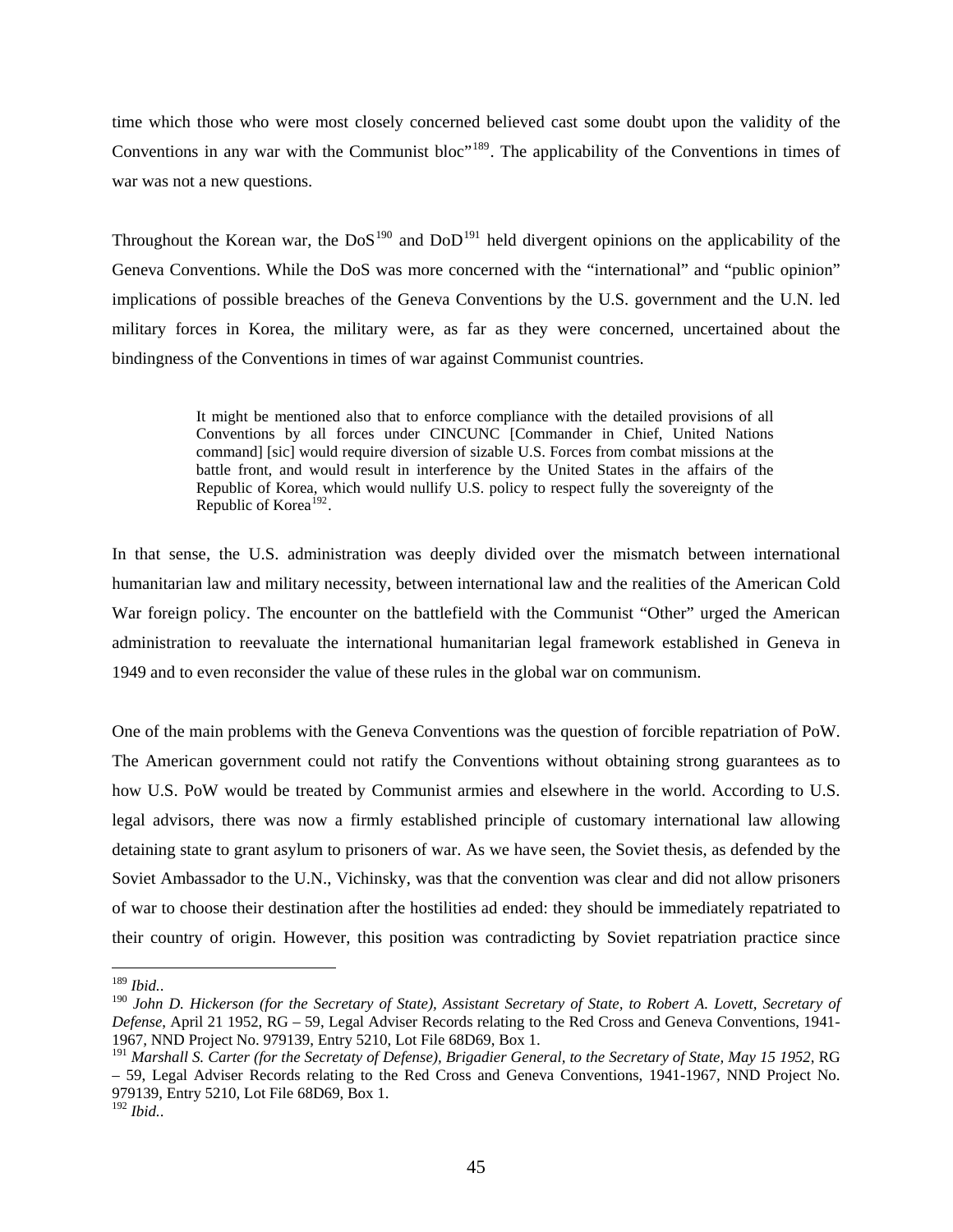time which those who were most closely concerned believed cast some doubt upon the validity of the Conventions in any war with the Communist bloc"[189]. The applicability of the Conventions in times of war was not a new questions.

Throughout the Korean war, the DoS[190] and DoD[191] held divergent opinions on the applicability of the Geneva Conventions. While the DoS was more concerned with the "international" and "public opinion" implications of possible breaches of the Geneva Conventions by the U.S. government and the U.N. led military forces in Korea, the military were, as far as they were concerned, uncertained about the bindingness of the Conventions in times of war against Communist countries.

> It might be mentioned also that to enforce compliance with the detailed provisions of all Conventions by all forces under CINCUNC [Commander in Chief, United Nations command] [sic] would require diversion of sizable U.S. Forces from combat missions at the battle front, and would result in interference by the United States in the affairs of the Republic of Korea, which would nullify U.S. policy to respect fully the sovereignty of the Republic of Korea[192].

In that sense, the U.S. administration was deeply divided over the mismatch between international humanitarian law and military necessity, between international law and the realities of the American Cold War foreign policy. The encounter on the battlefield with the Communist "Other" urged the American administration to reevaluate the international humanitarian legal framework established in Geneva in 1949 and to even reconsider the value of these rules in the global war on communism.

One of the main problems with the Geneva Conventions was the question of forcible repatriation of PoW. The American government could not ratify the Conventions without obtaining strong guarantees as to how U.S. PoW would be treated by Communist armies and elsewhere in the world. According to U.S. legal advisors, there was now a firmly established principle of customary international law allowing detaining state to grant asylum to prisoners of war. As we have seen, the Soviet thesis, as defended by the Soviet Ambassador to the U.N., Vichinsky, was that the convention was clear and did not allow prisoners of war to choose their destination after the hostilities ad ended: they should be immediately repatriated to their country of origin. However, this position was contradicting by Soviet repatriation practice since

---

[189] *Ibid.*.

[190] *John D. Hickerson (for the Secretary of State), Assistant Secretary of State, to Robert A. Lovett, Secretary of Defense*, April 21 1952, RG – 59, Legal Adviser Records relating to the Red Cross and Geneva Conventions, 1941-1967, NND Project No. 979139, Entry 5210, Lot File 68D69, Box 1.

[191] *Marshall S. Carter (for the Secretaty of Defense), Brigadier General, to the Secretary of State, May 15 1952*, RG – 59, Legal Adviser Records relating to the Red Cross and Geneva Conventions, 1941-1967, NND Project No. 979139, Entry 5210, Lot File 68D69, Box 1.

[192] *Ibid.*.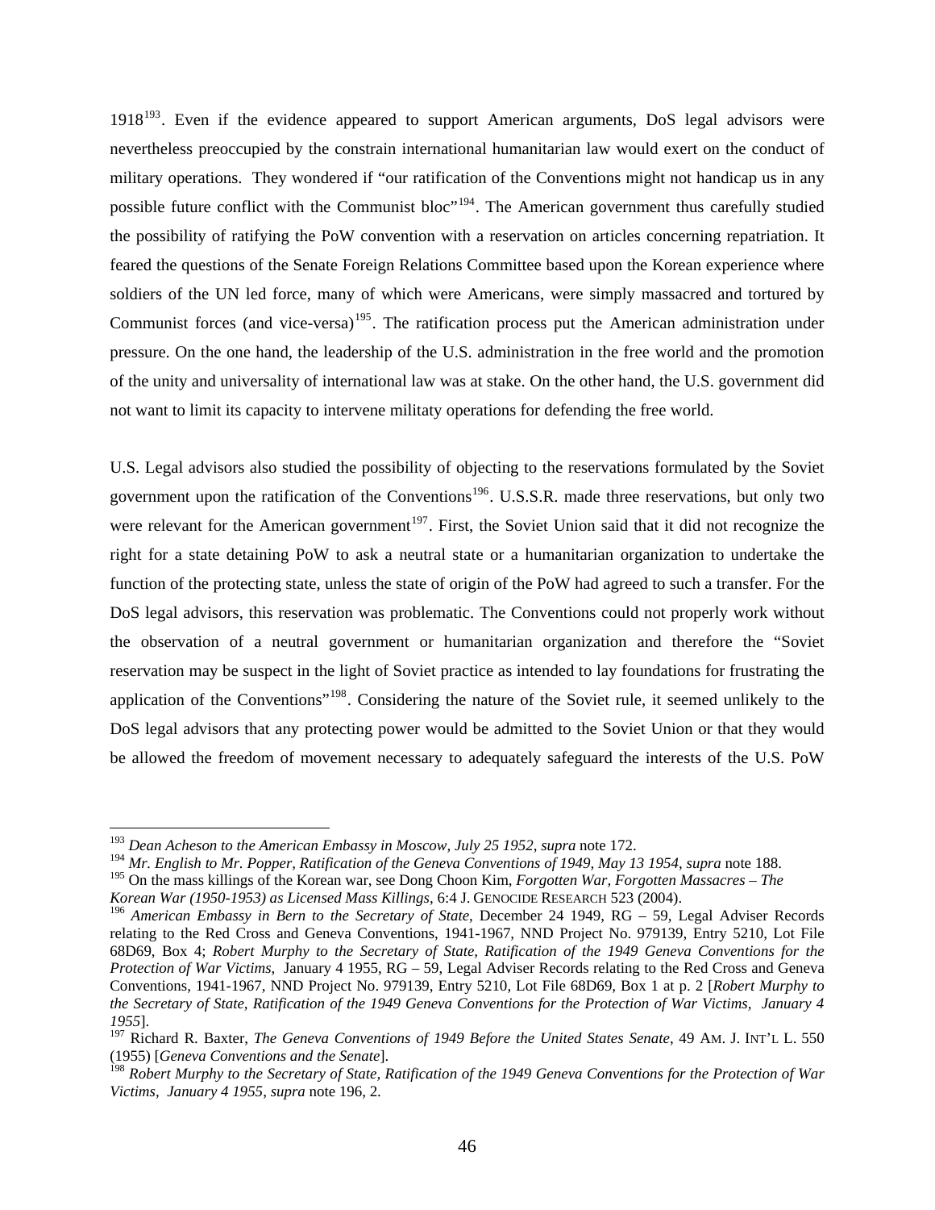1918[193]. Even if the evidence appeared to support American arguments, DoS legal advisors were nevertheless preoccupied by the constrain international humanitarian law would exert on the conduct of military operations. They wondered if "our ratification of the Conventions might not handicap us in any possible future conflict with the Communist bloc"[194]. The American government thus carefully studied the possibility of ratifying the PoW convention with a reservation on articles concerning repatriation. It feared the questions of the Senate Foreign Relations Committee based upon the Korean experience where soldiers of the UN led force, many of which were Americans, were simply massacred and tortured by Communist forces (and vice-versa)[195]. The ratification process put the American administration under pressure. On the one hand, the leadership of the U.S. administration in the free world and the promotion of the unity and universality of international law was at stake. On the other hand, the U.S. government did not want to limit its capacity to intervene militaty operations for defending the free world.

U.S. Legal advisors also studied the possibility of objecting to the reservations formulated by the Soviet government upon the ratification of the Conventions[196]. U.S.S.R. made three reservations, but only two were relevant for the American government[197]. First, the Soviet Union said that it did not recognize the right for a state detaining PoW to ask a neutral state or a humanitarian organization to undertake the function of the protecting state, unless the state of origin of the PoW had agreed to such a transfer. For the DoS legal advisors, this reservation was problematic. The Conventions could not properly work without the observation of a neutral government or humanitarian organization and therefore the "Soviet reservation may be suspect in the light of Soviet practice as intended to lay foundations for frustrating the application of the Conventions"[198]. Considering the nature of the Soviet rule, it seemed unlikely to the DoS legal advisors that any protecting power would be admitted to the Soviet Union or that they would be allowed the freedom of movement necessary to adequately safeguard the interests of the U.S. PoW

---

[193] *Dean Acheson to the American Embassy in Moscow, July 25 1952*, *supra* note 172.

[194] *Mr. English to Mr. Popper, Ratification of the Geneva Conventions of 1949, May 13 1954*, *supra* note 188.

[195] On the mass killings of the Korean war, see Dong Choon Kim, *Forgotten War, Forgotten Massacres – The Korean War (1950-1953) as Licensed Mass Killings*, 6:4 J. GENOCIDE RESEARCH 523 (2004).

[196] *American Embassy in Bern to the Secretary of State*, December 24 1949, RG – 59, Legal Adviser Records relating to the Red Cross and Geneva Conventions, 1941-1967, NND Project No. 979139, Entry 5210, Lot File 68D69, Box 4; *Robert Murphy to the Secretary of State, Ratification of the 1949 Geneva Conventions for the Protection of War Victims*, January 4 1955, RG – 59, Legal Adviser Records relating to the Red Cross and Geneva Conventions, 1941-1967, NND Project No. 979139, Entry 5210, Lot File 68D69, Box 1 at p. 2 [*Robert Murphy to the Secretary of State, Ratification of the 1949 Geneva Conventions for the Protection of War Victims, January 4 1955*].

[197] Richard R. Baxter, *The Geneva Conventions of 1949 Before the United States Senate*, 49 AM. J. INT'L L. 550 (1955) [*Geneva Conventions and the Senate*].

[198] *Robert Murphy to the Secretary of State, Ratification of the 1949 Geneva Conventions for the Protection of War Victims, January 4 1955*, *supra* note 196, 2.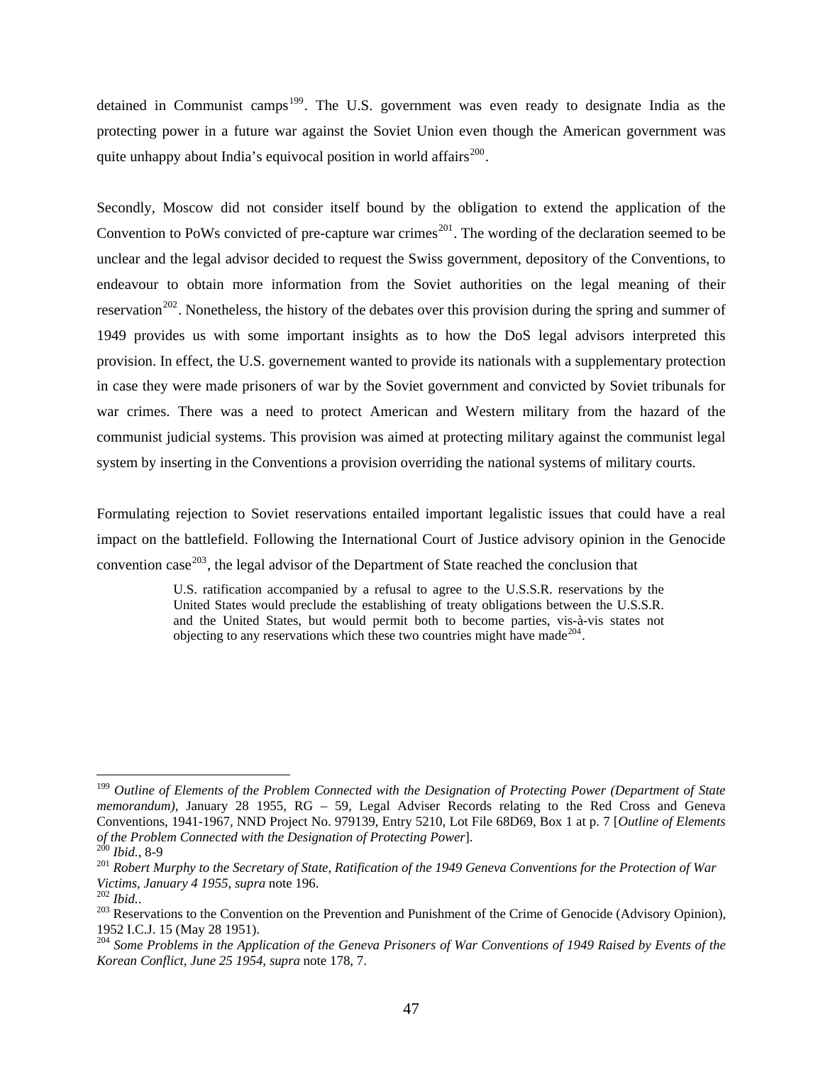detained in Communist camps[199]. The U.S. government was even ready to designate India as the protecting power in a future war against the Soviet Union even though the American government was quite unhappy about India's equivocal position in world affairs[200].

Secondly, Moscow did not consider itself bound by the obligation to extend the application of the Convention to PoWs convicted of pre-capture war crimes[201]. The wording of the declaration seemed to be unclear and the legal advisor decided to request the Swiss government, depository of the Conventions, to endeavour to obtain more information from the Soviet authorities on the legal meaning of their reservation[202]. Nonetheless, the history of the debates over this provision during the spring and summer of 1949 provides us with some important insights as to how the DoS legal advisors interpreted this provision. In effect, the U.S. governement wanted to provide its nationals with a supplementary protection in case they were made prisoners of war by the Soviet government and convicted by Soviet tribunals for war crimes. There was a need to protect American and Western military from the hazard of the communist judicial systems. This provision was aimed at protecting military against the communist legal system by inserting in the Conventions a provision overriding the national systems of military courts.

Formulating rejection to Soviet reservations entailed important legalistic issues that could have a real impact on the battlefield. Following the International Court of Justice advisory opinion in the Genocide convention case[203], the legal advisor of the Department of State reached the conclusion that

> U.S. ratification accompanied by a refusal to agree to the U.S.S.R. reservations by the United States would preclude the establishing of treaty obligations between the U.S.S.R. and the United States, but would permit both to become parties, vis-à-vis states not objecting to any reservations which these two countries might have made[204].

---

[199] *Outline of Elements of the Problem Connected with the Designation of Protecting Power (Department of State memorandum)*, January 28 1955, RG – 59, Legal Adviser Records relating to the Red Cross and Geneva Conventions, 1941-1967, NND Project No. 979139, Entry 5210, Lot File 68D69, Box 1 at p. 7 [*Outline of Elements of the Problem Connected with the Designation of Protecting Power*].

[200] *Ibid.*, 8-9

[201] *Robert Murphy to the Secretary of State, Ratification of the 1949 Geneva Conventions for the Protection of War Victims, January 4 1955, supra* note 196.

[202] *Ibid.*.

[203] Reservations to the Convention on the Prevention and Punishment of the Crime of Genocide (Advisory Opinion), 1952 I.C.J. 15 (May 28 1951).

[204] *Some Problems in the Application of the Geneva Prisoners of War Conventions of 1949 Raised by Events of the Korean Conflict, June 25 1954*, *supra* note 178, 7.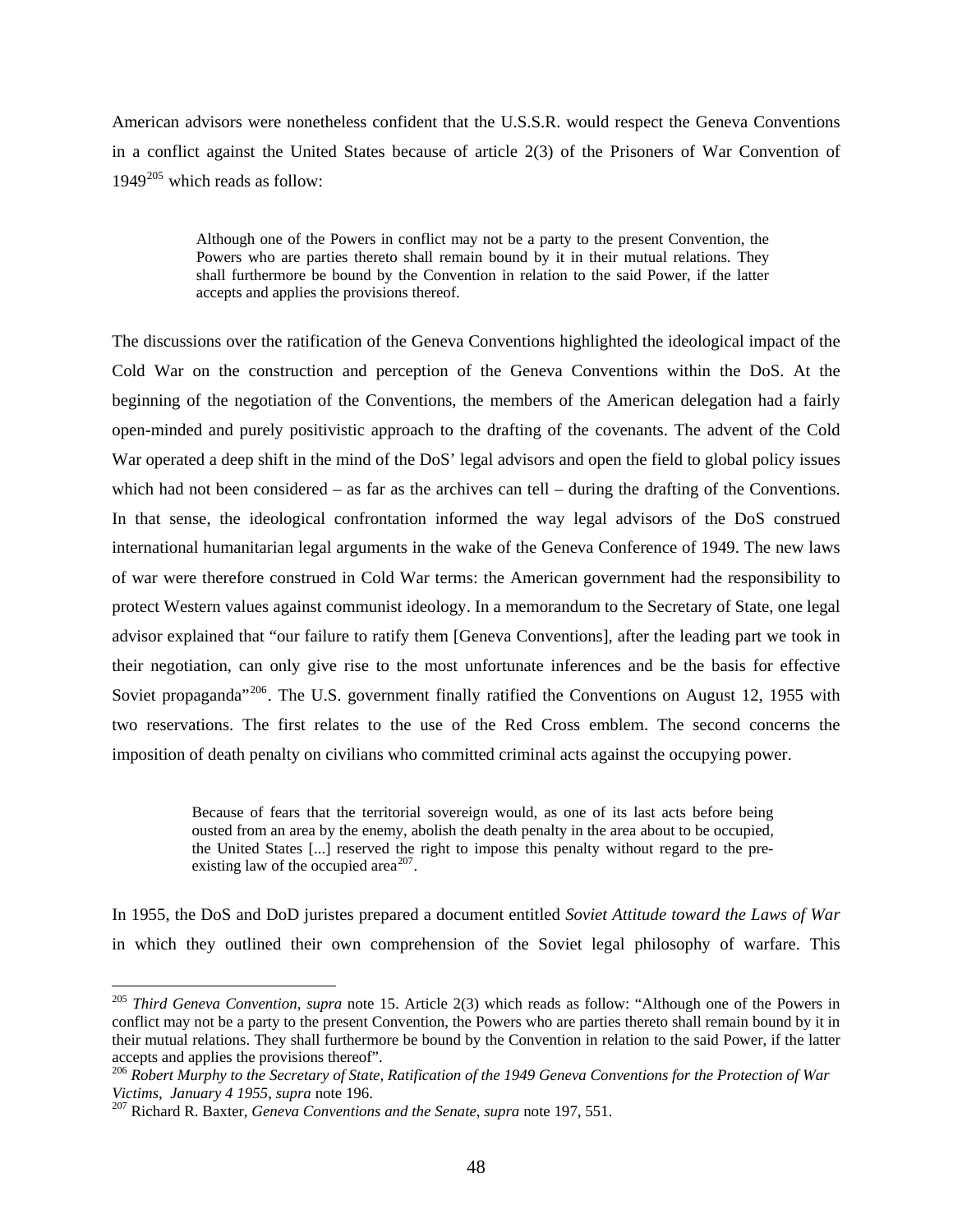American advisors were nonetheless confident that the U.S.S.R. would respect the Geneva Conventions in a conflict against the United States because of article 2(3) of the Prisoners of War Convention of 1949[205] which reads as follow:

> Although one of the Powers in conflict may not be a party to the present Convention, the Powers who are parties thereto shall remain bound by it in their mutual relations. They shall furthermore be bound by the Convention in relation to the said Power, if the latter accepts and applies the provisions thereof.

The discussions over the ratification of the Geneva Conventions highlighted the ideological impact of the Cold War on the construction and perception of the Geneva Conventions within the DoS. At the beginning of the negotiation of the Conventions, the members of the American delegation had a fairly open-minded and purely positivistic approach to the drafting of the covenants. The advent of the Cold War operated a deep shift in the mind of the DoS' legal advisors and open the field to global policy issues which had not been considered – as far as the archives can tell – during the drafting of the Conventions. In that sense, the ideological confrontation informed the way legal advisors of the DoS construed international humanitarian legal arguments in the wake of the Geneva Conference of 1949. The new laws of war were therefore construed in Cold War terms: the American government had the responsibility to protect Western values against communist ideology. In a memorandum to the Secretary of State, one legal advisor explained that "our failure to ratify them [Geneva Conventions], after the leading part we took in their negotiation, can only give rise to the most unfortunate inferences and be the basis for effective Soviet propaganda"[206]. The U.S. government finally ratified the Conventions on August 12, 1955 with two reservations. The first relates to the use of the Red Cross emblem. The second concerns the imposition of death penalty on civilians who committed criminal acts against the occupying power.

> Because of fears that the territorial sovereign would, as one of its last acts before being ousted from an area by the enemy, abolish the death penalty in the area about to be occupied, the United States [...] reserved the right to impose this penalty without regard to the pre-existing law of the occupied area[207].

In 1955, the DoS and DoD juristes prepared a document entitled *Soviet Attitude toward the Laws of War* in which they outlined their own comprehension of the Soviet legal philosophy of warfare. This

---

[205] *Third Geneva Convention*, *supra* note 15. Article 2(3) which reads as follow: "Although one of the Powers in conflict may not be a party to the present Convention, the Powers who are parties thereto shall remain bound by it in their mutual relations. They shall furthermore be bound by the Convention in relation to the said Power, if the latter accepts and applies the provisions thereof".

[206] *Robert Murphy to the Secretary of State, Ratification of the 1949 Geneva Conventions for the Protection of War Victims, January 4 1955*, *supra* note 196.

[207] Richard R. Baxter, *Geneva Conventions and the Senate*, *supra* note 197, 551.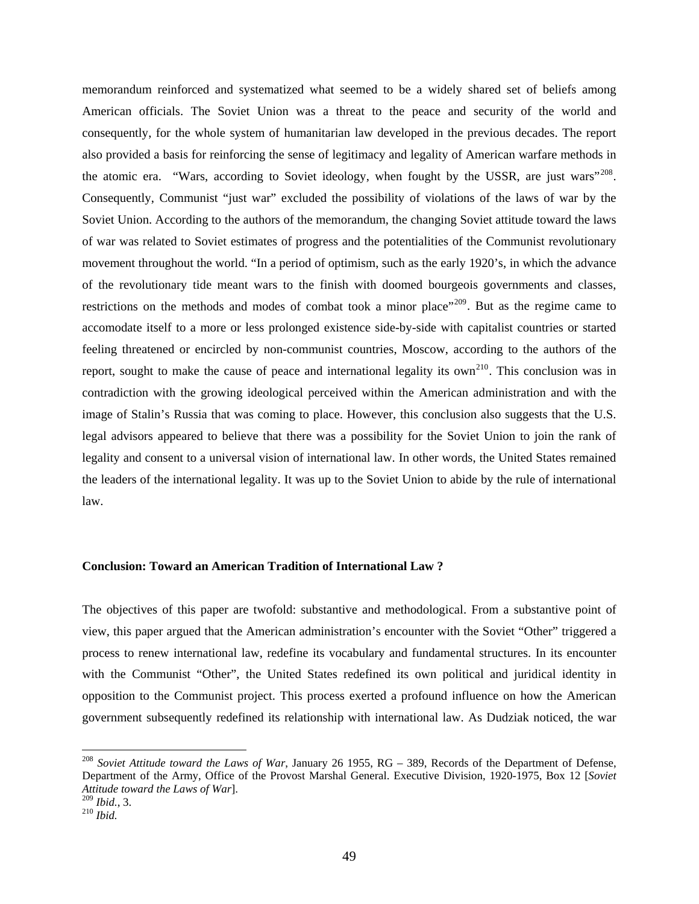memorandum reinforced and systematized what seemed to be a widely shared set of beliefs among American officials. The Soviet Union was a threat to the peace and security of the world and consequently, for the whole system of humanitarian law developed in the previous decades. The report also provided a basis for reinforcing the sense of legitimacy and legality of American warfare methods in the atomic era. "Wars, according to Soviet ideology, when fought by the USSR, are just wars"[208]. Consequently, Communist "just war" excluded the possibility of violations of the laws of war by the Soviet Union. According to the authors of the memorandum, the changing Soviet attitude toward the laws of war was related to Soviet estimates of progress and the potentialities of the Communist revolutionary movement throughout the world. "In a period of optimism, such as the early 1920's, in which the advance of the revolutionary tide meant wars to the finish with doomed bourgeois governments and classes, restrictions on the methods and modes of combat took a minor place"[209]. But as the regime came to accomodate itself to a more or less prolonged existence side-by-side with capitalist countries or started feeling threatened or encircled by non-communist countries, Moscow, according to the authors of the report, sought to make the cause of peace and international legality its own[210]. This conclusion was in contradiction with the growing ideological perceived within the American administration and with the image of Stalin's Russia that was coming to place. However, this conclusion also suggests that the U.S. legal advisors appeared to believe that there was a possibility for the Soviet Union to join the rank of legality and consent to a universal vision of international law. In other words, the United States remained the leaders of the international legality. It was up to the Soviet Union to abide by the rule of international law.

**Conclusion: Toward an American Tradition of International Law ?**

The objectives of this paper are twofold: substantive and methodological. From a substantive point of view, this paper argued that the American administration's encounter with the Soviet "Other" triggered a process to renew international law, redefine its vocabulary and fundamental structures. In its encounter with the Communist "Other", the United States redefined its own political and juridical identity in opposition to the Communist project. This process exerted a profound influence on how the American government subsequently redefined its relationship with international law. As Dudziak noticed, the war

---

[208] *Soviet Attitude toward the Laws of War*, January 26 1955, RG – 389, Records of the Department of Defense, Department of the Army, Office of the Provost Marshal General. Executive Division, 1920-1975, Box 12 [*Soviet Attitude toward the Laws of War*].

[209] *Ibid.*, 3.

[210] *Ibid.*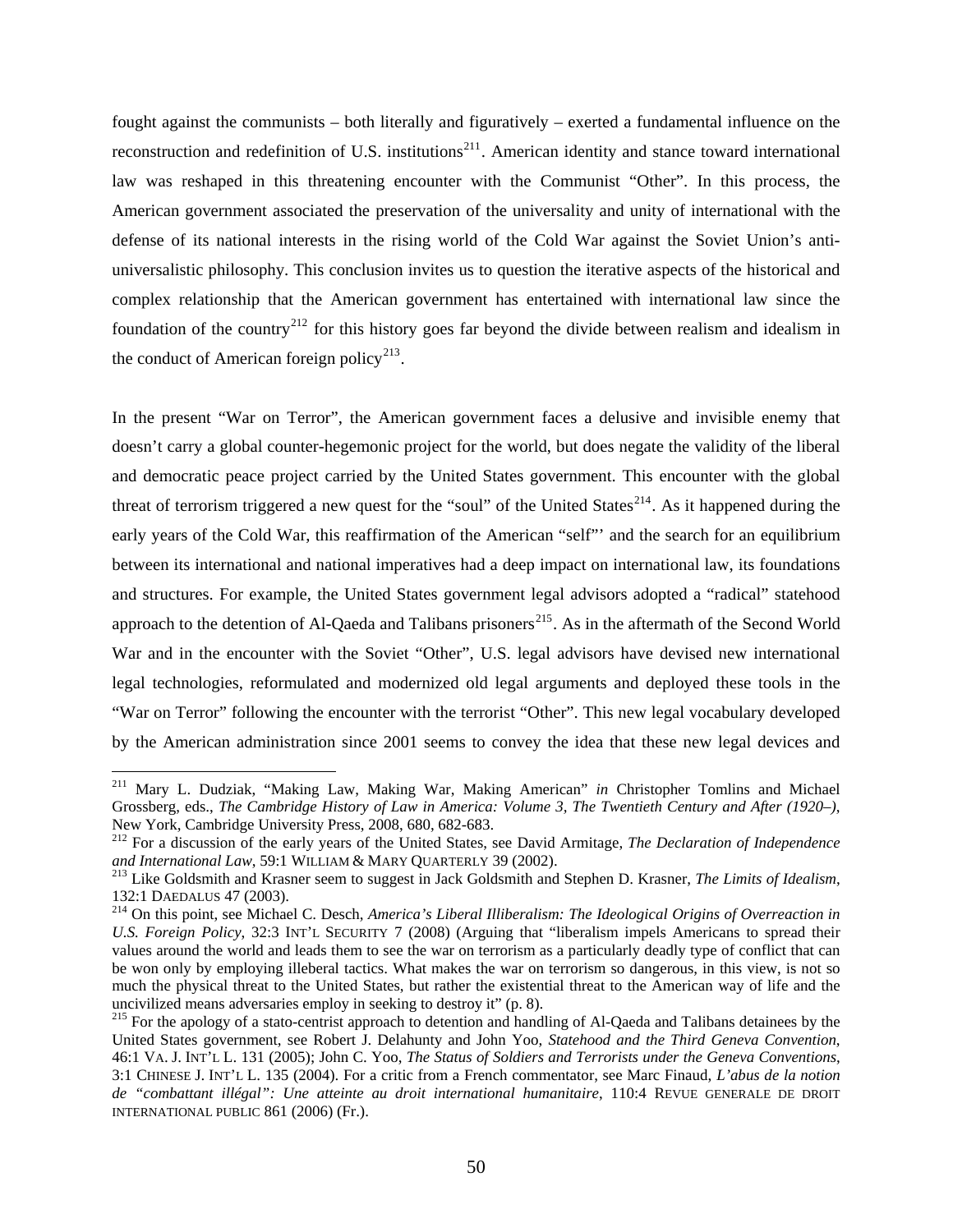fought against the communists – both literally and figuratively – exerted a fundamental influence on the reconstruction and redefinition of U.S. institutions[211]. American identity and stance toward international law was reshaped in this threatening encounter with the Communist "Other". In this process, the American government associated the preservation of the universality and unity of international with the defense of its national interests in the rising world of the Cold War against the Soviet Union's anti-universalistic philosophy. This conclusion invites us to question the iterative aspects of the historical and complex relationship that the American government has entertained with international law since the foundation of the country[212] for this history goes far beyond the divide between realism and idealism in the conduct of American foreign policy[213].

In the present "War on Terror", the American government faces a delusive and invisible enemy that doesn't carry a global counter-hegemonic project for the world, but does negate the validity of the liberal and democratic peace project carried by the United States government. This encounter with the global threat of terrorism triggered a new quest for the "soul" of the United States[214]. As it happened during the early years of the Cold War, this reaffirmation of the American "self"' and the search for an equilibrium between its international and national imperatives had a deep impact on international law, its foundations and structures. For example, the United States government legal advisors adopted a "radical" statehood approach to the detention of Al-Qaeda and Talibans prisoners[215]. As in the aftermath of the Second World War and in the encounter with the Soviet "Other", U.S. legal advisors have devised new international legal technologies, reformulated and modernized old legal arguments and deployed these tools in the "War on Terror" following the encounter with the terrorist "Other". This new legal vocabulary developed by the American administration since 2001 seems to convey the idea that these new legal devices and

---

[211] Mary L. Dudziak, "Making Law, Making War, Making American" *in* Christopher Tomlins and Michael Grossberg, eds., *The Cambridge History of Law in America: Volume 3, The Twentieth Century and After (1920–)*, New York, Cambridge University Press, 2008, 680, 682-683.

[212] For a discussion of the early years of the United States, see David Armitage, *The Declaration of Independence and International Law*, 59:1 WILLIAM & MARY QUARTERLY 39 (2002).

[213] Like Goldsmith and Krasner seem to suggest in Jack Goldsmith and Stephen D. Krasner, *The Limits of Idealism*, 132:1 DAEDALUS 47 (2003).

[214] On this point, see Michael C. Desch, *America's Liberal Illiberalism: The Ideological Origins of Overreaction in U.S. Foreign Policy*, 32:3 INT'L SECURITY 7 (2008) (Arguing that "liberalism impels Americans to spread their values around the world and leads them to see the war on terrorism as a particularly deadly type of conflict that can be won only by employing illeberal tactics. What makes the war on terrorism so dangerous, in this view, is not so much the physical threat to the United States, but rather the existential threat to the American way of life and the uncivilized means adversaries employ in seeking to destroy it" (p. 8).

[215] For the apology of a stato-centrist approach to detention and handling of Al-Qaeda and Talibans detainees by the United States government, see Robert J. Delahunty and John Yoo, *Statehood and the Third Geneva Convention*, 46:1 VA. J. INT'L L. 131 (2005); John C. Yoo, *The Status of Soldiers and Terrorists under the Geneva Conventions*, 3:1 CHINESE J. INT'L L. 135 (2004). For a critic from a French commentator, see Marc Finaud, *L'abus de la notion de "combattant illégal": Une atteinte au droit international humanitaire*, 110:4 REVUE GENERALE DE DROIT INTERNATIONAL PUBLIC 861 (2006) (Fr.).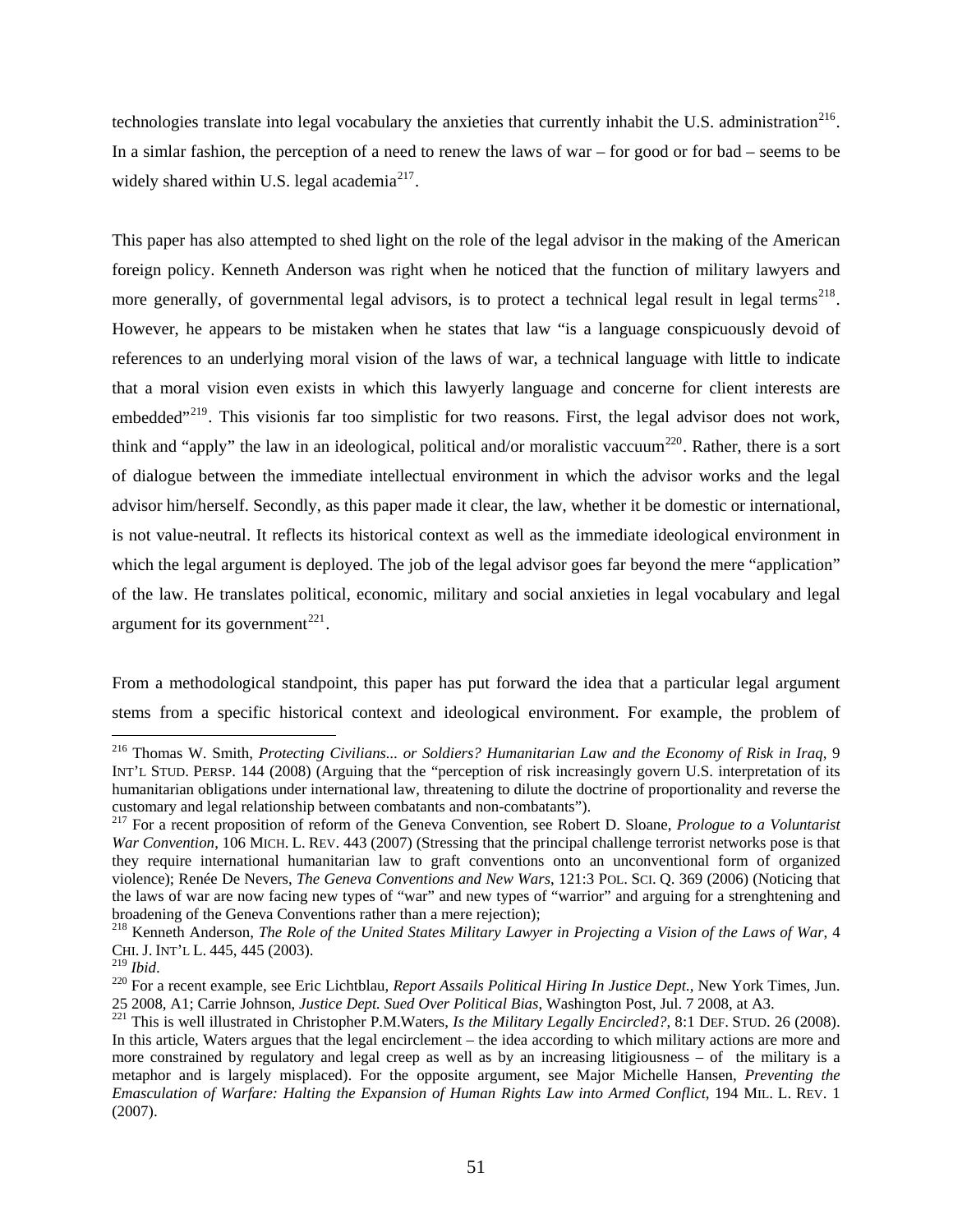technologies translate into legal vocabulary the anxieties that currently inhabit the U.S. administration[216]. In a simlar fashion, the perception of a need to renew the laws of war – for good or for bad – seems to be widely shared within U.S. legal academia[217].

This paper has also attempted to shed light on the role of the legal advisor in the making of the American foreign policy. Kenneth Anderson was right when he noticed that the function of military lawyers and more generally, of governmental legal advisors, is to protect a technical legal result in legal terms[218]. However, he appears to be mistaken when he states that law "is a language conspicuously devoid of references to an underlying moral vision of the laws of war, a technical language with little to indicate that a moral vision even exists in which this lawyerly language and concerne for client interests are embedded"[219]. This visionis far too simplistic for two reasons. First, the legal advisor does not work, think and "apply" the law in an ideological, political and/or moralistic vaccuum[220]. Rather, there is a sort of dialogue between the immediate intellectual environment in which the advisor works and the legal advisor him/herself. Secondly, as this paper made it clear, the law, whether it be domestic or international, is not value-neutral. It reflects its historical context as well as the immediate ideological environment in which the legal argument is deployed. The job of the legal advisor goes far beyond the mere "application" of the law. He translates political, economic, military and social anxieties in legal vocabulary and legal argument for its government[221].

From a methodological standpoint, this paper has put forward the idea that a particular legal argument stems from a specific historical context and ideological environment. For example, the problem of

---

[216] Thomas W. Smith, *Protecting Civilians... or Soldiers? Humanitarian Law and the Economy of Risk in Iraq*, 9 INT'L STUD. PERSP. 144 (2008) (Arguing that the "perception of risk increasingly govern U.S. interpretation of its humanitarian obligations under international law, threatening to dilute the doctrine of proportionality and reverse the customary and legal relationship between combatants and non-combatants").

[217] For a recent proposition of reform of the Geneva Convention, see Robert D. Sloane, *Prologue to a Voluntarist War Convention*, 106 MICH. L. REV. 443 (2007) (Stressing that the principal challenge terrorist networks pose is that they require international humanitarian law to graft conventions onto an unconventional form of organized violence); Renée De Nevers, *The Geneva Conventions and New Wars*, 121:3 POL. SCI. Q. 369 (2006) (Noticing that the laws of war are now facing new types of "war" and new types of "warrior" and arguing for a strenghtening and broadening of the Geneva Conventions rather than a mere rejection);

[218] Kenneth Anderson, *The Role of the United States Military Lawyer in Projecting a Vision of the Laws of War*, 4 CHI. J. INT'L L. 445, 445 (2003).

[219] *Ibid*.

[220] For a recent example, see Eric Lichtblau, *Report Assails Political Hiring In Justice Dept.*, New York Times, Jun. 25 2008, A1; Carrie Johnson, *Justice Dept. Sued Over Political Bias*, Washington Post, Jul. 7 2008, at A3.

[221] This is well illustrated in Christopher P.M.Waters, *Is the Military Legally Encircled?*, 8:1 DEF. STUD. 26 (2008). In this article, Waters argues that the legal encirclement – the idea according to which military actions are more and more constrained by regulatory and legal creep as well as by an increasing litigiousness – of the military is a metaphor and is largely misplaced). For the opposite argument, see Major Michelle Hansen, *Preventing the Emasculation of Warfare: Halting the Expansion of Human Rights Law into Armed Conflict*, 194 MIL. L. REV. 1 (2007).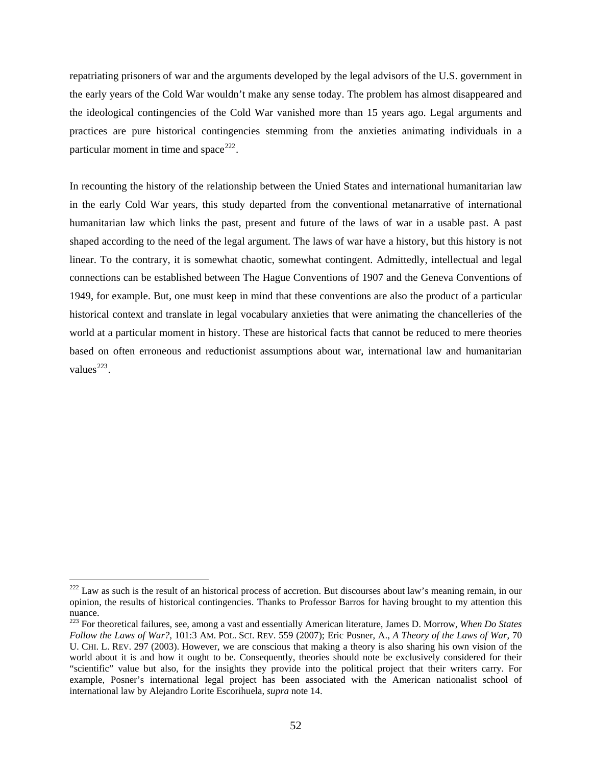repatriating prisoners of war and the arguments developed by the legal advisors of the U.S. government in the early years of the Cold War wouldn't make any sense today. The problem has almost disappeared and the ideological contingencies of the Cold War vanished more than 15 years ago. Legal arguments and practices are pure historical contingencies stemming from the anxieties animating individuals in a particular moment in time and space[222].

In recounting the history of the relationship between the Unied States and international humanitarian law in the early Cold War years, this study departed from the conventional metanarrative of international humanitarian law which links the past, present and future of the laws of war in a usable past. A past shaped according to the need of the legal argument. The laws of war have a history, but this history is not linear. To the contrary, it is somewhat chaotic, somewhat contingent. Admittedly, intellectual and legal connections can be established between The Hague Conventions of 1907 and the Geneva Conventions of 1949, for example. But, one must keep in mind that these conventions are also the product of a particular historical context and translate in legal vocabulary anxieties that were animating the chancelleries of the world at a particular moment in history. These are historical facts that cannot be reduced to mere theories based on often erroneous and reductionist assumptions about war, international law and humanitarian values[223].

---

[222] Law as such is the result of an historical process of accretion. But discourses about law's meaning remain, in our opinion, the results of historical contingencies. Thanks to Professor Barros for having brought to my attention this nuance.

[223] For theoretical failures, see, among a vast and essentially American literature, James D. Morrow, *When Do States Follow the Laws of War?*, 101:3 AM. POL. SCI. REV. 559 (2007); Eric Posner, A., *A Theory of the Laws of War*, 70 U. CHI. L. REV. 297 (2003). However, we are conscious that making a theory is also sharing his own vision of the world about it is and how it ought to be. Consequently, theories should note be exclusively considered for their "scientific" value but also, for the insights they provide into the political project that their writers carry. For example, Posner's international legal project has been associated with the American nationalist school of international law by Alejandro Lorite Escorihuela, *supra* note 14.